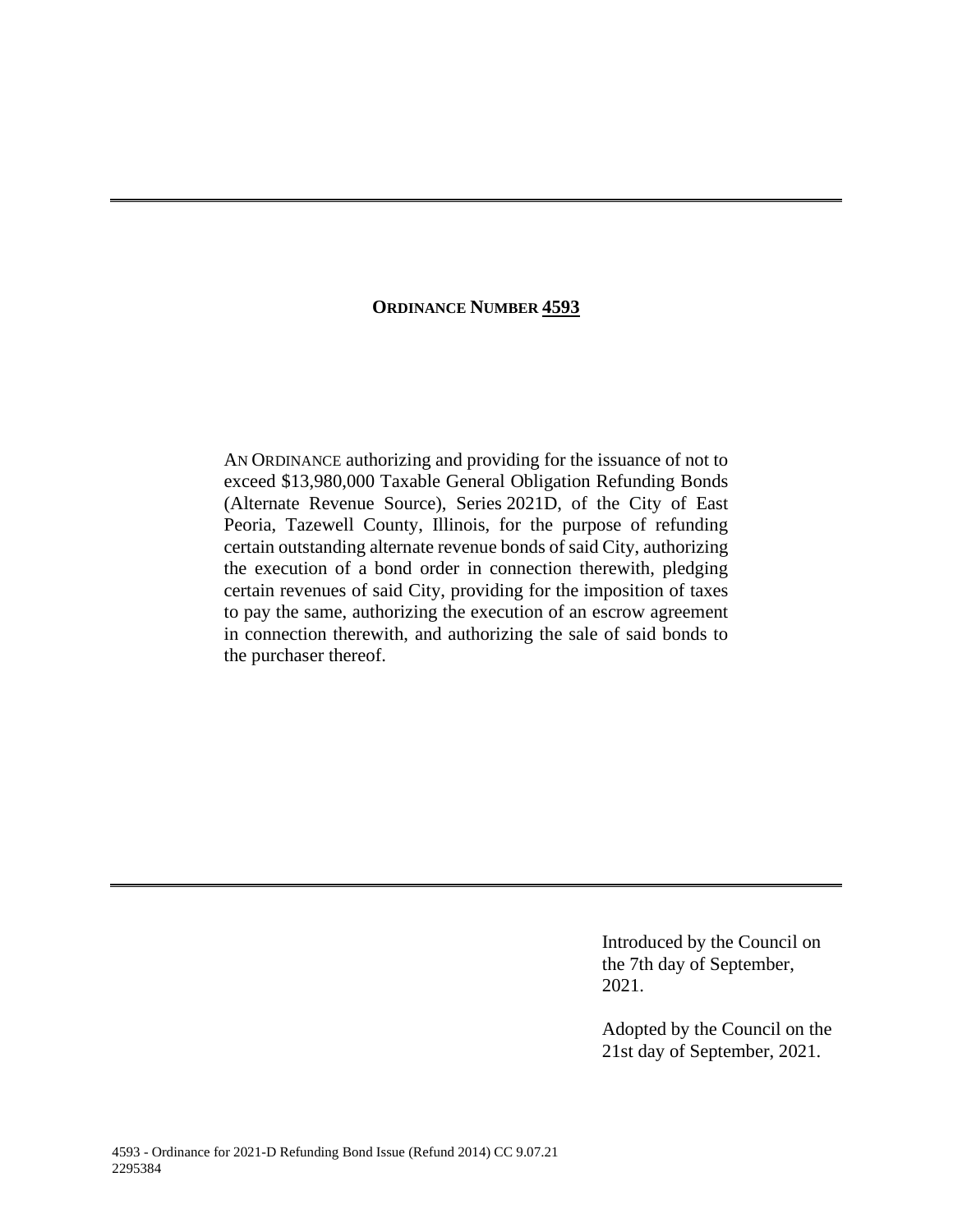---

**ORDINANCE NUMBER 4593**

AN ORDINANCE authorizing and providing for the issuance of not to exceed $13,980,000 Taxable General Obligation Refunding Bonds (Alternate Revenue Source), Series 2021D, of the City of East Peoria, Tazewell County, Illinois, for the purpose of refunding certain outstanding alternate revenue bonds of said City, authorizing the execution of a bond order in connection therewith, pledging certain revenues of said City, providing for the imposition of taxes to pay the same, authorizing the execution of an escrow agreement in connection therewith, and authorizing the sale of said bonds to the purchaser thereof.

---

Introduced by the Council on the 7th day of September, 2021.

Adopted by the Council on the 21st day of September, 2021.

4593 - Ordinance for 2021-D Refunding Bond Issue (Refund 2014) CC 9.07.21
2295384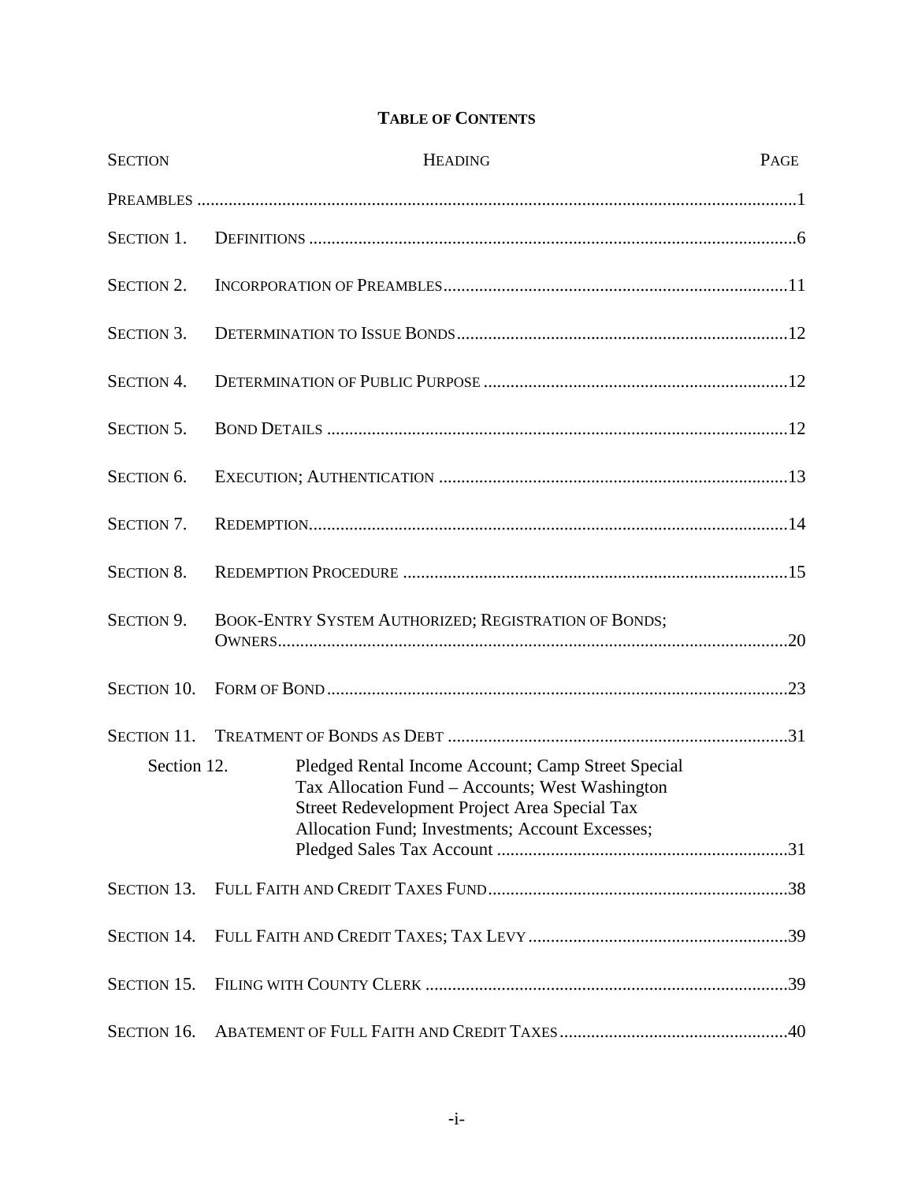**TABLE OF CONTENTS**

| SECTION | HEADING | PAGE |
|---|---|---|
| PREAMBLES | | 1 |
| SECTION 1. | DEFINITIONS | 6 |
| SECTION 2. | INCORPORATION OF PREAMBLES | 11 |
| SECTION 3. | DETERMINATION TO ISSUE BONDS | 12 |
| SECTION 4. | DETERMINATION OF PUBLIC PURPOSE | 12 |
| SECTION 5. | BOND DETAILS | 12 |
| SECTION 6. | EXECUTION; AUTHENTICATION | 13 |
| SECTION 7. | REDEMPTION | 14 |
| SECTION 8. | REDEMPTION PROCEDURE | 15 |
| SECTION 9. | BOOK-ENTRY SYSTEM AUTHORIZED; REGISTRATION OF BONDS; OWNERS | 20 |
| SECTION 10. | FORM OF BOND | 23 |
| SECTION 11. | TREATMENT OF BONDS AS DEBT | 31 |
| Section 12. | Pledged Rental Income Account; Camp Street Special Tax Allocation Fund – Accounts; West Washington Street Redevelopment Project Area Special Tax Allocation Fund; Investments; Account Excesses; Pledged Sales Tax Account | 31 |
| SECTION 13. | FULL FAITH AND CREDIT TAXES FUND | 38 |
| SECTION 14. | FULL FAITH AND CREDIT TAXES; TAX LEVY | 39 |
| SECTION 15. | FILING WITH COUNTY CLERK | 39 |
| SECTION 16. | ABATEMENT OF FULL FAITH AND CREDIT TAXES | 40 |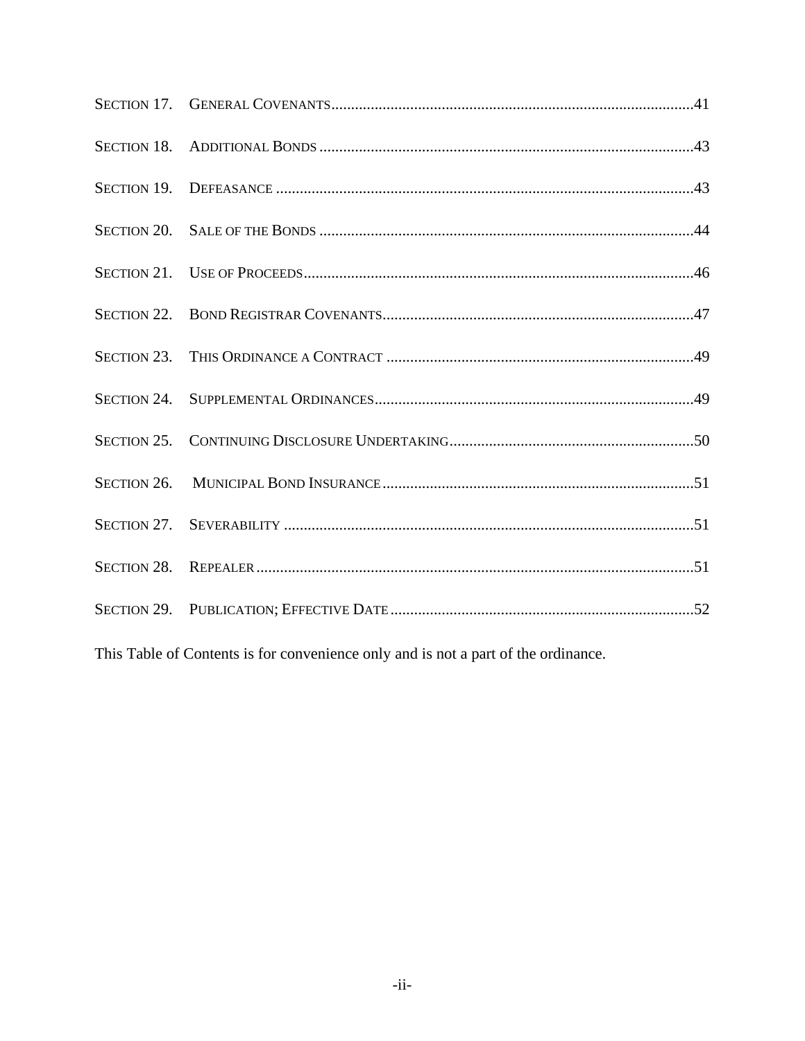| | | |
|---|---|---|
| SECTION 17. | GENERAL COVENANTS | 41 |
| SECTION 18. | ADDITIONAL BONDS | 43 |
| SECTION 19. | DEFEASANCE | 43 |
| SECTION 20. | SALE OF THE BONDS | 44 |
| SECTION 21. | USE OF PROCEEDS | 46 |
| SECTION 22. | BOND REGISTRAR COVENANTS | 47 |
| SECTION 23. | THIS ORDINANCE A CONTRACT | 49 |
| SECTION 24. | SUPPLEMENTAL ORDINANCES | 49 |
| SECTION 25. | CONTINUING DISCLOSURE UNDERTAKING | 50 |
| SECTION 26. | MUNICIPAL BOND INSURANCE | 51 |
| SECTION 27. | SEVERABILITY | 51 |
| SECTION 28. | REPEALER | 51 |
| SECTION 29. | PUBLICATION; EFFECTIVE DATE | 52 |

This Table of Contents is for convenience only and is not a part of the ordinance.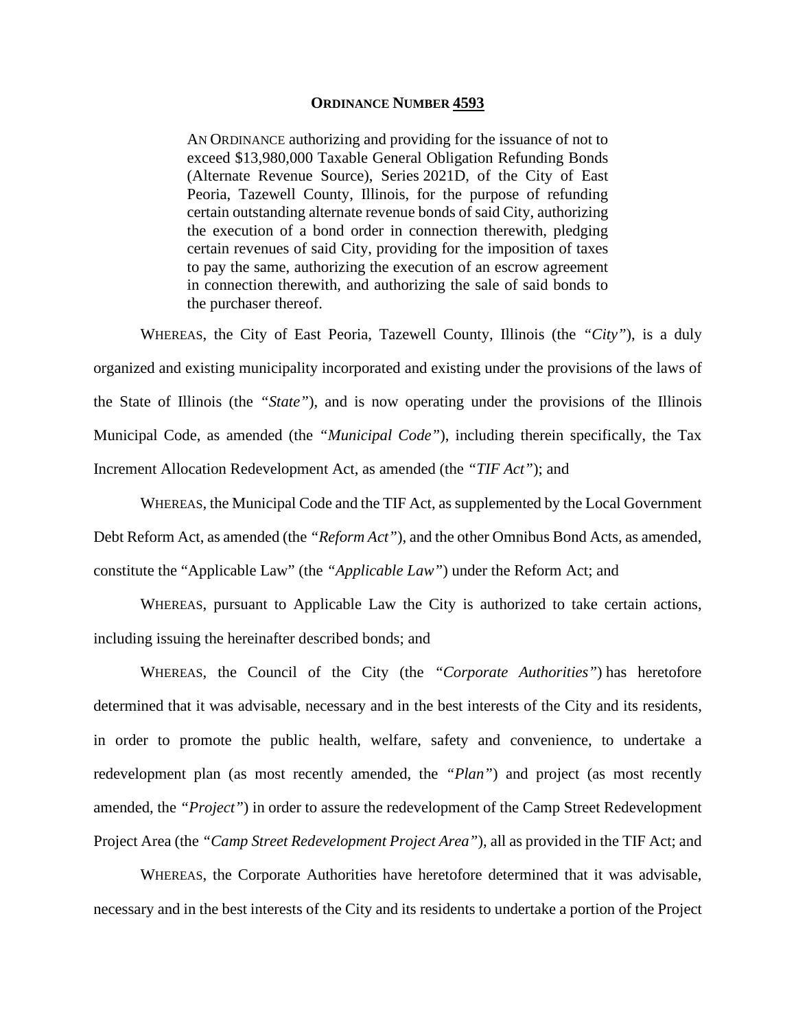**ORDINANCE NUMBER 4593**

AN ORDINANCE authorizing and providing for the issuance of not to exceed $13,980,000 Taxable General Obligation Refunding Bonds (Alternate Revenue Source), Series 2021D, of the City of East Peoria, Tazewell County, Illinois, for the purpose of refunding certain outstanding alternate revenue bonds of said City, authorizing the execution of a bond order in connection therewith, pledging certain revenues of said City, providing for the imposition of taxes to pay the same, authorizing the execution of an escrow agreement in connection therewith, and authorizing the sale of said bonds to the purchaser thereof.

WHEREAS, the City of East Peoria, Tazewell County, Illinois (the *"City"*), is a duly organized and existing municipality incorporated and existing under the provisions of the laws of the State of Illinois (the *"State"*), and is now operating under the provisions of the Illinois Municipal Code, as amended (the *"Municipal Code"*), including therein specifically, the Tax Increment Allocation Redevelopment Act, as amended (the *"TIF Act"*); and

WHEREAS, the Municipal Code and the TIF Act, as supplemented by the Local Government Debt Reform Act, as amended (the *"Reform Act"*), and the other Omnibus Bond Acts, as amended, constitute the "Applicable Law" (the *"Applicable Law"*) under the Reform Act; and

WHEREAS, pursuant to Applicable Law the City is authorized to take certain actions, including issuing the hereinafter described bonds; and

WHEREAS, the Council of the City (the *"Corporate Authorities"*) has heretofore determined that it was advisable, necessary and in the best interests of the City and its residents, in order to promote the public health, welfare, safety and convenience, to undertake a redevelopment plan (as most recently amended, the *"Plan"*) and project (as most recently amended, the *"Project"*) in order to assure the redevelopment of the Camp Street Redevelopment Project Area (the *"Camp Street Redevelopment Project Area"*), all as provided in the TIF Act; and

WHEREAS, the Corporate Authorities have heretofore determined that it was advisable, necessary and in the best interests of the City and its residents to undertake a portion of the Project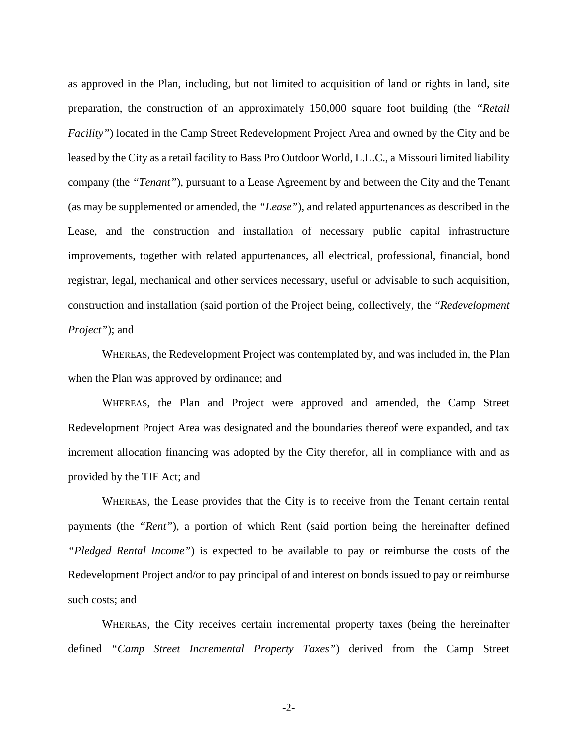as approved in the Plan, including, but not limited to acquisition of land or rights in land, site preparation, the construction of an approximately 150,000 square foot building (the *"Retail Facility"*) located in the Camp Street Redevelopment Project Area and owned by the City and be leased by the City as a retail facility to Bass Pro Outdoor World, L.L.C., a Missouri limited liability company (the *"Tenant"*), pursuant to a Lease Agreement by and between the City and the Tenant (as may be supplemented or amended, the *"Lease"*), and related appurtenances as described in the Lease, and the construction and installation of necessary public capital infrastructure improvements, together with related appurtenances, all electrical, professional, financial, bond registrar, legal, mechanical and other services necessary, useful or advisable to such acquisition, construction and installation (said portion of the Project being, collectively, the *"Redevelopment Project"*); and

WHEREAS, the Redevelopment Project was contemplated by, and was included in, the Plan when the Plan was approved by ordinance; and

WHEREAS, the Plan and Project were approved and amended, the Camp Street Redevelopment Project Area was designated and the boundaries thereof were expanded, and tax increment allocation financing was adopted by the City therefor, all in compliance with and as provided by the TIF Act; and

WHEREAS, the Lease provides that the City is to receive from the Tenant certain rental payments (the *"Rent"*), a portion of which Rent (said portion being the hereinafter defined *"Pledged Rental Income"*) is expected to be available to pay or reimburse the costs of the Redevelopment Project and/or to pay principal of and interest on bonds issued to pay or reimburse such costs; and

WHEREAS, the City receives certain incremental property taxes (being the hereinafter defined *"Camp Street Incremental Property Taxes"*) derived from the Camp Street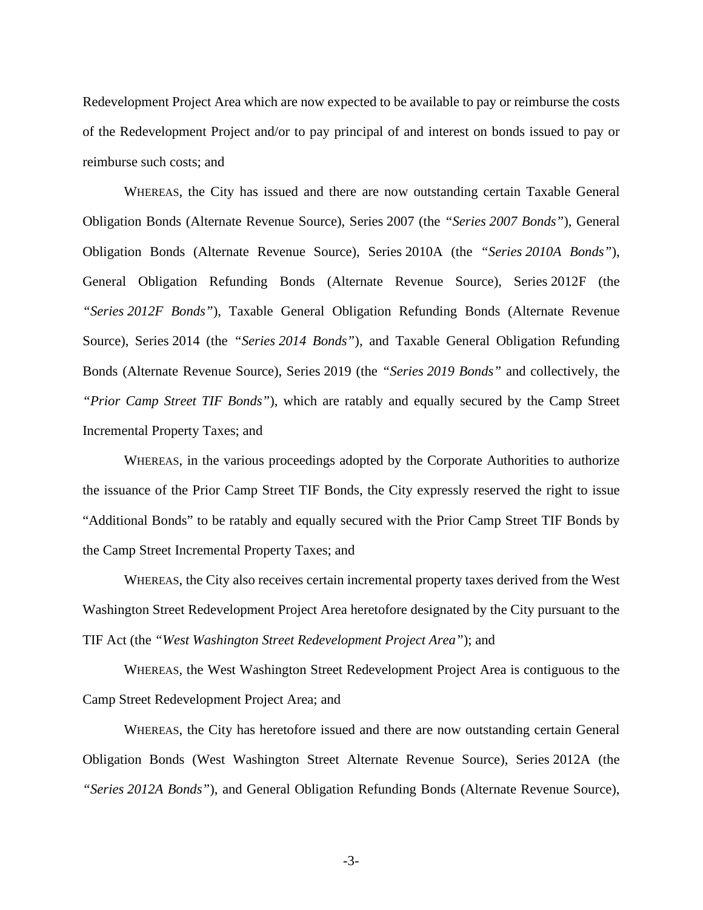Redevelopment Project Area which are now expected to be available to pay or reimburse the costs of the Redevelopment Project and/or to pay principal of and interest on bonds issued to pay or reimburse such costs; and

WHEREAS, the City has issued and there are now outstanding certain Taxable General Obligation Bonds (Alternate Revenue Source), Series 2007 (the *"Series 2007 Bonds"*), General Obligation Bonds (Alternate Revenue Source), Series 2010A (the *"Series 2010A Bonds"*), General Obligation Refunding Bonds (Alternate Revenue Source), Series 2012F (the *"Series 2012F Bonds"*), Taxable General Obligation Refunding Bonds (Alternate Revenue Source), Series 2014 (the *"Series 2014 Bonds"*), and Taxable General Obligation Refunding Bonds (Alternate Revenue Source), Series 2019 (the *"Series 2019 Bonds"* and collectively, the *"Prior Camp Street TIF Bonds"*), which are ratably and equally secured by the Camp Street Incremental Property Taxes; and

WHEREAS, in the various proceedings adopted by the Corporate Authorities to authorize the issuance of the Prior Camp Street TIF Bonds, the City expressly reserved the right to issue "Additional Bonds" to be ratably and equally secured with the Prior Camp Street TIF Bonds by the Camp Street Incremental Property Taxes; and

WHEREAS, the City also receives certain incremental property taxes derived from the West Washington Street Redevelopment Project Area heretofore designated by the City pursuant to the TIF Act (the *"West Washington Street Redevelopment Project Area"*); and

WHEREAS, the West Washington Street Redevelopment Project Area is contiguous to the Camp Street Redevelopment Project Area; and

WHEREAS, the City has heretofore issued and there are now outstanding certain General Obligation Bonds (West Washington Street Alternate Revenue Source), Series 2012A (the *"Series 2012A Bonds"*), and General Obligation Refunding Bonds (Alternate Revenue Source),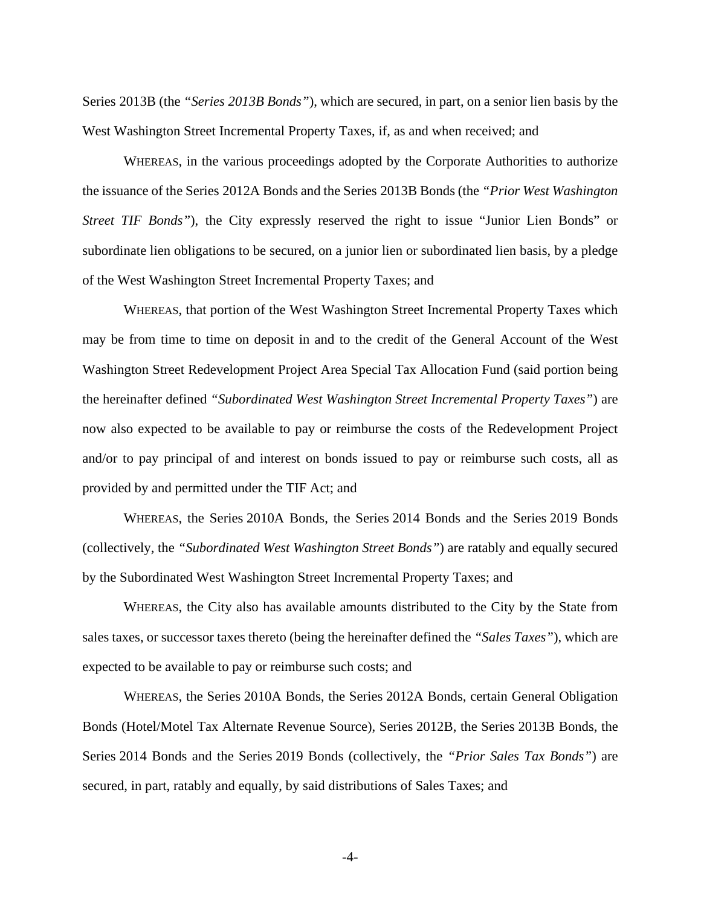Series 2013B (the *"Series 2013B Bonds"*), which are secured, in part, on a senior lien basis by the West Washington Street Incremental Property Taxes, if, as and when received; and

WHEREAS, in the various proceedings adopted by the Corporate Authorities to authorize the issuance of the Series 2012A Bonds and the Series 2013B Bonds (the *"Prior West Washington Street TIF Bonds"*), the City expressly reserved the right to issue "Junior Lien Bonds" or subordinate lien obligations to be secured, on a junior lien or subordinated lien basis, by a pledge of the West Washington Street Incremental Property Taxes; and

WHEREAS, that portion of the West Washington Street Incremental Property Taxes which may be from time to time on deposit in and to the credit of the General Account of the West Washington Street Redevelopment Project Area Special Tax Allocation Fund (said portion being the hereinafter defined *"Subordinated West Washington Street Incremental Property Taxes"*) are now also expected to be available to pay or reimburse the costs of the Redevelopment Project and/or to pay principal of and interest on bonds issued to pay or reimburse such costs, all as provided by and permitted under the TIF Act; and

WHEREAS, the Series 2010A Bonds, the Series 2014 Bonds and the Series 2019 Bonds (collectively, the *"Subordinated West Washington Street Bonds"*) are ratably and equally secured by the Subordinated West Washington Street Incremental Property Taxes; and

WHEREAS, the City also has available amounts distributed to the City by the State from sales taxes, or successor taxes thereto (being the hereinafter defined the *"Sales Taxes"*), which are expected to be available to pay or reimburse such costs; and

WHEREAS, the Series 2010A Bonds, the Series 2012A Bonds, certain General Obligation Bonds (Hotel/Motel Tax Alternate Revenue Source), Series 2012B, the Series 2013B Bonds, the Series 2014 Bonds and the Series 2019 Bonds (collectively, the *"Prior Sales Tax Bonds"*) are secured, in part, ratably and equally, by said distributions of Sales Taxes; and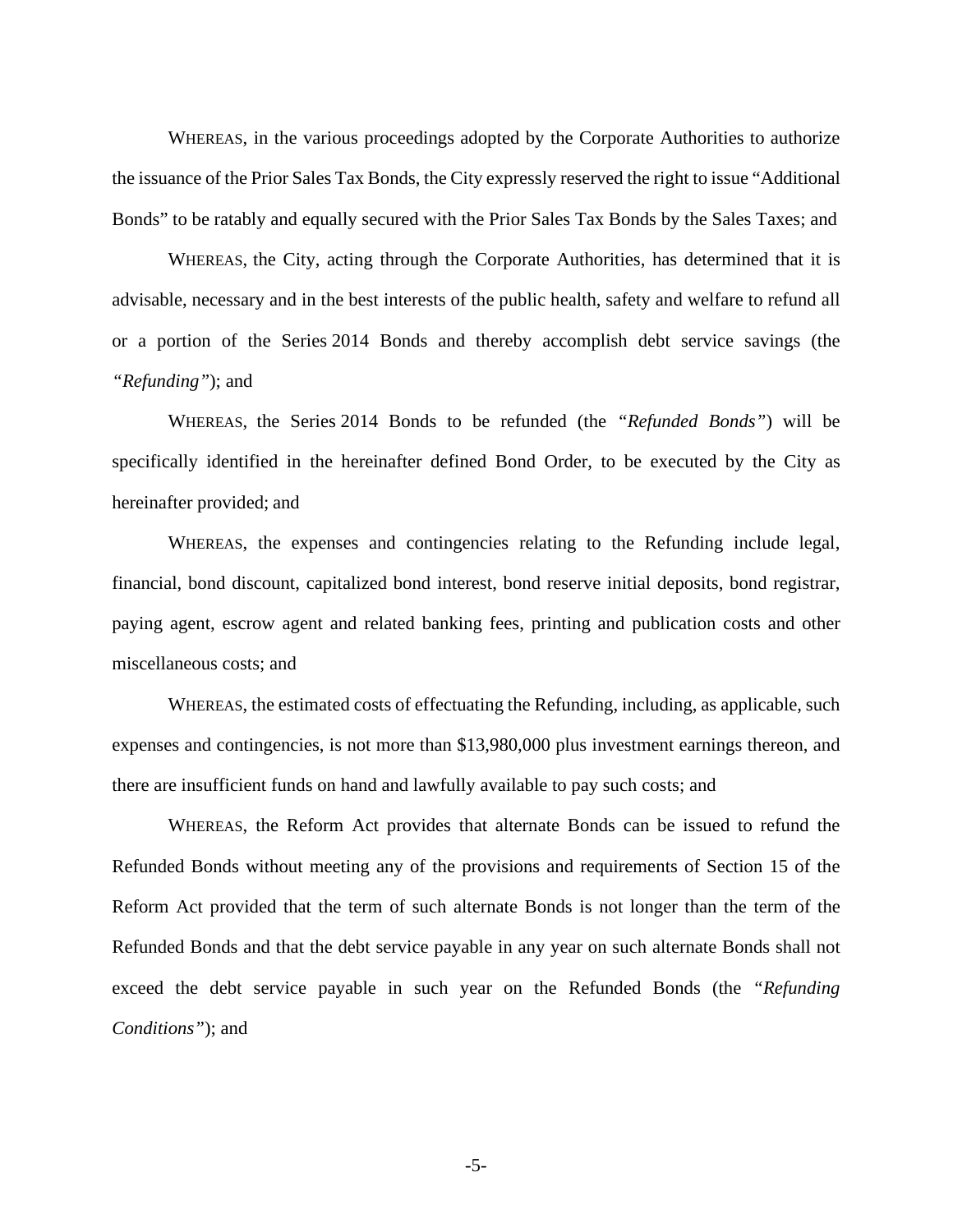WHEREAS, in the various proceedings adopted by the Corporate Authorities to authorize the issuance of the Prior Sales Tax Bonds, the City expressly reserved the right to issue "Additional Bonds" to be ratably and equally secured with the Prior Sales Tax Bonds by the Sales Taxes; and

WHEREAS, the City, acting through the Corporate Authorities, has determined that it is advisable, necessary and in the best interests of the public health, safety and welfare to refund all or a portion of the Series 2014 Bonds and thereby accomplish debt service savings (the *"Refunding"*); and

WHEREAS, the Series 2014 Bonds to be refunded (the *"Refunded Bonds"*) will be specifically identified in the hereinafter defined Bond Order, to be executed by the City as hereinafter provided; and

WHEREAS, the expenses and contingencies relating to the Refunding include legal, financial, bond discount, capitalized bond interest, bond reserve initial deposits, bond registrar, paying agent, escrow agent and related banking fees, printing and publication costs and other miscellaneous costs; and

WHEREAS, the estimated costs of effectuating the Refunding, including, as applicable, such expenses and contingencies, is not more than $13,980,000 plus investment earnings thereon, and there are insufficient funds on hand and lawfully available to pay such costs; and

WHEREAS, the Reform Act provides that alternate Bonds can be issued to refund the Refunded Bonds without meeting any of the provisions and requirements of Section 15 of the Reform Act provided that the term of such alternate Bonds is not longer than the term of the Refunded Bonds and that the debt service payable in any year on such alternate Bonds shall not exceed the debt service payable in such year on the Refunded Bonds (the *"Refunding Conditions"*); and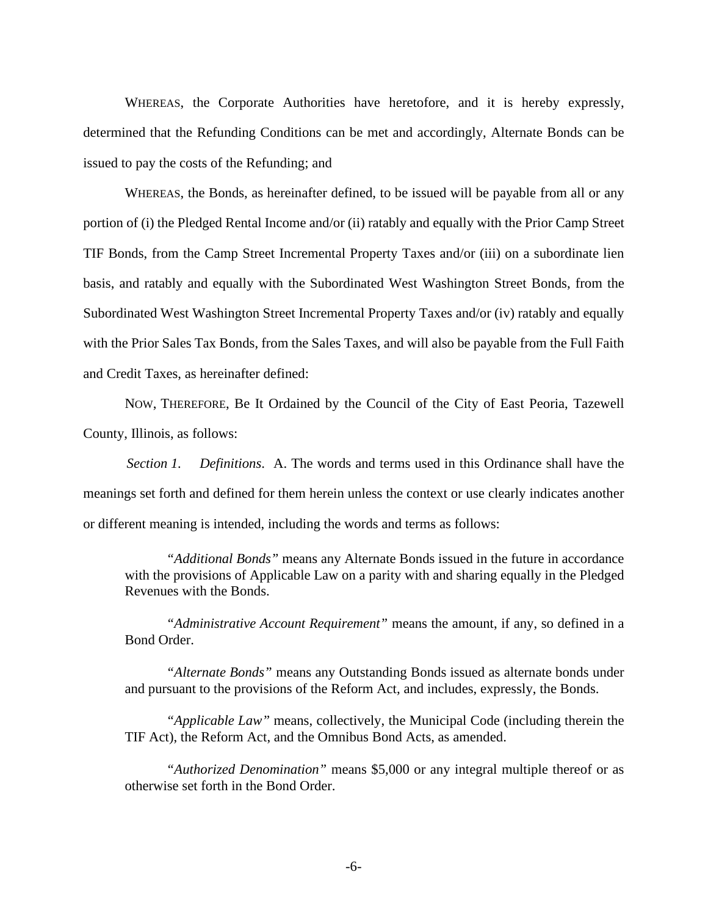WHEREAS, the Corporate Authorities have heretofore, and it is hereby expressly, determined that the Refunding Conditions can be met and accordingly, Alternate Bonds can be issued to pay the costs of the Refunding; and

WHEREAS, the Bonds, as hereinafter defined, to be issued will be payable from all or any portion of (i) the Pledged Rental Income and/or (ii) ratably and equally with the Prior Camp Street TIF Bonds, from the Camp Street Incremental Property Taxes and/or (iii) on a subordinate lien basis, and ratably and equally with the Subordinated West Washington Street Bonds, from the Subordinated West Washington Street Incremental Property Taxes and/or (iv) ratably and equally with the Prior Sales Tax Bonds, from the Sales Taxes, and will also be payable from the Full Faith and Credit Taxes, as hereinafter defined:

NOW, THEREFORE, Be It Ordained by the Council of the City of East Peoria, Tazewell County, Illinois, as follows:

*Section 1. Definitions*. A. The words and terms used in this Ordinance shall have the meanings set forth and defined for them herein unless the context or use clearly indicates another or different meaning is intended, including the words and terms as follows:

> "*Additional Bonds*" means any Alternate Bonds issued in the future in accordance with the provisions of Applicable Law on a parity with and sharing equally in the Pledged Revenues with the Bonds.
>
> "*Administrative Account Requirement*" means the amount, if any, so defined in a Bond Order.
>
> "*Alternate Bonds*" means any Outstanding Bonds issued as alternate bonds under and pursuant to the provisions of the Reform Act, and includes, expressly, the Bonds.
>
> "*Applicable Law*" means, collectively, the Municipal Code (including therein the TIF Act), the Reform Act, and the Omnibus Bond Acts, as amended.
>
> "*Authorized Denomination*" means $5,000 or any integral multiple thereof or as otherwise set forth in the Bond Order.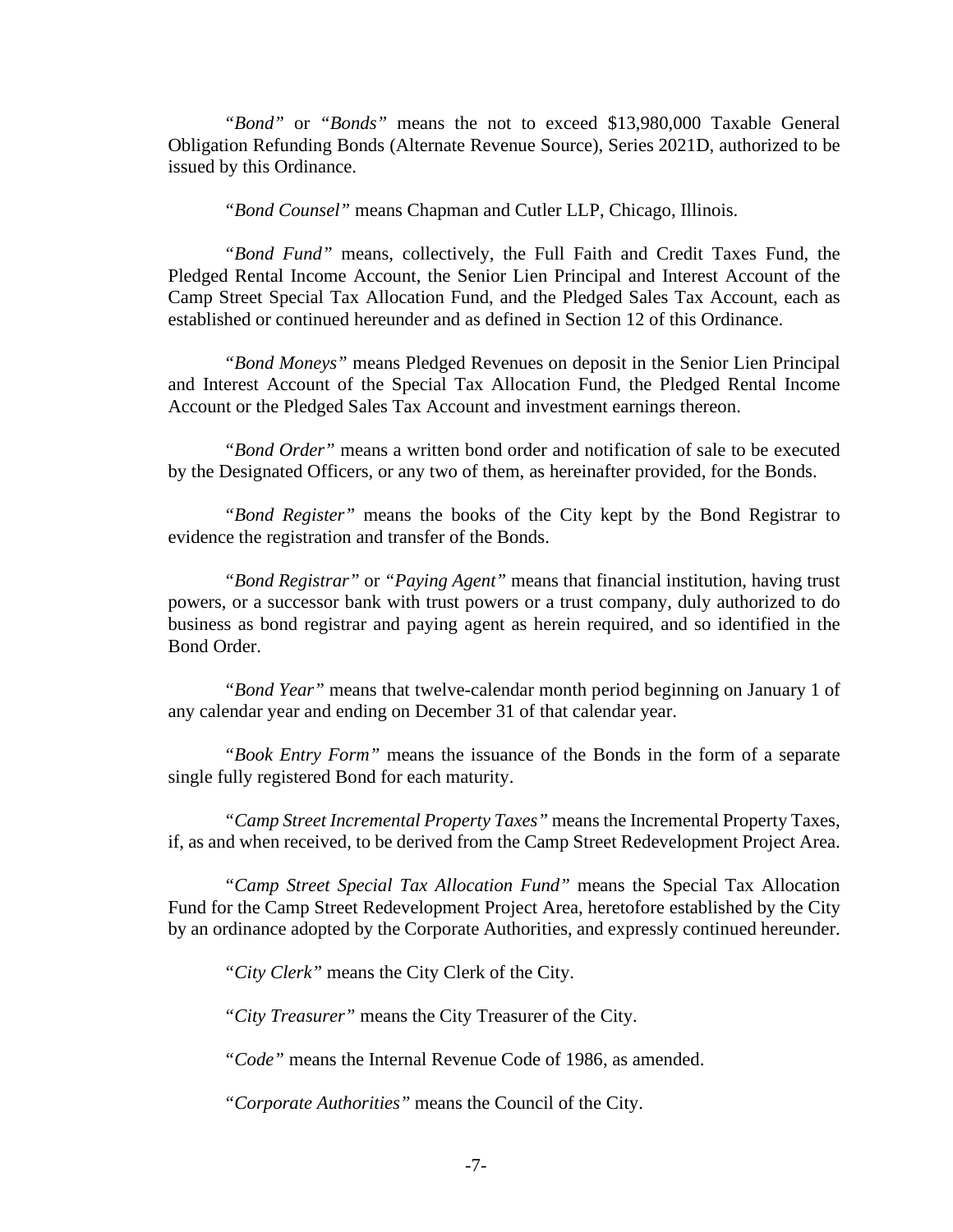"*Bond*" or "*Bonds*" means the not to exceed $13,980,000 Taxable General Obligation Refunding Bonds (Alternate Revenue Source), Series 2021D, authorized to be issued by this Ordinance.

"*Bond Counsel*" means Chapman and Cutler LLP, Chicago, Illinois.

"*Bond Fund*" means, collectively, the Full Faith and Credit Taxes Fund, the Pledged Rental Income Account, the Senior Lien Principal and Interest Account of the Camp Street Special Tax Allocation Fund, and the Pledged Sales Tax Account, each as established or continued hereunder and as defined in Section 12 of this Ordinance.

"*Bond Moneys*" means Pledged Revenues on deposit in the Senior Lien Principal and Interest Account of the Special Tax Allocation Fund, the Pledged Rental Income Account or the Pledged Sales Tax Account and investment earnings thereon.

"*Bond Order*" means a written bond order and notification of sale to be executed by the Designated Officers, or any two of them, as hereinafter provided, for the Bonds.

"*Bond Register*" means the books of the City kept by the Bond Registrar to evidence the registration and transfer of the Bonds.

"*Bond Registrar*" or "*Paying Agent*" means that financial institution, having trust powers, or a successor bank with trust powers or a trust company, duly authorized to do business as bond registrar and paying agent as herein required, and so identified in the Bond Order.

"*Bond Year*" means that twelve-calendar month period beginning on January 1 of any calendar year and ending on December 31 of that calendar year.

"*Book Entry Form*" means the issuance of the Bonds in the form of a separate single fully registered Bond for each maturity.

"*Camp Street Incremental Property Taxes*" means the Incremental Property Taxes, if, as and when received, to be derived from the Camp Street Redevelopment Project Area.

"*Camp Street Special Tax Allocation Fund*" means the Special Tax Allocation Fund for the Camp Street Redevelopment Project Area, heretofore established by the City by an ordinance adopted by the Corporate Authorities, and expressly continued hereunder.

"*City Clerk*" means the City Clerk of the City.

"*City Treasurer*" means the City Treasurer of the City.

"*Code*" means the Internal Revenue Code of 1986, as amended.

"*Corporate Authorities*" means the Council of the City.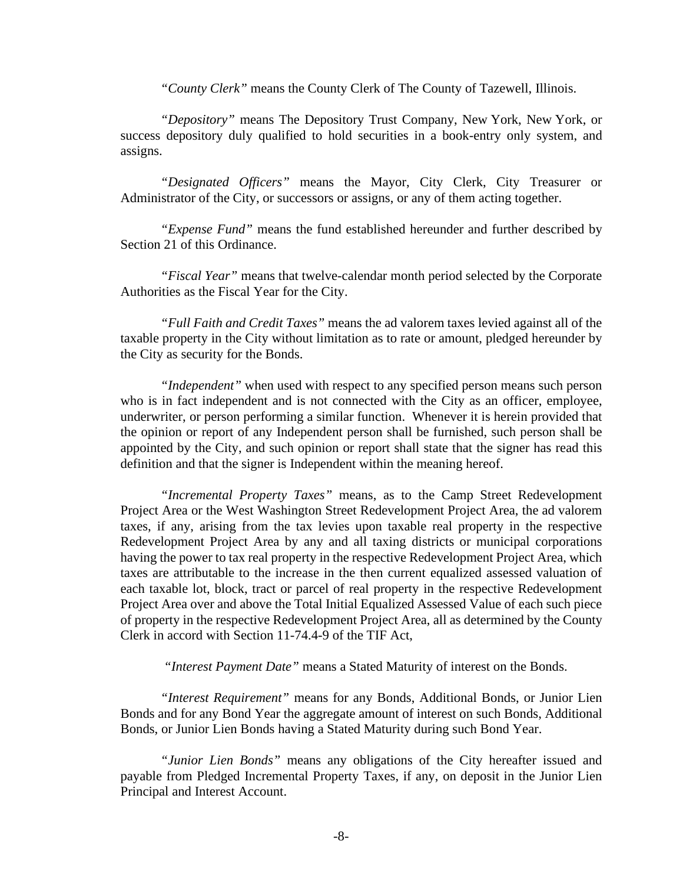"*County Clerk*" means the County Clerk of The County of Tazewell, Illinois.

"*Depository*" means The Depository Trust Company, New York, New York, or success depository duly qualified to hold securities in a book-entry only system, and assigns.

"*Designated Officers*" means the Mayor, City Clerk, City Treasurer or Administrator of the City, or successors or assigns, or any of them acting together.

"*Expense Fund*" means the fund established hereunder and further described by Section 21 of this Ordinance.

"*Fiscal Year*" means that twelve-calendar month period selected by the Corporate Authorities as the Fiscal Year for the City.

"*Full Faith and Credit Taxes*" means the ad valorem taxes levied against all of the taxable property in the City without limitation as to rate or amount, pledged hereunder by the City as security for the Bonds.

"*Independent*" when used with respect to any specified person means such person who is in fact independent and is not connected with the City as an officer, employee, underwriter, or person performing a similar function. Whenever it is herein provided that the opinion or report of any Independent person shall be furnished, such person shall be appointed by the City, and such opinion or report shall state that the signer has read this definition and that the signer is Independent within the meaning hereof.

"*Incremental Property Taxes*" means, as to the Camp Street Redevelopment Project Area or the West Washington Street Redevelopment Project Area, the ad valorem taxes, if any, arising from the tax levies upon taxable real property in the respective Redevelopment Project Area by any and all taxing districts or municipal corporations having the power to tax real property in the respective Redevelopment Project Area, which taxes are attributable to the increase in the then current equalized assessed valuation of each taxable lot, block, tract or parcel of real property in the respective Redevelopment Project Area over and above the Total Initial Equalized Assessed Value of each such piece of property in the respective Redevelopment Project Area, all as determined by the County Clerk in accord with Section 11-74.4-9 of the TIF Act,

"*Interest Payment Date*" means a Stated Maturity of interest on the Bonds.

"*Interest Requirement*" means for any Bonds, Additional Bonds, or Junior Lien Bonds and for any Bond Year the aggregate amount of interest on such Bonds, Additional Bonds, or Junior Lien Bonds having a Stated Maturity during such Bond Year.

"*Junior Lien Bonds*" means any obligations of the City hereafter issued and payable from Pledged Incremental Property Taxes, if any, on deposit in the Junior Lien Principal and Interest Account.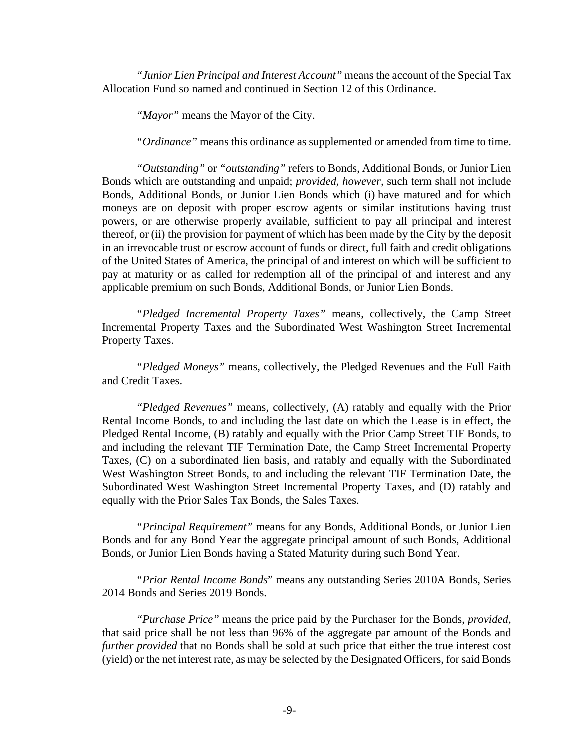"*Junior Lien Principal and Interest Account"* means the account of the Special Tax Allocation Fund so named and continued in Section 12 of this Ordinance.

"*Mayor"* means the Mayor of the City.

"*Ordinance"* means this ordinance as supplemented or amended from time to time.

"*Outstanding"* or *"outstanding"* refers to Bonds, Additional Bonds, or Junior Lien Bonds which are outstanding and unpaid; *provided, however,* such term shall not include Bonds, Additional Bonds, or Junior Lien Bonds which (i) have matured and for which moneys are on deposit with proper escrow agents or similar institutions having trust powers, or are otherwise properly available, sufficient to pay all principal and interest thereof, or (ii) the provision for payment of which has been made by the City by the deposit in an irrevocable trust or escrow account of funds or direct, full faith and credit obligations of the United States of America, the principal of and interest on which will be sufficient to pay at maturity or as called for redemption all of the principal of and interest and any applicable premium on such Bonds, Additional Bonds, or Junior Lien Bonds.

"*Pledged Incremental Property Taxes"* means, collectively, the Camp Street Incremental Property Taxes and the Subordinated West Washington Street Incremental Property Taxes.

"*Pledged Moneys"* means, collectively, the Pledged Revenues and the Full Faith and Credit Taxes.

"*Pledged Revenues"* means, collectively, (A) ratably and equally with the Prior Rental Income Bonds, to and including the last date on which the Lease is in effect, the Pledged Rental Income, (B) ratably and equally with the Prior Camp Street TIF Bonds, to and including the relevant TIF Termination Date, the Camp Street Incremental Property Taxes, (C) on a subordinated lien basis, and ratably and equally with the Subordinated West Washington Street Bonds, to and including the relevant TIF Termination Date, the Subordinated West Washington Street Incremental Property Taxes, and (D) ratably and equally with the Prior Sales Tax Bonds, the Sales Taxes.

"*Principal Requirement"* means for any Bonds, Additional Bonds, or Junior Lien Bonds and for any Bond Year the aggregate principal amount of such Bonds, Additional Bonds, or Junior Lien Bonds having a Stated Maturity during such Bond Year.

"*Prior Rental Income Bonds*" means any outstanding Series 2010A Bonds, Series 2014 Bonds and Series 2019 Bonds.

"*Purchase Price"* means the price paid by the Purchaser for the Bonds, *provided*, that said price shall be not less than 96% of the aggregate par amount of the Bonds and *further provided* that no Bonds shall be sold at such price that either the true interest cost (yield) or the net interest rate, as may be selected by the Designated Officers, for said Bonds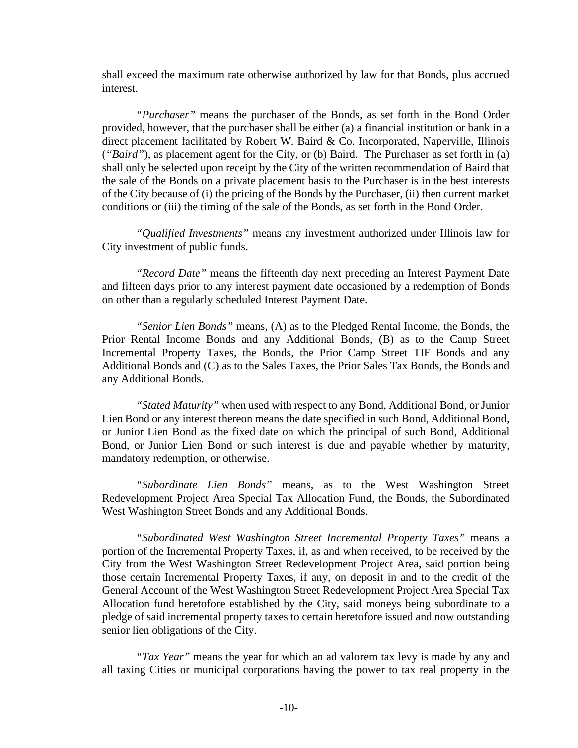shall exceed the maximum rate otherwise authorized by law for that Bonds, plus accrued interest.

*"Purchaser"* means the purchaser of the Bonds, as set forth in the Bond Order provided, however, that the purchaser shall be either (a) a financial institution or bank in a direct placement facilitated by Robert W. Baird & Co. Incorporated, Naperville, Illinois (*"Baird"*), as placement agent for the City, or (b) Baird. The Purchaser as set forth in (a) shall only be selected upon receipt by the City of the written recommendation of Baird that the sale of the Bonds on a private placement basis to the Purchaser is in the best interests of the City because of (i) the pricing of the Bonds by the Purchaser, (ii) then current market conditions or (iii) the timing of the sale of the Bonds, as set forth in the Bond Order.

*"Qualified Investments"* means any investment authorized under Illinois law for City investment of public funds.

*"Record Date"* means the fifteenth day next preceding an Interest Payment Date and fifteen days prior to any interest payment date occasioned by a redemption of Bonds on other than a regularly scheduled Interest Payment Date.

*"Senior Lien Bonds"* means, (A) as to the Pledged Rental Income, the Bonds, the Prior Rental Income Bonds and any Additional Bonds, (B) as to the Camp Street Incremental Property Taxes, the Bonds, the Prior Camp Street TIF Bonds and any Additional Bonds and (C) as to the Sales Taxes, the Prior Sales Tax Bonds, the Bonds and any Additional Bonds.

*"Stated Maturity"* when used with respect to any Bond, Additional Bond, or Junior Lien Bond or any interest thereon means the date specified in such Bond, Additional Bond, or Junior Lien Bond as the fixed date on which the principal of such Bond, Additional Bond, or Junior Lien Bond or such interest is due and payable whether by maturity, mandatory redemption, or otherwise.

*"Subordinate Lien Bonds"* means, as to the West Washington Street Redevelopment Project Area Special Tax Allocation Fund, the Bonds, the Subordinated West Washington Street Bonds and any Additional Bonds.

*"Subordinated West Washington Street Incremental Property Taxes"* means a portion of the Incremental Property Taxes, if, as and when received, to be received by the City from the West Washington Street Redevelopment Project Area, said portion being those certain Incremental Property Taxes, if any, on deposit in and to the credit of the General Account of the West Washington Street Redevelopment Project Area Special Tax Allocation fund heretofore established by the City, said moneys being subordinate to a pledge of said incremental property taxes to certain heretofore issued and now outstanding senior lien obligations of the City.

*"Tax Year"* means the year for which an ad valorem tax levy is made by any and all taxing Cities or municipal corporations having the power to tax real property in the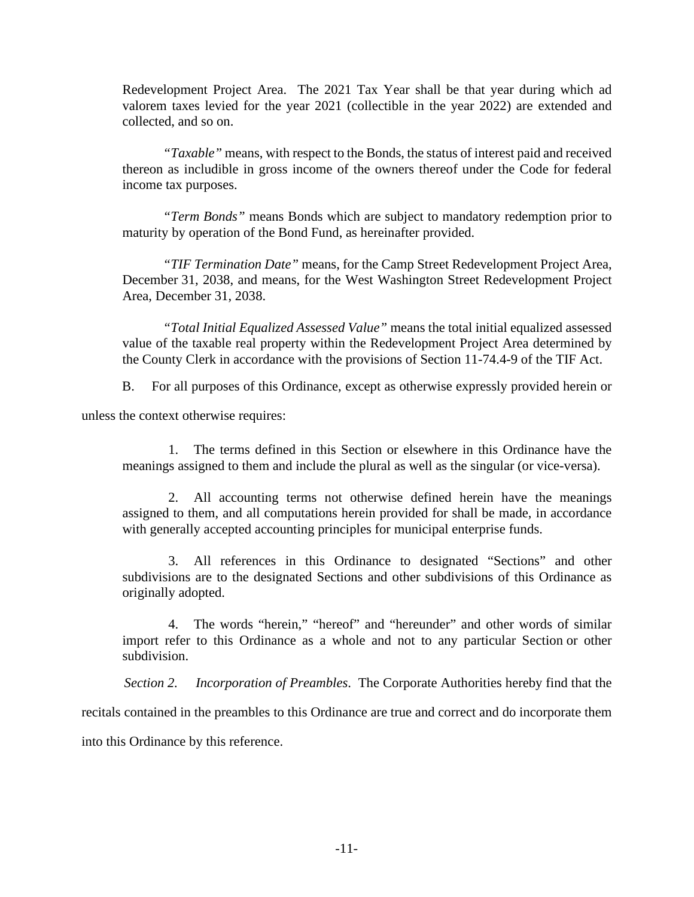Redevelopment Project Area. The 2021 Tax Year shall be that year during which ad valorem taxes levied for the year 2021 (collectible in the year 2022) are extended and collected, and so on.

"*Taxable*" means, with respect to the Bonds, the status of interest paid and received thereon as includible in gross income of the owners thereof under the Code for federal income tax purposes.

"*Term Bonds*" means Bonds which are subject to mandatory redemption prior to maturity by operation of the Bond Fund, as hereinafter provided.

"*TIF Termination Date*" means, for the Camp Street Redevelopment Project Area, December 31, 2038, and means, for the West Washington Street Redevelopment Project Area, December 31, 2038.

"*Total Initial Equalized Assessed Value*" means the total initial equalized assessed value of the taxable real property within the Redevelopment Project Area determined by the County Clerk in accordance with the provisions of Section 11-74.4-9 of the TIF Act.

B. For all purposes of this Ordinance, except as otherwise expressly provided herein or unless the context otherwise requires:

1. The terms defined in this Section or elsewhere in this Ordinance have the meanings assigned to them and include the plural as well as the singular (or vice-versa).

2. All accounting terms not otherwise defined herein have the meanings assigned to them, and all computations herein provided for shall be made, in accordance with generally accepted accounting principles for municipal enterprise funds.

3. All references in this Ordinance to designated "Sections" and other subdivisions are to the designated Sections and other subdivisions of this Ordinance as originally adopted.

4. The words "herein," "hereof" and "hereunder" and other words of similar import refer to this Ordinance as a whole and not to any particular Section or other subdivision.

*Section 2. Incorporation of Preambles*. The Corporate Authorities hereby find that the recitals contained in the preambles to this Ordinance are true and correct and do incorporate them into this Ordinance by this reference.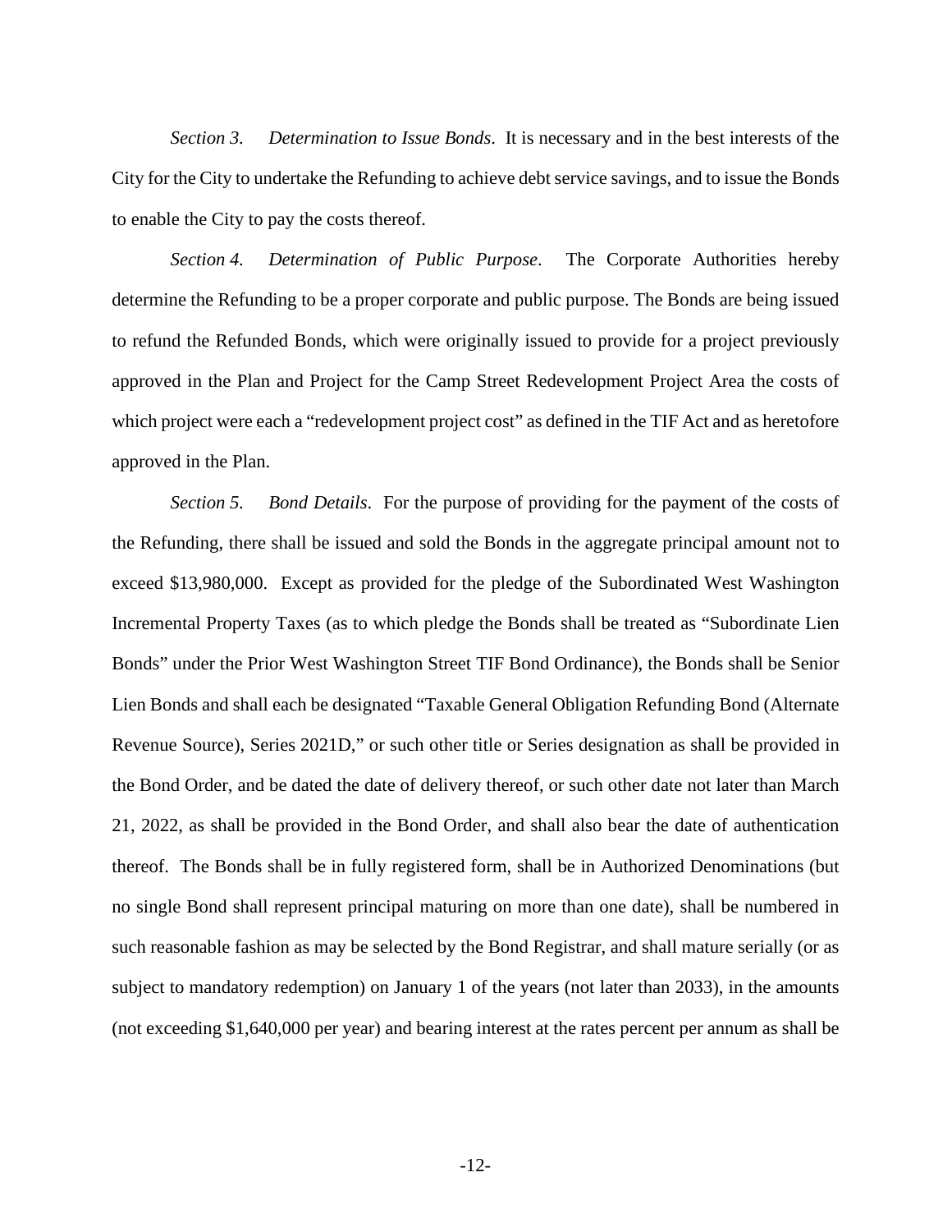*Section 3. Determination to Issue Bonds*. It is necessary and in the best interests of the City for the City to undertake the Refunding to achieve debt service savings, and to issue the Bonds to enable the City to pay the costs thereof.

*Section 4. Determination of Public Purpose*. The Corporate Authorities hereby determine the Refunding to be a proper corporate and public purpose. The Bonds are being issued to refund the Refunded Bonds, which were originally issued to provide for a project previously approved in the Plan and Project for the Camp Street Redevelopment Project Area the costs of which project were each a "redevelopment project cost" as defined in the TIF Act and as heretofore approved in the Plan.

*Section 5. Bond Details*. For the purpose of providing for the payment of the costs of the Refunding, there shall be issued and sold the Bonds in the aggregate principal amount not to exceed $13,980,000. Except as provided for the pledge of the Subordinated West Washington Incremental Property Taxes (as to which pledge the Bonds shall be treated as "Subordinate Lien Bonds" under the Prior West Washington Street TIF Bond Ordinance), the Bonds shall be Senior Lien Bonds and shall each be designated "Taxable General Obligation Refunding Bond (Alternate Revenue Source), Series 2021D," or such other title or Series designation as shall be provided in the Bond Order, and be dated the date of delivery thereof, or such other date not later than March 21, 2022, as shall be provided in the Bond Order, and shall also bear the date of authentication thereof. The Bonds shall be in fully registered form, shall be in Authorized Denominations (but no single Bond shall represent principal maturing on more than one date), shall be numbered in such reasonable fashion as may be selected by the Bond Registrar, and shall mature serially (or as subject to mandatory redemption) on January 1 of the years (not later than 2033), in the amounts (not exceeding $1,640,000 per year) and bearing interest at the rates percent per annum as shall be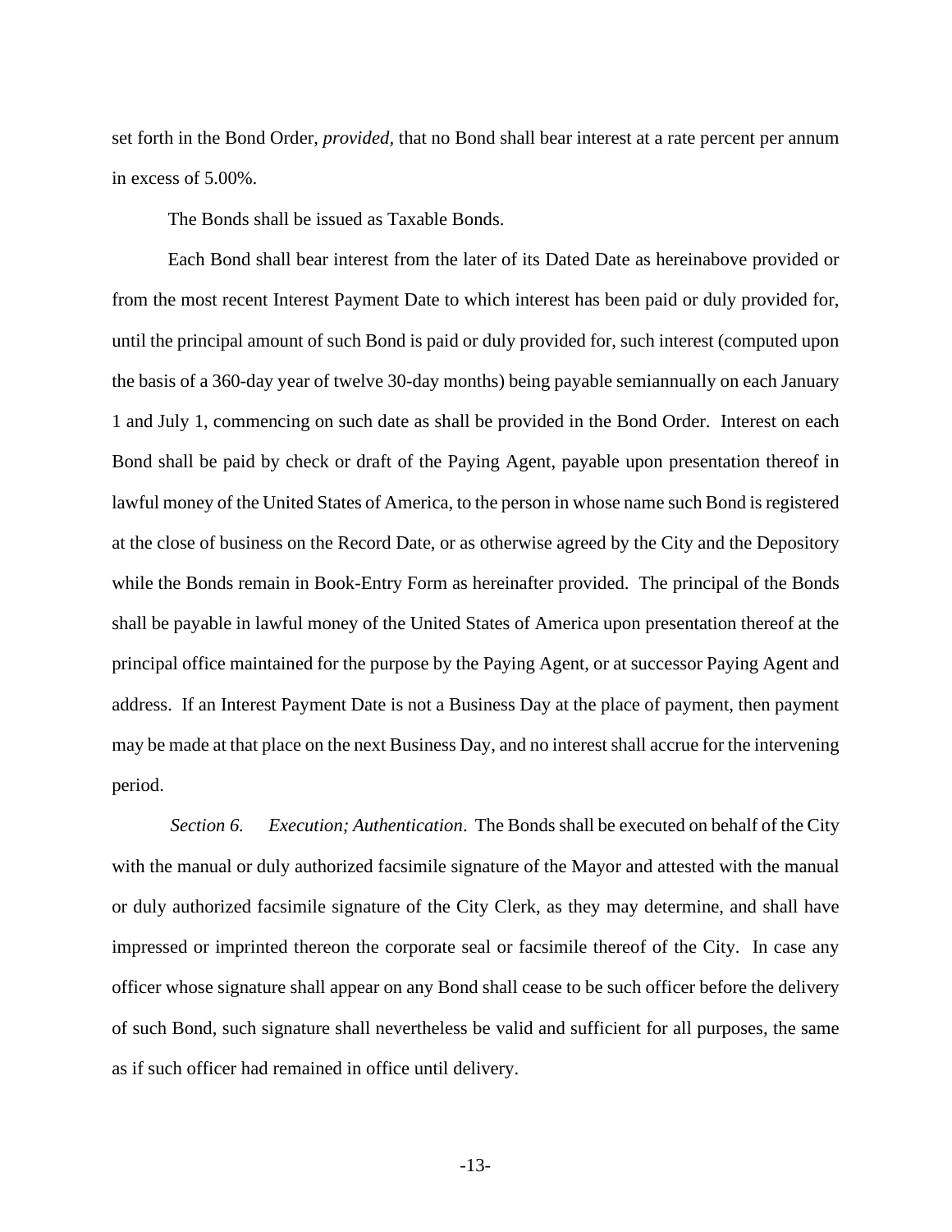set forth in the Bond Order, *provided*, that no Bond shall bear interest at a rate percent per annum in excess of 5.00%.

The Bonds shall be issued as Taxable Bonds.

Each Bond shall bear interest from the later of its Dated Date as hereinabove provided or from the most recent Interest Payment Date to which interest has been paid or duly provided for, until the principal amount of such Bond is paid or duly provided for, such interest (computed upon the basis of a 360-day year of twelve 30-day months) being payable semiannually on each January 1 and July 1, commencing on such date as shall be provided in the Bond Order. Interest on each Bond shall be paid by check or draft of the Paying Agent, payable upon presentation thereof in lawful money of the United States of America, to the person in whose name such Bond is registered at the close of business on the Record Date, or as otherwise agreed by the City and the Depository while the Bonds remain in Book-Entry Form as hereinafter provided. The principal of the Bonds shall be payable in lawful money of the United States of America upon presentation thereof at the principal office maintained for the purpose by the Paying Agent, or at successor Paying Agent and address. If an Interest Payment Date is not a Business Day at the place of payment, then payment may be made at that place on the next Business Day, and no interest shall accrue for the intervening period.

*Section 6. Execution; Authentication*. The Bonds shall be executed on behalf of the City with the manual or duly authorized facsimile signature of the Mayor and attested with the manual or duly authorized facsimile signature of the City Clerk, as they may determine, and shall have impressed or imprinted thereon the corporate seal or facsimile thereof of the City. In case any officer whose signature shall appear on any Bond shall cease to be such officer before the delivery of such Bond, such signature shall nevertheless be valid and sufficient for all purposes, the same as if such officer had remained in office until delivery.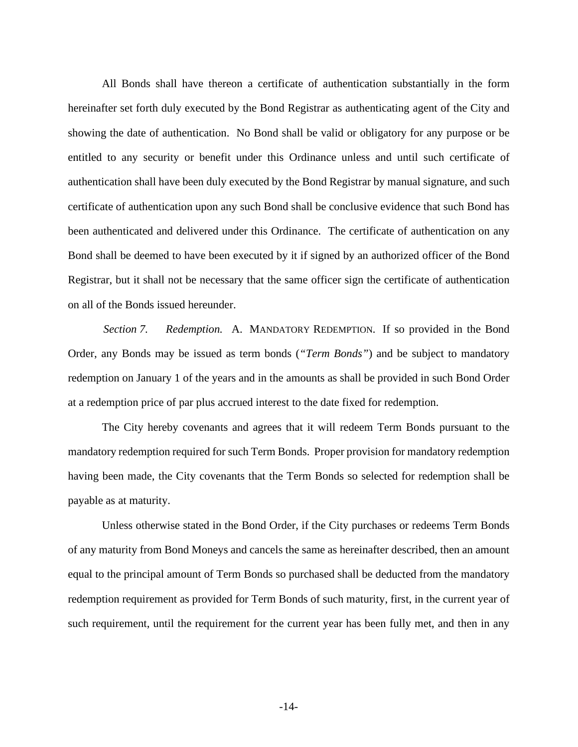All Bonds shall have thereon a certificate of authentication substantially in the form hereinafter set forth duly executed by the Bond Registrar as authenticating agent of the City and showing the date of authentication. No Bond shall be valid or obligatory for any purpose or be entitled to any security or benefit under this Ordinance unless and until such certificate of authentication shall have been duly executed by the Bond Registrar by manual signature, and such certificate of authentication upon any such Bond shall be conclusive evidence that such Bond has been authenticated and delivered under this Ordinance. The certificate of authentication on any Bond shall be deemed to have been executed by it if signed by an authorized officer of the Bond Registrar, but it shall not be necessary that the same officer sign the certificate of authentication on all of the Bonds issued hereunder.

*Section 7. Redemption.* A. MANDATORY REDEMPTION. If so provided in the Bond Order, any Bonds may be issued as term bonds (*"Term Bonds"*) and be subject to mandatory redemption on January 1 of the years and in the amounts as shall be provided in such Bond Order at a redemption price of par plus accrued interest to the date fixed for redemption.

The City hereby covenants and agrees that it will redeem Term Bonds pursuant to the mandatory redemption required for such Term Bonds. Proper provision for mandatory redemption having been made, the City covenants that the Term Bonds so selected for redemption shall be payable as at maturity.

Unless otherwise stated in the Bond Order, if the City purchases or redeems Term Bonds of any maturity from Bond Moneys and cancels the same as hereinafter described, then an amount equal to the principal amount of Term Bonds so purchased shall be deducted from the mandatory redemption requirement as provided for Term Bonds of such maturity, first, in the current year of such requirement, until the requirement for the current year has been fully met, and then in any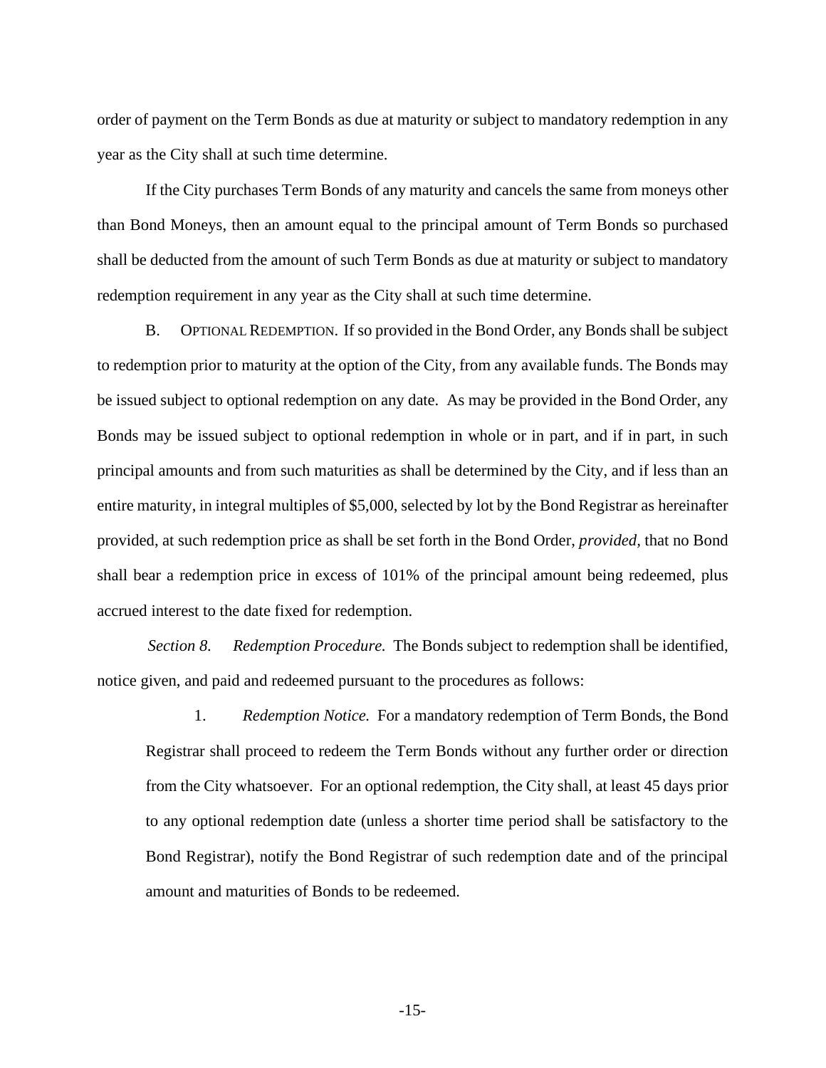order of payment on the Term Bonds as due at maturity or subject to mandatory redemption in any year as the City shall at such time determine.

If the City purchases Term Bonds of any maturity and cancels the same from moneys other than Bond Moneys, then an amount equal to the principal amount of Term Bonds so purchased shall be deducted from the amount of such Term Bonds as due at maturity or subject to mandatory redemption requirement in any year as the City shall at such time determine.

B. OPTIONAL REDEMPTION. If so provided in the Bond Order, any Bonds shall be subject to redemption prior to maturity at the option of the City, from any available funds. The Bonds may be issued subject to optional redemption on any date. As may be provided in the Bond Order, any Bonds may be issued subject to optional redemption in whole or in part, and if in part, in such principal amounts and from such maturities as shall be determined by the City, and if less than an entire maturity, in integral multiples of $5,000, selected by lot by the Bond Registrar as hereinafter provided, at such redemption price as shall be set forth in the Bond Order, *provided*, that no Bond shall bear a redemption price in excess of 101% of the principal amount being redeemed, plus accrued interest to the date fixed for redemption.

*Section 8. Redemption Procedure.* The Bonds subject to redemption shall be identified, notice given, and paid and redeemed pursuant to the procedures as follows:

1. *Redemption Notice.* For a mandatory redemption of Term Bonds, the Bond Registrar shall proceed to redeem the Term Bonds without any further order or direction from the City whatsoever. For an optional redemption, the City shall, at least 45 days prior to any optional redemption date (unless a shorter time period shall be satisfactory to the Bond Registrar), notify the Bond Registrar of such redemption date and of the principal amount and maturities of Bonds to be redeemed.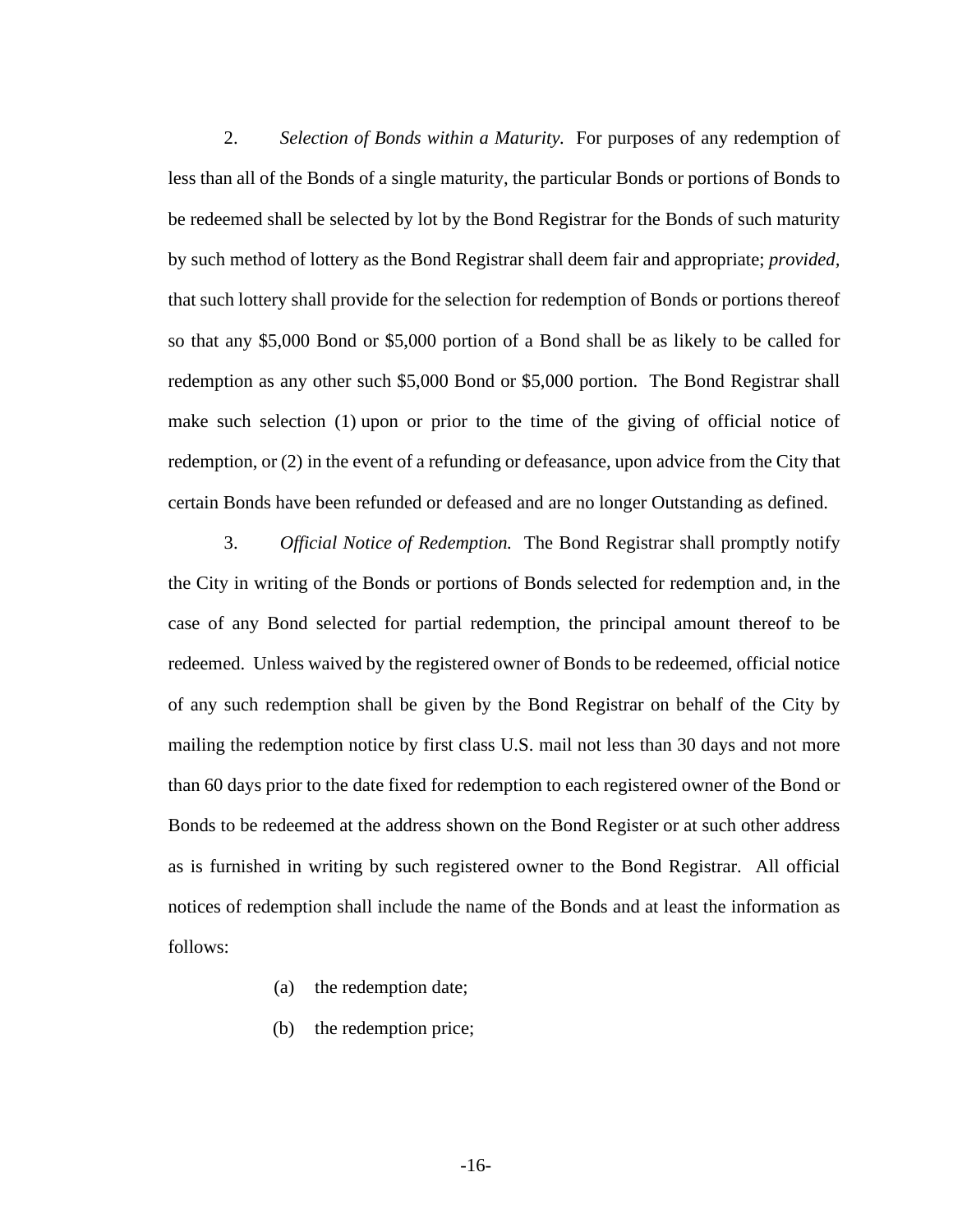2. *Selection of Bonds within a Maturity.* For purposes of any redemption of less than all of the Bonds of a single maturity, the particular Bonds or portions of Bonds to be redeemed shall be selected by lot by the Bond Registrar for the Bonds of such maturity by such method of lottery as the Bond Registrar shall deem fair and appropriate; *provided*, that such lottery shall provide for the selection for redemption of Bonds or portions thereof so that any $5,000 Bond or $5,000 portion of a Bond shall be as likely to be called for redemption as any other such $5,000 Bond or $5,000 portion. The Bond Registrar shall make such selection (1) upon or prior to the time of the giving of official notice of redemption, or (2) in the event of a refunding or defeasance, upon advice from the City that certain Bonds have been refunded or defeased and are no longer Outstanding as defined.

3. *Official Notice of Redemption.* The Bond Registrar shall promptly notify the City in writing of the Bonds or portions of Bonds selected for redemption and, in the case of any Bond selected for partial redemption, the principal amount thereof to be redeemed. Unless waived by the registered owner of Bonds to be redeemed, official notice of any such redemption shall be given by the Bond Registrar on behalf of the City by mailing the redemption notice by first class U.S. mail not less than 30 days and not more than 60 days prior to the date fixed for redemption to each registered owner of the Bond or Bonds to be redeemed at the address shown on the Bond Register or at such other address as is furnished in writing by such registered owner to the Bond Registrar. All official notices of redemption shall include the name of the Bonds and at least the information as follows:

(a) the redemption date;

(b) the redemption price;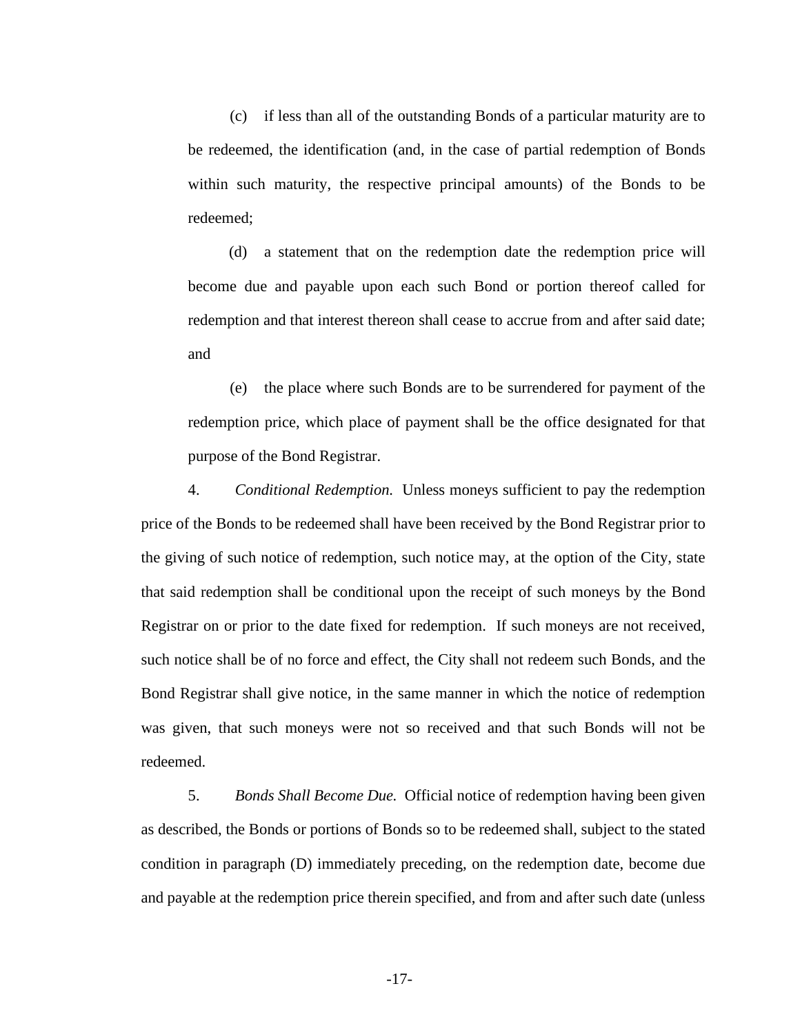(c) if less than all of the outstanding Bonds of a particular maturity are to be redeemed, the identification (and, in the case of partial redemption of Bonds within such maturity, the respective principal amounts) of the Bonds to be redeemed;

(d) a statement that on the redemption date the redemption price will become due and payable upon each such Bond or portion thereof called for redemption and that interest thereon shall cease to accrue from and after said date; and

(e) the place where such Bonds are to be surrendered for payment of the redemption price, which place of payment shall be the office designated for that purpose of the Bond Registrar.

4. *Conditional Redemption.* Unless moneys sufficient to pay the redemption price of the Bonds to be redeemed shall have been received by the Bond Registrar prior to the giving of such notice of redemption, such notice may, at the option of the City, state that said redemption shall be conditional upon the receipt of such moneys by the Bond Registrar on or prior to the date fixed for redemption. If such moneys are not received, such notice shall be of no force and effect, the City shall not redeem such Bonds, and the Bond Registrar shall give notice, in the same manner in which the notice of redemption was given, that such moneys were not so received and that such Bonds will not be redeemed.

5. *Bonds Shall Become Due.* Official notice of redemption having been given as described, the Bonds or portions of Bonds so to be redeemed shall, subject to the stated condition in paragraph (D) immediately preceding, on the redemption date, become due and payable at the redemption price therein specified, and from and after such date (unless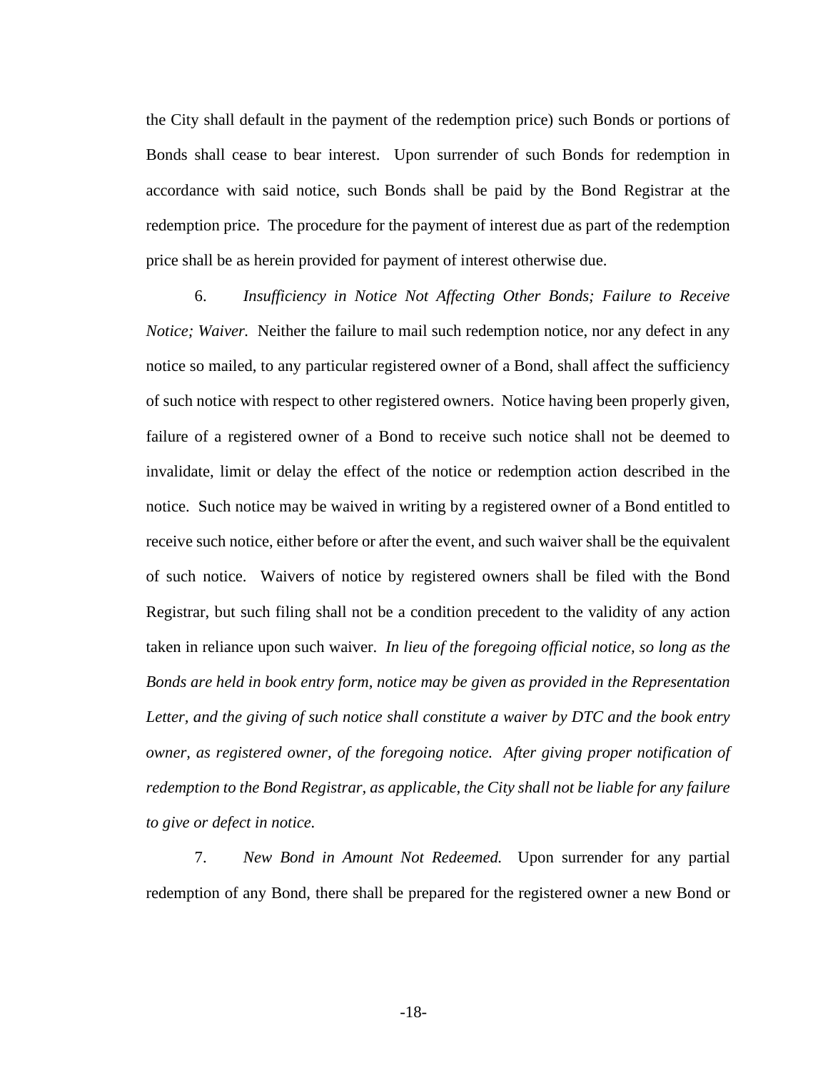the City shall default in the payment of the redemption price) such Bonds or portions of Bonds shall cease to bear interest. Upon surrender of such Bonds for redemption in accordance with said notice, such Bonds shall be paid by the Bond Registrar at the redemption price. The procedure for the payment of interest due as part of the redemption price shall be as herein provided for payment of interest otherwise due.

6. *Insufficiency in Notice Not Affecting Other Bonds; Failure to Receive Notice; Waiver.* Neither the failure to mail such redemption notice, nor any defect in any notice so mailed, to any particular registered owner of a Bond, shall affect the sufficiency of such notice with respect to other registered owners. Notice having been properly given, failure of a registered owner of a Bond to receive such notice shall not be deemed to invalidate, limit or delay the effect of the notice or redemption action described in the notice. Such notice may be waived in writing by a registered owner of a Bond entitled to receive such notice, either before or after the event, and such waiver shall be the equivalent of such notice. Waivers of notice by registered owners shall be filed with the Bond Registrar, but such filing shall not be a condition precedent to the validity of any action taken in reliance upon such waiver. *In lieu of the foregoing official notice, so long as the Bonds are held in book entry form, notice may be given as provided in the Representation Letter, and the giving of such notice shall constitute a waiver by DTC and the book entry owner, as registered owner, of the foregoing notice. After giving proper notification of redemption to the Bond Registrar, as applicable, the City shall not be liable for any failure to give or defect in notice.*

7. *New Bond in Amount Not Redeemed.* Upon surrender for any partial redemption of any Bond, there shall be prepared for the registered owner a new Bond or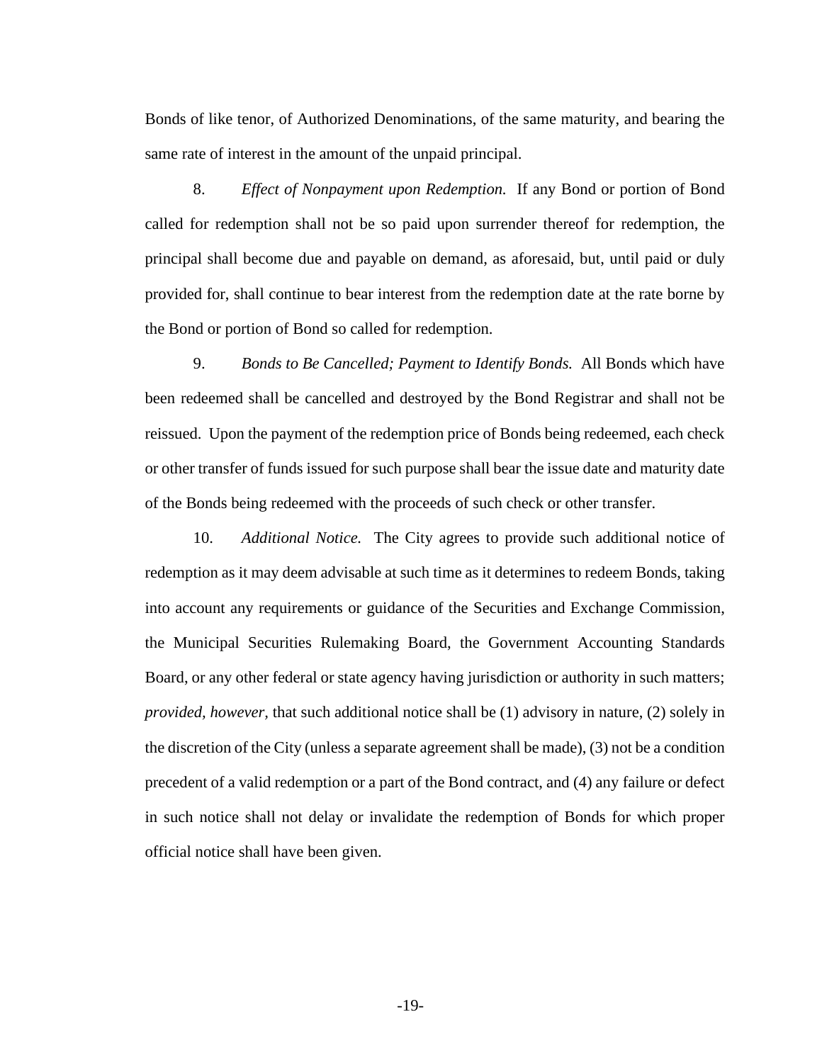Bonds of like tenor, of Authorized Denominations, of the same maturity, and bearing the same rate of interest in the amount of the unpaid principal.

8. *Effect of Nonpayment upon Redemption.* If any Bond or portion of Bond called for redemption shall not be so paid upon surrender thereof for redemption, the principal shall become due and payable on demand, as aforesaid, but, until paid or duly provided for, shall continue to bear interest from the redemption date at the rate borne by the Bond or portion of Bond so called for redemption.

9. *Bonds to Be Cancelled; Payment to Identify Bonds.* All Bonds which have been redeemed shall be cancelled and destroyed by the Bond Registrar and shall not be reissued. Upon the payment of the redemption price of Bonds being redeemed, each check or other transfer of funds issued for such purpose shall bear the issue date and maturity date of the Bonds being redeemed with the proceeds of such check or other transfer.

10. *Additional Notice.* The City agrees to provide such additional notice of redemption as it may deem advisable at such time as it determines to redeem Bonds, taking into account any requirements or guidance of the Securities and Exchange Commission, the Municipal Securities Rulemaking Board, the Government Accounting Standards Board, or any other federal or state agency having jurisdiction or authority in such matters; *provided, however,* that such additional notice shall be (1) advisory in nature, (2) solely in the discretion of the City (unless a separate agreement shall be made), (3) not be a condition precedent of a valid redemption or a part of the Bond contract, and (4) any failure or defect in such notice shall not delay or invalidate the redemption of Bonds for which proper official notice shall have been given.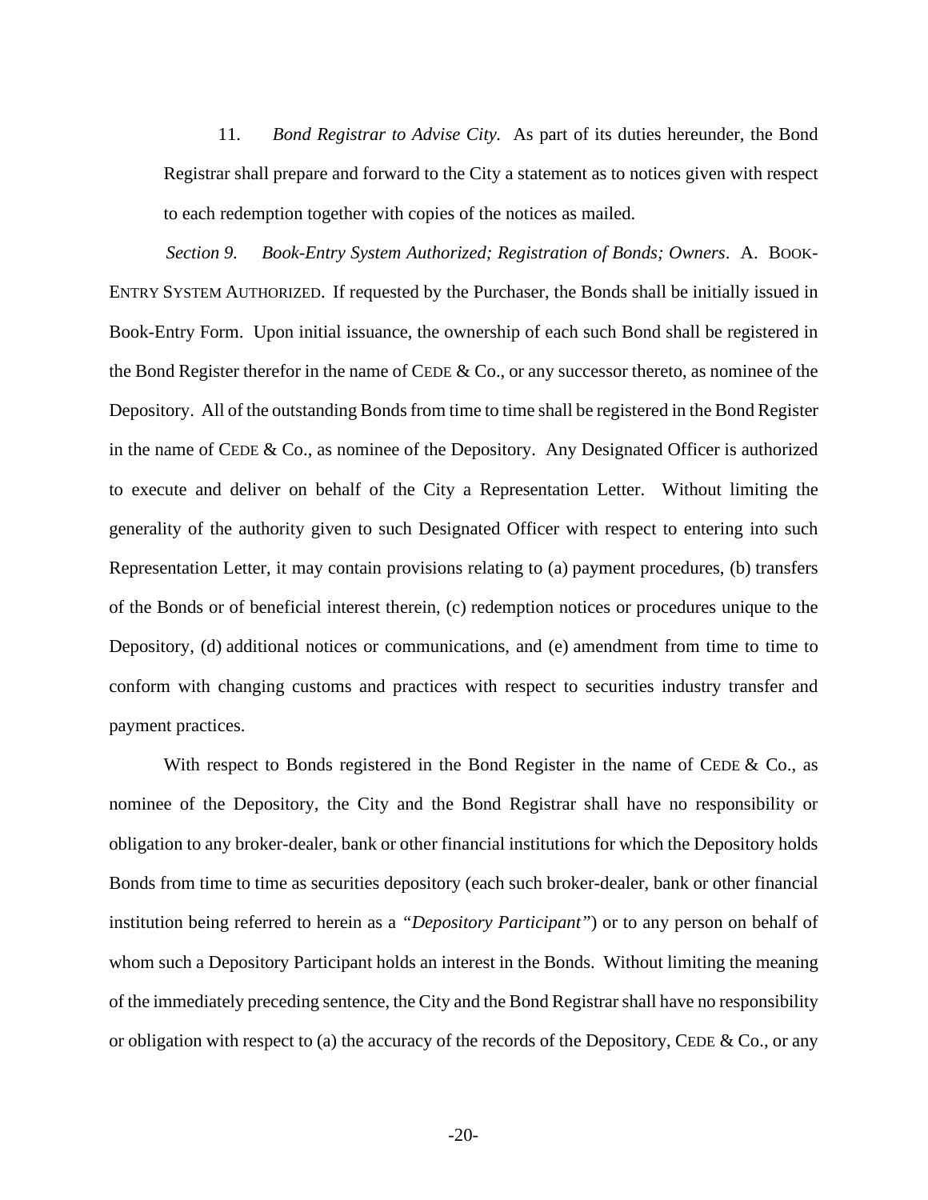11. *Bond Registrar to Advise City.* As part of its duties hereunder, the Bond Registrar shall prepare and forward to the City a statement as to notices given with respect to each redemption together with copies of the notices as mailed.

*Section 9. Book-Entry System Authorized; Registration of Bonds; Owners*. A. BOOK-ENTRY SYSTEM AUTHORIZED. If requested by the Purchaser, the Bonds shall be initially issued in Book-Entry Form. Upon initial issuance, the ownership of each such Bond shall be registered in the Bond Register therefor in the name of CEDE & Co., or any successor thereto, as nominee of the Depository. All of the outstanding Bonds from time to time shall be registered in the Bond Register in the name of CEDE & Co., as nominee of the Depository. Any Designated Officer is authorized to execute and deliver on behalf of the City a Representation Letter. Without limiting the generality of the authority given to such Designated Officer with respect to entering into such Representation Letter, it may contain provisions relating to (a) payment procedures, (b) transfers of the Bonds or of beneficial interest therein, (c) redemption notices or procedures unique to the Depository, (d) additional notices or communications, and (e) amendment from time to time to conform with changing customs and practices with respect to securities industry transfer and payment practices.

With respect to Bonds registered in the Bond Register in the name of CEDE & Co., as nominee of the Depository, the City and the Bond Registrar shall have no responsibility or obligation to any broker-dealer, bank or other financial institutions for which the Depository holds Bonds from time to time as securities depository (each such broker-dealer, bank or other financial institution being referred to herein as a *"Depository Participant"*) or to any person on behalf of whom such a Depository Participant holds an interest in the Bonds. Without limiting the meaning of the immediately preceding sentence, the City and the Bond Registrar shall have no responsibility or obligation with respect to (a) the accuracy of the records of the Depository, CEDE & Co., or any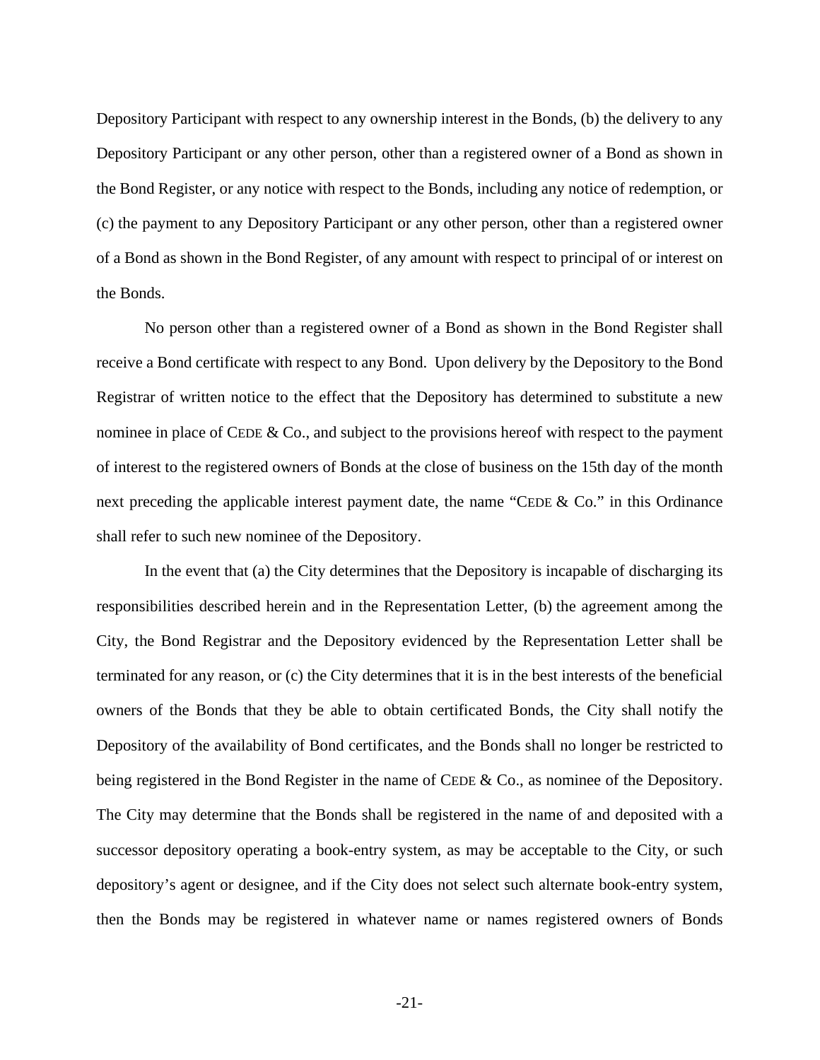Depository Participant with respect to any ownership interest in the Bonds, (b) the delivery to any Depository Participant or any other person, other than a registered owner of a Bond as shown in the Bond Register, or any notice with respect to the Bonds, including any notice of redemption, or (c) the payment to any Depository Participant or any other person, other than a registered owner of a Bond as shown in the Bond Register, of any amount with respect to principal of or interest on the Bonds.

No person other than a registered owner of a Bond as shown in the Bond Register shall receive a Bond certificate with respect to any Bond. Upon delivery by the Depository to the Bond Registrar of written notice to the effect that the Depository has determined to substitute a new nominee in place of CEDE & Co., and subject to the provisions hereof with respect to the payment of interest to the registered owners of Bonds at the close of business on the 15th day of the month next preceding the applicable interest payment date, the name "CEDE & Co." in this Ordinance shall refer to such new nominee of the Depository.

In the event that (a) the City determines that the Depository is incapable of discharging its responsibilities described herein and in the Representation Letter, (b) the agreement among the City, the Bond Registrar and the Depository evidenced by the Representation Letter shall be terminated for any reason, or (c) the City determines that it is in the best interests of the beneficial owners of the Bonds that they be able to obtain certificated Bonds, the City shall notify the Depository of the availability of Bond certificates, and the Bonds shall no longer be restricted to being registered in the Bond Register in the name of CEDE & Co., as nominee of the Depository. The City may determine that the Bonds shall be registered in the name of and deposited with a successor depository operating a book-entry system, as may be acceptable to the City, or such depository's agent or designee, and if the City does not select such alternate book-entry system, then the Bonds may be registered in whatever name or names registered owners of Bonds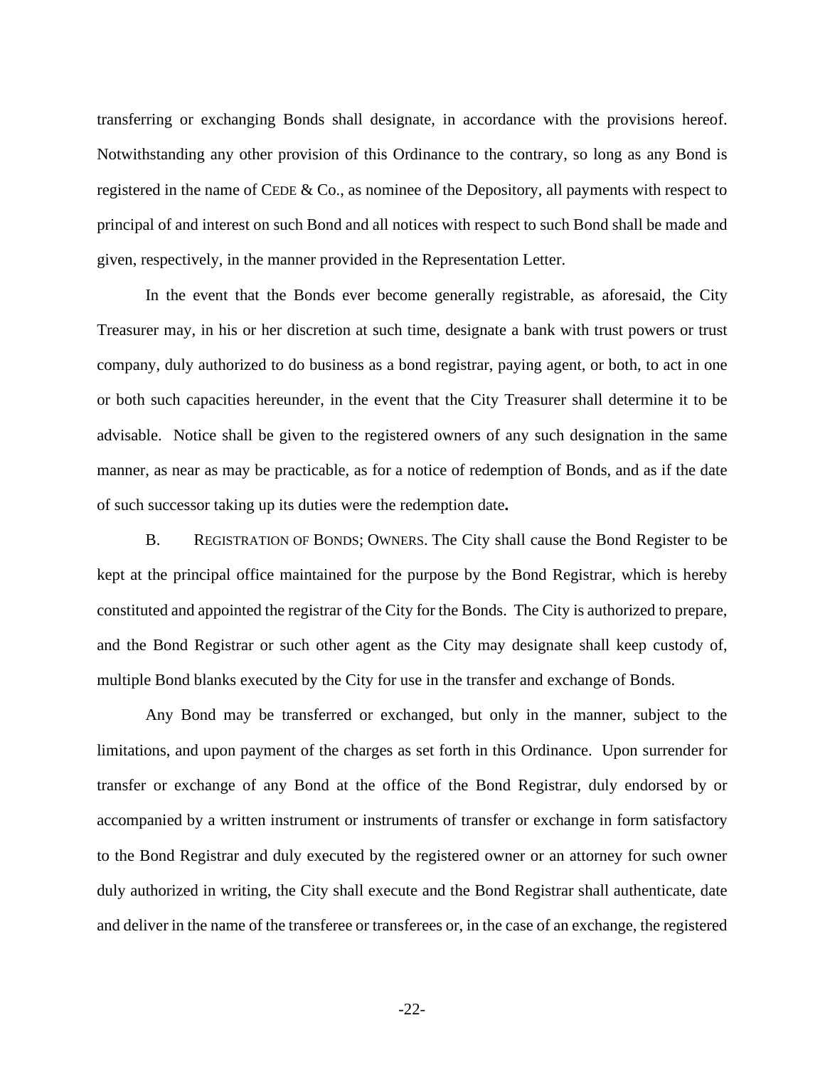transferring or exchanging Bonds shall designate, in accordance with the provisions hereof. Notwithstanding any other provision of this Ordinance to the contrary, so long as any Bond is registered in the name of CEDE & Co., as nominee of the Depository, all payments with respect to principal of and interest on such Bond and all notices with respect to such Bond shall be made and given, respectively, in the manner provided in the Representation Letter.

In the event that the Bonds ever become generally registrable, as aforesaid, the City Treasurer may, in his or her discretion at such time, designate a bank with trust powers or trust company, duly authorized to do business as a bond registrar, paying agent, or both, to act in one or both such capacities hereunder, in the event that the City Treasurer shall determine it to be advisable. Notice shall be given to the registered owners of any such designation in the same manner, as near as may be practicable, as for a notice of redemption of Bonds, and as if the date of such successor taking up its duties were the redemption date.

B. REGISTRATION OF BONDS; OWNERS. The City shall cause the Bond Register to be kept at the principal office maintained for the purpose by the Bond Registrar, which is hereby constituted and appointed the registrar of the City for the Bonds. The City is authorized to prepare, and the Bond Registrar or such other agent as the City may designate shall keep custody of, multiple Bond blanks executed by the City for use in the transfer and exchange of Bonds.

Any Bond may be transferred or exchanged, but only in the manner, subject to the limitations, and upon payment of the charges as set forth in this Ordinance. Upon surrender for transfer or exchange of any Bond at the office of the Bond Registrar, duly endorsed by or accompanied by a written instrument or instruments of transfer or exchange in form satisfactory to the Bond Registrar and duly executed by the registered owner or an attorney for such owner duly authorized in writing, the City shall execute and the Bond Registrar shall authenticate, date and deliver in the name of the transferee or transferees or, in the case of an exchange, the registered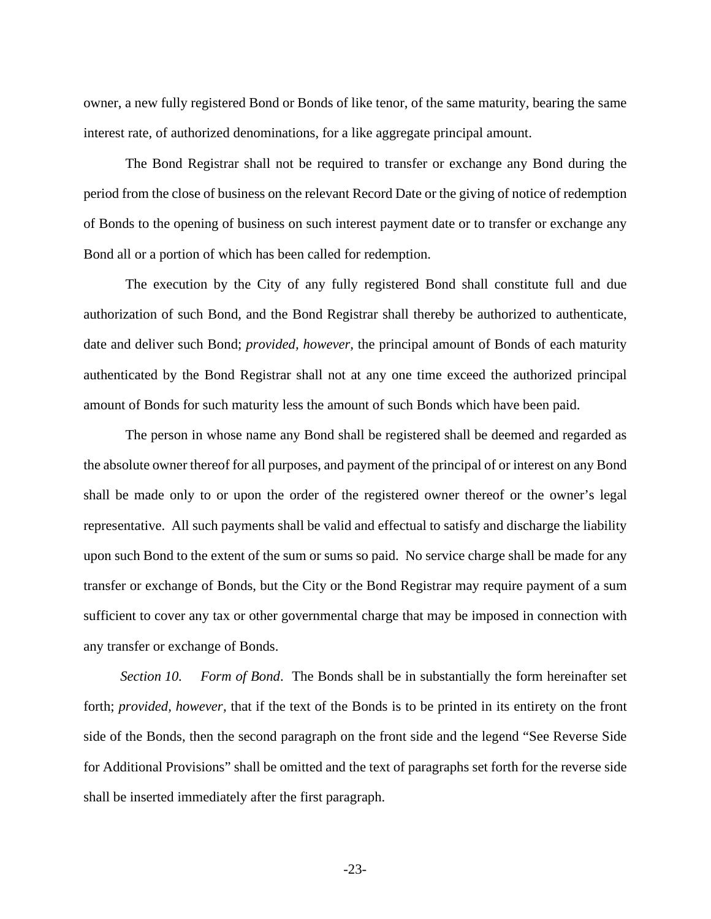owner, a new fully registered Bond or Bonds of like tenor, of the same maturity, bearing the same interest rate, of authorized denominations, for a like aggregate principal amount.

The Bond Registrar shall not be required to transfer or exchange any Bond during the period from the close of business on the relevant Record Date or the giving of notice of redemption of Bonds to the opening of business on such interest payment date or to transfer or exchange any Bond all or a portion of which has been called for redemption.

The execution by the City of any fully registered Bond shall constitute full and due authorization of such Bond, and the Bond Registrar shall thereby be authorized to authenticate, date and deliver such Bond; *provided, however,* the principal amount of Bonds of each maturity authenticated by the Bond Registrar shall not at any one time exceed the authorized principal amount of Bonds for such maturity less the amount of such Bonds which have been paid.

The person in whose name any Bond shall be registered shall be deemed and regarded as the absolute owner thereof for all purposes, and payment of the principal of or interest on any Bond shall be made only to or upon the order of the registered owner thereof or the owner's legal representative. All such payments shall be valid and effectual to satisfy and discharge the liability upon such Bond to the extent of the sum or sums so paid. No service charge shall be made for any transfer or exchange of Bonds, but the City or the Bond Registrar may require payment of a sum sufficient to cover any tax or other governmental charge that may be imposed in connection with any transfer or exchange of Bonds.

*Section 10. Form of Bond*. The Bonds shall be in substantially the form hereinafter set forth; *provided, however*, that if the text of the Bonds is to be printed in its entirety on the front side of the Bonds, then the second paragraph on the front side and the legend "See Reverse Side for Additional Provisions" shall be omitted and the text of paragraphs set forth for the reverse side shall be inserted immediately after the first paragraph.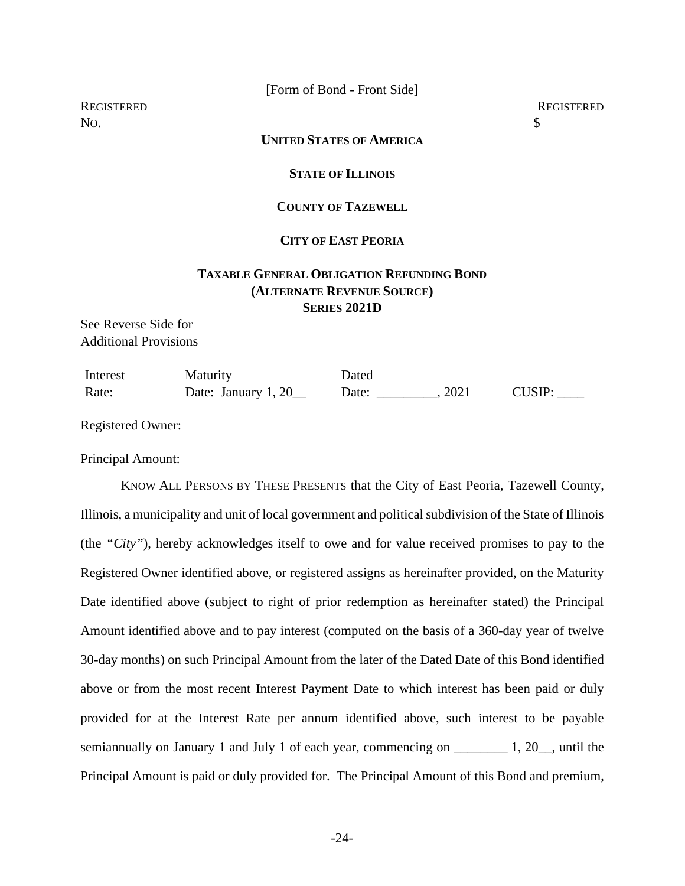[Form of Bond - Front Side]

REGISTERED REGISTERED
NO. $

**UNITED STATES OF AMERICA**

**STATE OF ILLINOIS**

**COUNTY OF TAZEWELL**

**CITY OF EAST PEORIA**

**TAXABLE GENERAL OBLIGATION REFUNDING BOND (ALTERNATE REVENUE SOURCE) SERIES 2021D**

See Reverse Side for
Additional Provisions

| Interest Rate: | Maturity Date: January 1, 20__ | Dated Date: _________, 2021 | CUSIP: ____ |
|---|---|---|---|

Registered Owner:

Principal Amount:

KNOW ALL PERSONS BY THESE PRESENTS that the City of East Peoria, Tazewell County, Illinois, a municipality and unit of local government and political subdivision of the State of Illinois (the *"City"*), hereby acknowledges itself to owe and for value received promises to pay to the Registered Owner identified above, or registered assigns as hereinafter provided, on the Maturity Date identified above (subject to right of prior redemption as hereinafter stated) the Principal Amount identified above and to pay interest (computed on the basis of a 360-day year of twelve 30-day months) on such Principal Amount from the later of the Dated Date of this Bond identified above or from the most recent Interest Payment Date to which interest has been paid or duly provided for at the Interest Rate per annum identified above, such interest to be payable semiannually on January 1 and July 1 of each year, commencing on ________ 1, 20__, until the Principal Amount is paid or duly provided for. The Principal Amount of this Bond and premium,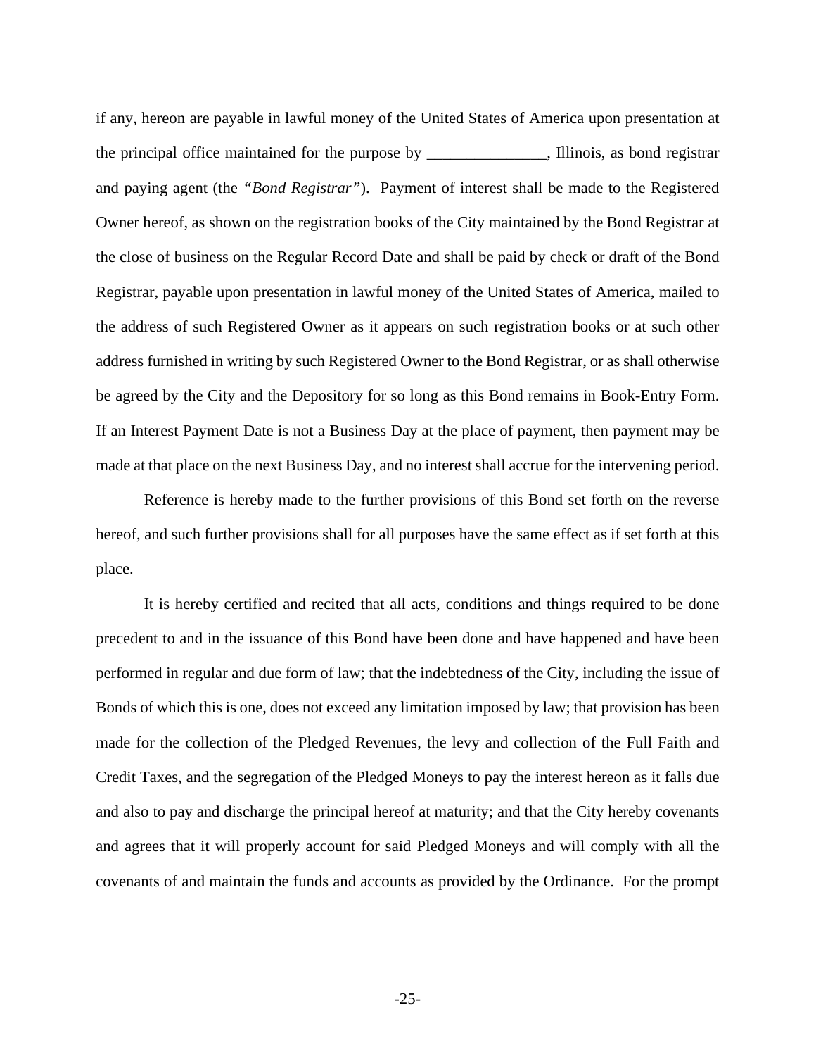if any, hereon are payable in lawful money of the United States of America upon presentation at the principal office maintained for the purpose by _______________, Illinois, as bond registrar and paying agent (the *"Bond Registrar"*). Payment of interest shall be made to the Registered Owner hereof, as shown on the registration books of the City maintained by the Bond Registrar at the close of business on the Regular Record Date and shall be paid by check or draft of the Bond Registrar, payable upon presentation in lawful money of the United States of America, mailed to the address of such Registered Owner as it appears on such registration books or at such other address furnished in writing by such Registered Owner to the Bond Registrar, or as shall otherwise be agreed by the City and the Depository for so long as this Bond remains in Book-Entry Form. If an Interest Payment Date is not a Business Day at the place of payment, then payment may be made at that place on the next Business Day, and no interest shall accrue for the intervening period.

Reference is hereby made to the further provisions of this Bond set forth on the reverse hereof, and such further provisions shall for all purposes have the same effect as if set forth at this place.

It is hereby certified and recited that all acts, conditions and things required to be done precedent to and in the issuance of this Bond have been done and have happened and have been performed in regular and due form of law; that the indebtedness of the City, including the issue of Bonds of which this is one, does not exceed any limitation imposed by law; that provision has been made for the collection of the Pledged Revenues, the levy and collection of the Full Faith and Credit Taxes, and the segregation of the Pledged Moneys to pay the interest hereon as it falls due and also to pay and discharge the principal hereof at maturity; and that the City hereby covenants and agrees that it will properly account for said Pledged Moneys and will comply with all the covenants of and maintain the funds and accounts as provided by the Ordinance. For the prompt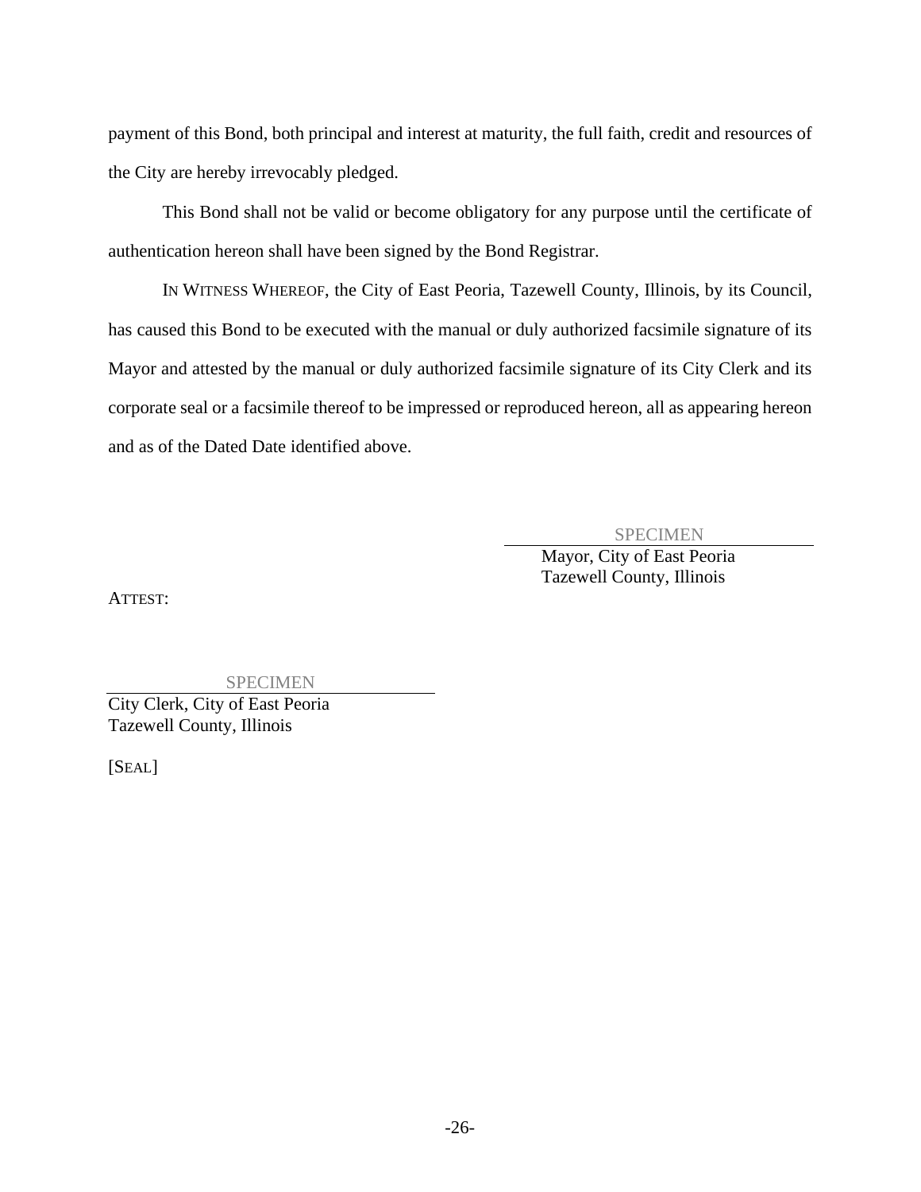payment of this Bond, both principal and interest at maturity, the full faith, credit and resources of the City are hereby irrevocably pledged.

This Bond shall not be valid or become obligatory for any purpose until the certificate of authentication hereon shall have been signed by the Bond Registrar.

IN WITNESS WHEREOF, the City of East Peoria, Tazewell County, Illinois, by its Council, has caused this Bond to be executed with the manual or duly authorized facsimile signature of its Mayor and attested by the manual or duly authorized facsimile signature of its City Clerk and its corporate seal or a facsimile thereof to be impressed or reproduced hereon, all as appearing hereon and as of the Dated Date identified above.

SPECIMEN
Mayor, City of East Peoria
Tazewell County, Illinois

ATTEST:

SPECIMEN
City Clerk, City of East Peoria
Tazewell County, Illinois

[SEAL]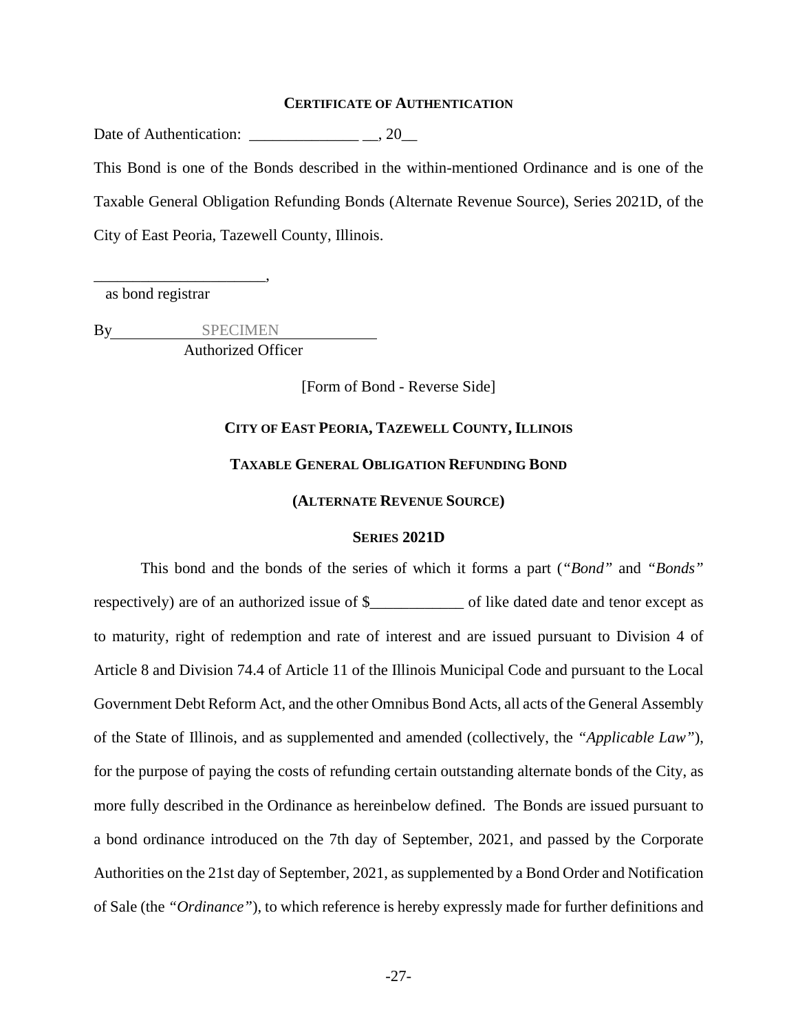**CERTIFICATE OF AUTHENTICATION**

Date of Authentication: ______________ __, 20__

This Bond is one of the Bonds described in the within-mentioned Ordinance and is one of the Taxable General Obligation Refunding Bonds (Alternate Revenue Source), Series 2021D, of the City of East Peoria, Tazewell County, Illinois.

______________________,
as bond registrar

By SPECIMEN
Authorized Officer

[Form of Bond - Reverse Side]

**CITY OF EAST PEORIA, TAZEWELL COUNTY, ILLINOIS**

**TAXABLE GENERAL OBLIGATION REFUNDING BOND**

**(ALTERNATE REVENUE SOURCE)**

**SERIES 2021D**

This bond and the bonds of the series of which it forms a part (*"Bond"* and *"Bonds"* respectively) are of an authorized issue of $____________ of like dated date and tenor except as to maturity, right of redemption and rate of interest and are issued pursuant to Division 4 of Article 8 and Division 74.4 of Article 11 of the Illinois Municipal Code and pursuant to the Local Government Debt Reform Act, and the other Omnibus Bond Acts, all acts of the General Assembly of the State of Illinois, and as supplemented and amended (collectively, the *"Applicable Law"*), for the purpose of paying the costs of refunding certain outstanding alternate bonds of the City, as more fully described in the Ordinance as hereinbelow defined. The Bonds are issued pursuant to a bond ordinance introduced on the 7th day of September, 2021, and passed by the Corporate Authorities on the 21st day of September, 2021, as supplemented by a Bond Order and Notification of Sale (the *"Ordinance"*), to which reference is hereby expressly made for further definitions and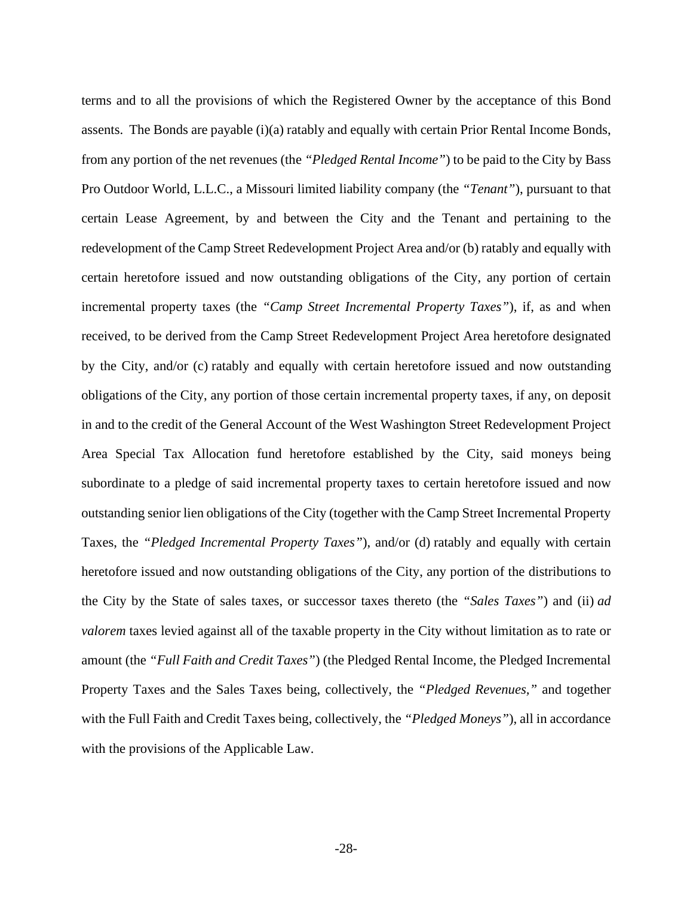terms and to all the provisions of which the Registered Owner by the acceptance of this Bond assents. The Bonds are payable (i)(a) ratably and equally with certain Prior Rental Income Bonds, from any portion of the net revenues (the *"Pledged Rental Income"*) to be paid to the City by Bass Pro Outdoor World, L.L.C., a Missouri limited liability company (the *"Tenant"*), pursuant to that certain Lease Agreement, by and between the City and the Tenant and pertaining to the redevelopment of the Camp Street Redevelopment Project Area and/or (b) ratably and equally with certain heretofore issued and now outstanding obligations of the City, any portion of certain incremental property taxes (the *"Camp Street Incremental Property Taxes"*), if, as and when received, to be derived from the Camp Street Redevelopment Project Area heretofore designated by the City, and/or (c) ratably and equally with certain heretofore issued and now outstanding obligations of the City, any portion of those certain incremental property taxes, if any, on deposit in and to the credit of the General Account of the West Washington Street Redevelopment Project Area Special Tax Allocation fund heretofore established by the City, said moneys being subordinate to a pledge of said incremental property taxes to certain heretofore issued and now outstanding senior lien obligations of the City (together with the Camp Street Incremental Property Taxes, the *"Pledged Incremental Property Taxes"*), and/or (d) ratably and equally with certain heretofore issued and now outstanding obligations of the City, any portion of the distributions to the City by the State of sales taxes, or successor taxes thereto (the *"Sales Taxes"*) and (ii) *ad valorem* taxes levied against all of the taxable property in the City without limitation as to rate or amount (the *"Full Faith and Credit Taxes"*) (the Pledged Rental Income, the Pledged Incremental Property Taxes and the Sales Taxes being, collectively, the *"Pledged Revenues,"* and together with the Full Faith and Credit Taxes being, collectively, the *"Pledged Moneys"*), all in accordance with the provisions of the Applicable Law.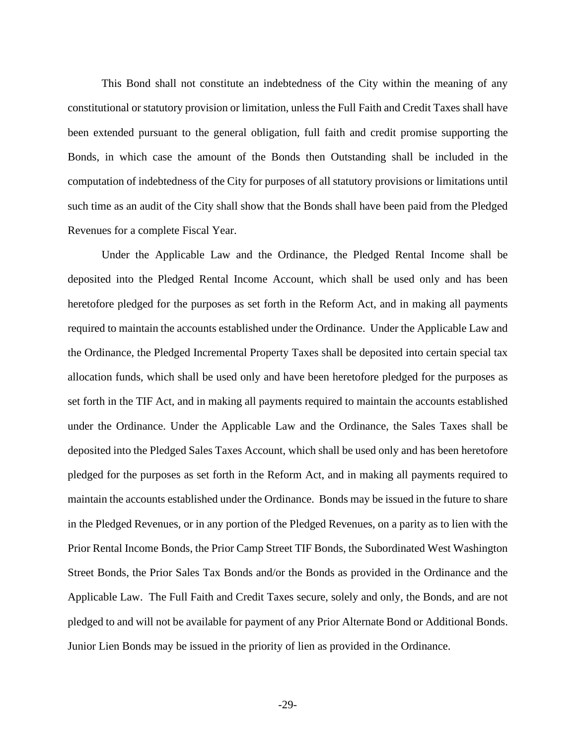This Bond shall not constitute an indebtedness of the City within the meaning of any constitutional or statutory provision or limitation, unless the Full Faith and Credit Taxes shall have been extended pursuant to the general obligation, full faith and credit promise supporting the Bonds, in which case the amount of the Bonds then Outstanding shall be included in the computation of indebtedness of the City for purposes of all statutory provisions or limitations until such time as an audit of the City shall show that the Bonds shall have been paid from the Pledged Revenues for a complete Fiscal Year.

Under the Applicable Law and the Ordinance, the Pledged Rental Income shall be deposited into the Pledged Rental Income Account, which shall be used only and has been heretofore pledged for the purposes as set forth in the Reform Act, and in making all payments required to maintain the accounts established under the Ordinance. Under the Applicable Law and the Ordinance, the Pledged Incremental Property Taxes shall be deposited into certain special tax allocation funds, which shall be used only and have been heretofore pledged for the purposes as set forth in the TIF Act, and in making all payments required to maintain the accounts established under the Ordinance. Under the Applicable Law and the Ordinance, the Sales Taxes shall be deposited into the Pledged Sales Taxes Account, which shall be used only and has been heretofore pledged for the purposes as set forth in the Reform Act, and in making all payments required to maintain the accounts established under the Ordinance. Bonds may be issued in the future to share in the Pledged Revenues, or in any portion of the Pledged Revenues, on a parity as to lien with the Prior Rental Income Bonds, the Prior Camp Street TIF Bonds, the Subordinated West Washington Street Bonds, the Prior Sales Tax Bonds and/or the Bonds as provided in the Ordinance and the Applicable Law. The Full Faith and Credit Taxes secure, solely and only, the Bonds, and are not pledged to and will not be available for payment of any Prior Alternate Bond or Additional Bonds. Junior Lien Bonds may be issued in the priority of lien as provided in the Ordinance.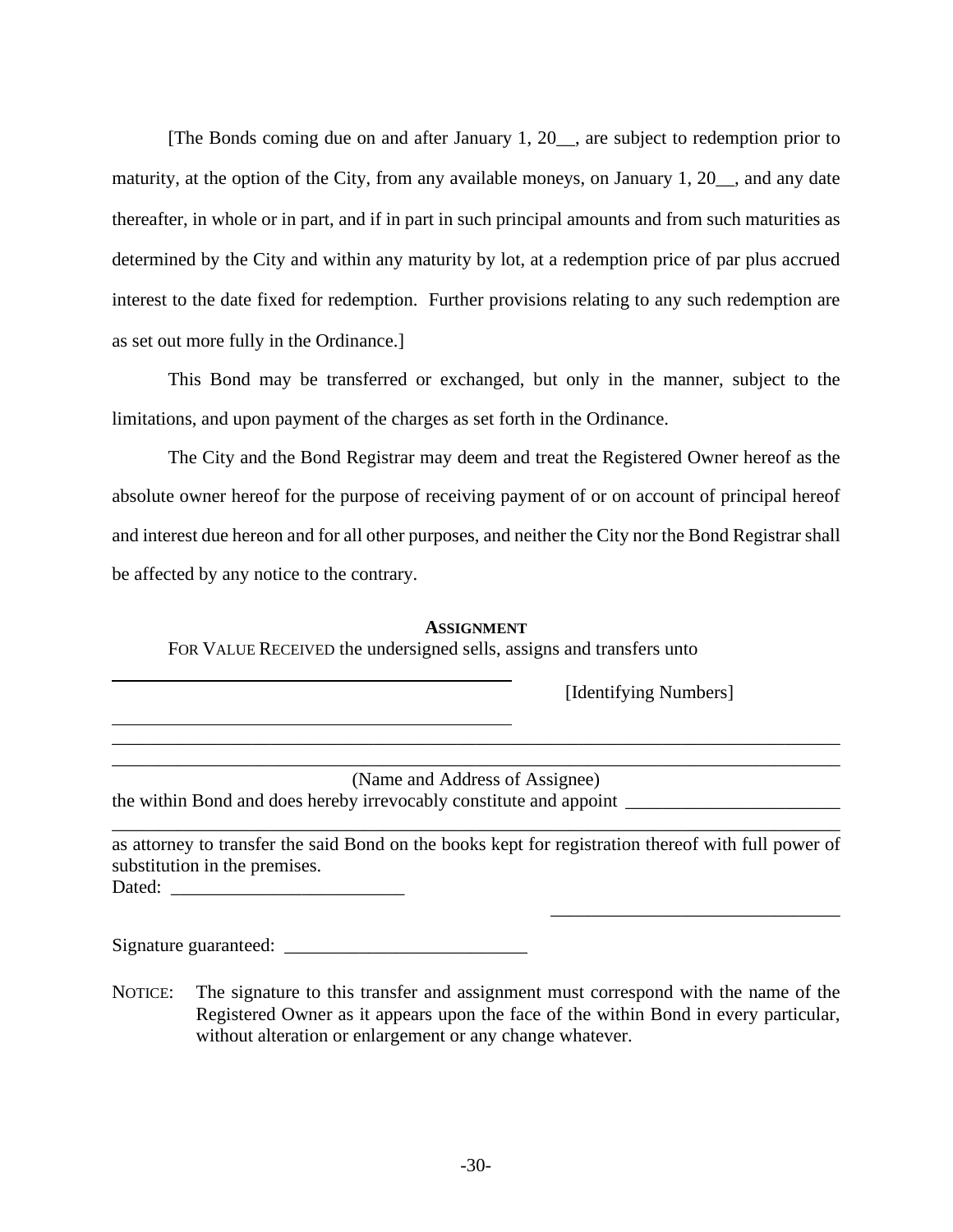[The Bonds coming due on and after January 1, 20__, are subject to redemption prior to maturity, at the option of the City, from any available moneys, on January 1, 20__, and any date thereafter, in whole or in part, and if in part in such principal amounts and from such maturities as determined by the City and within any maturity by lot, at a redemption price of par plus accrued interest to the date fixed for redemption. Further provisions relating to any such redemption are as set out more fully in the Ordinance.]

This Bond may be transferred or exchanged, but only in the manner, subject to the limitations, and upon payment of the charges as set forth in the Ordinance.

The City and the Bond Registrar may deem and treat the Registered Owner hereof as the absolute owner hereof for the purpose of receiving payment of or on account of principal hereof and interest due hereon and for all other purposes, and neither the City nor the Bond Registrar shall be affected by any notice to the contrary.

**ASSIGNMENT**

FOR VALUE RECEIVED the undersigned sells, assigns and transfers unto

_____________________________________________ [Identifying Numbers]

_____________________________________________

______________________________________________________________________________

______________________________________________________________________________

(Name and Address of Assignee)

the within Bond and does hereby irrevocably constitute and appoint ______________________

______________________________________________________________________________

as attorney to transfer the said Bond on the books kept for registration thereof with full power of substitution in the premises.

Dated: _________________________

_______________________________

Signature guaranteed: __________________________

NOTICE: The signature to this transfer and assignment must correspond with the name of the Registered Owner as it appears upon the face of the within Bond in every particular, without alteration or enlargement or any change whatever.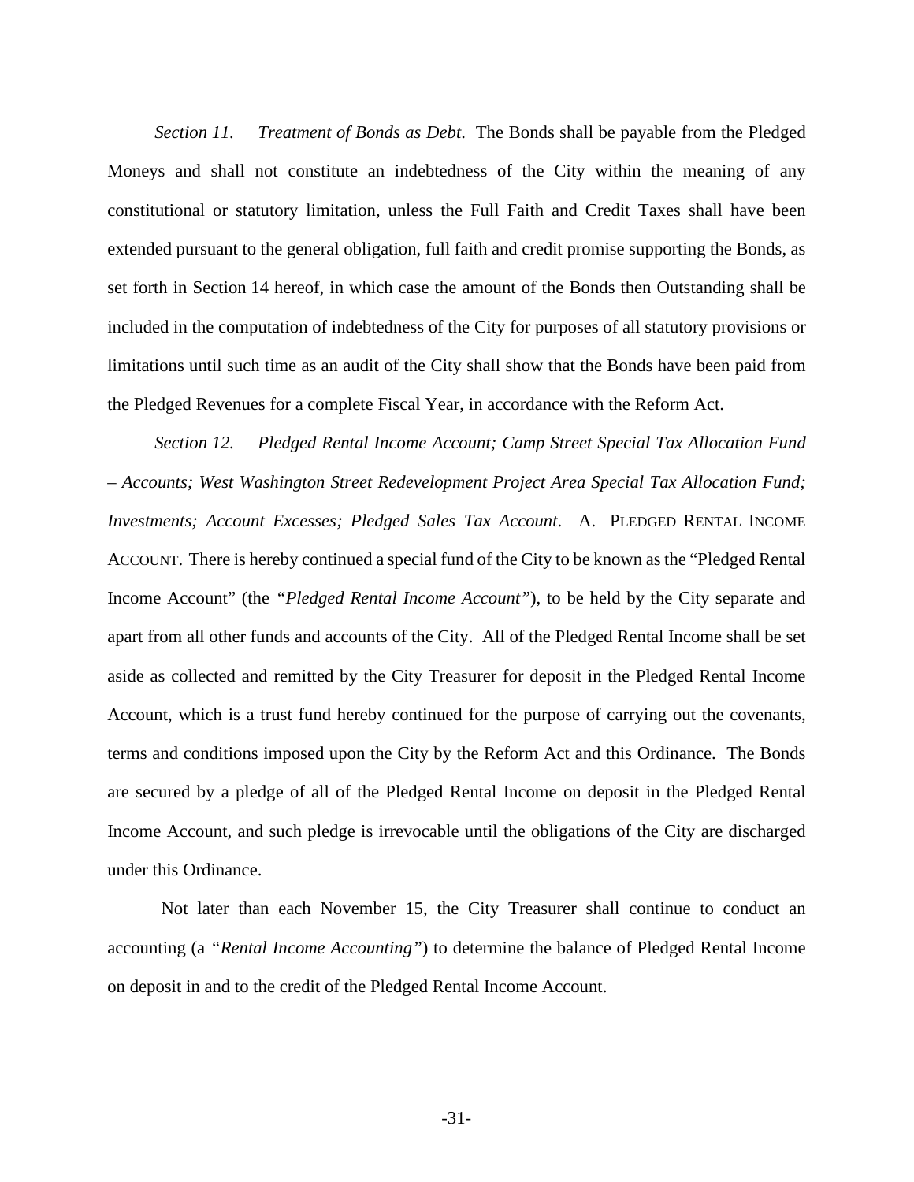*Section 11. Treatment of Bonds as Debt*. The Bonds shall be payable from the Pledged Moneys and shall not constitute an indebtedness of the City within the meaning of any constitutional or statutory limitation, unless the Full Faith and Credit Taxes shall have been extended pursuant to the general obligation, full faith and credit promise supporting the Bonds, as set forth in Section 14 hereof, in which case the amount of the Bonds then Outstanding shall be included in the computation of indebtedness of the City for purposes of all statutory provisions or limitations until such time as an audit of the City shall show that the Bonds have been paid from the Pledged Revenues for a complete Fiscal Year, in accordance with the Reform Act.

*Section 12. Pledged Rental Income Account; Camp Street Special Tax Allocation Fund – Accounts; West Washington Street Redevelopment Project Area Special Tax Allocation Fund; Investments; Account Excesses; Pledged Sales Tax Account*. A. PLEDGED RENTAL INCOME ACCOUNT. There is hereby continued a special fund of the City to be known as the "Pledged Rental Income Account" (the *"Pledged Rental Income Account"*), to be held by the City separate and apart from all other funds and accounts of the City. All of the Pledged Rental Income shall be set aside as collected and remitted by the City Treasurer for deposit in the Pledged Rental Income Account, which is a trust fund hereby continued for the purpose of carrying out the covenants, terms and conditions imposed upon the City by the Reform Act and this Ordinance. The Bonds are secured by a pledge of all of the Pledged Rental Income on deposit in the Pledged Rental Income Account, and such pledge is irrevocable until the obligations of the City are discharged under this Ordinance.

Not later than each November 15, the City Treasurer shall continue to conduct an accounting (a *"Rental Income Accounting"*) to determine the balance of Pledged Rental Income on deposit in and to the credit of the Pledged Rental Income Account.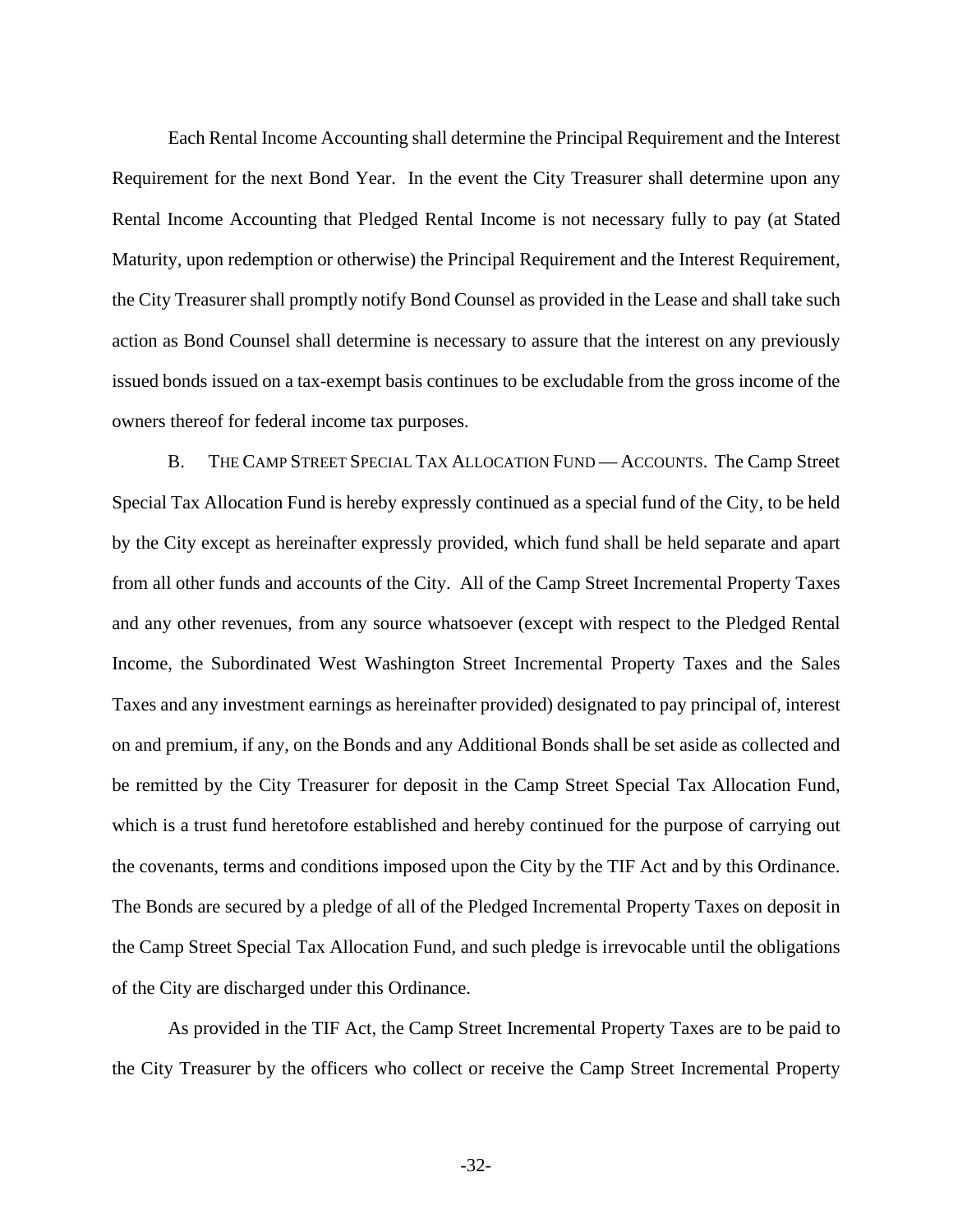Each Rental Income Accounting shall determine the Principal Requirement and the Interest Requirement for the next Bond Year. In the event the City Treasurer shall determine upon any Rental Income Accounting that Pledged Rental Income is not necessary fully to pay (at Stated Maturity, upon redemption or otherwise) the Principal Requirement and the Interest Requirement, the City Treasurer shall promptly notify Bond Counsel as provided in the Lease and shall take such action as Bond Counsel shall determine is necessary to assure that the interest on any previously issued bonds issued on a tax-exempt basis continues to be excludable from the gross income of the owners thereof for federal income tax purposes.

B. THE CAMP STREET SPECIAL TAX ALLOCATION FUND — ACCOUNTS. The Camp Street Special Tax Allocation Fund is hereby expressly continued as a special fund of the City, to be held by the City except as hereinafter expressly provided, which fund shall be held separate and apart from all other funds and accounts of the City. All of the Camp Street Incremental Property Taxes and any other revenues, from any source whatsoever (except with respect to the Pledged Rental Income, the Subordinated West Washington Street Incremental Property Taxes and the Sales Taxes and any investment earnings as hereinafter provided) designated to pay principal of, interest on and premium, if any, on the Bonds and any Additional Bonds shall be set aside as collected and be remitted by the City Treasurer for deposit in the Camp Street Special Tax Allocation Fund, which is a trust fund heretofore established and hereby continued for the purpose of carrying out the covenants, terms and conditions imposed upon the City by the TIF Act and by this Ordinance. The Bonds are secured by a pledge of all of the Pledged Incremental Property Taxes on deposit in the Camp Street Special Tax Allocation Fund, and such pledge is irrevocable until the obligations of the City are discharged under this Ordinance.

As provided in the TIF Act, the Camp Street Incremental Property Taxes are to be paid to the City Treasurer by the officers who collect or receive the Camp Street Incremental Property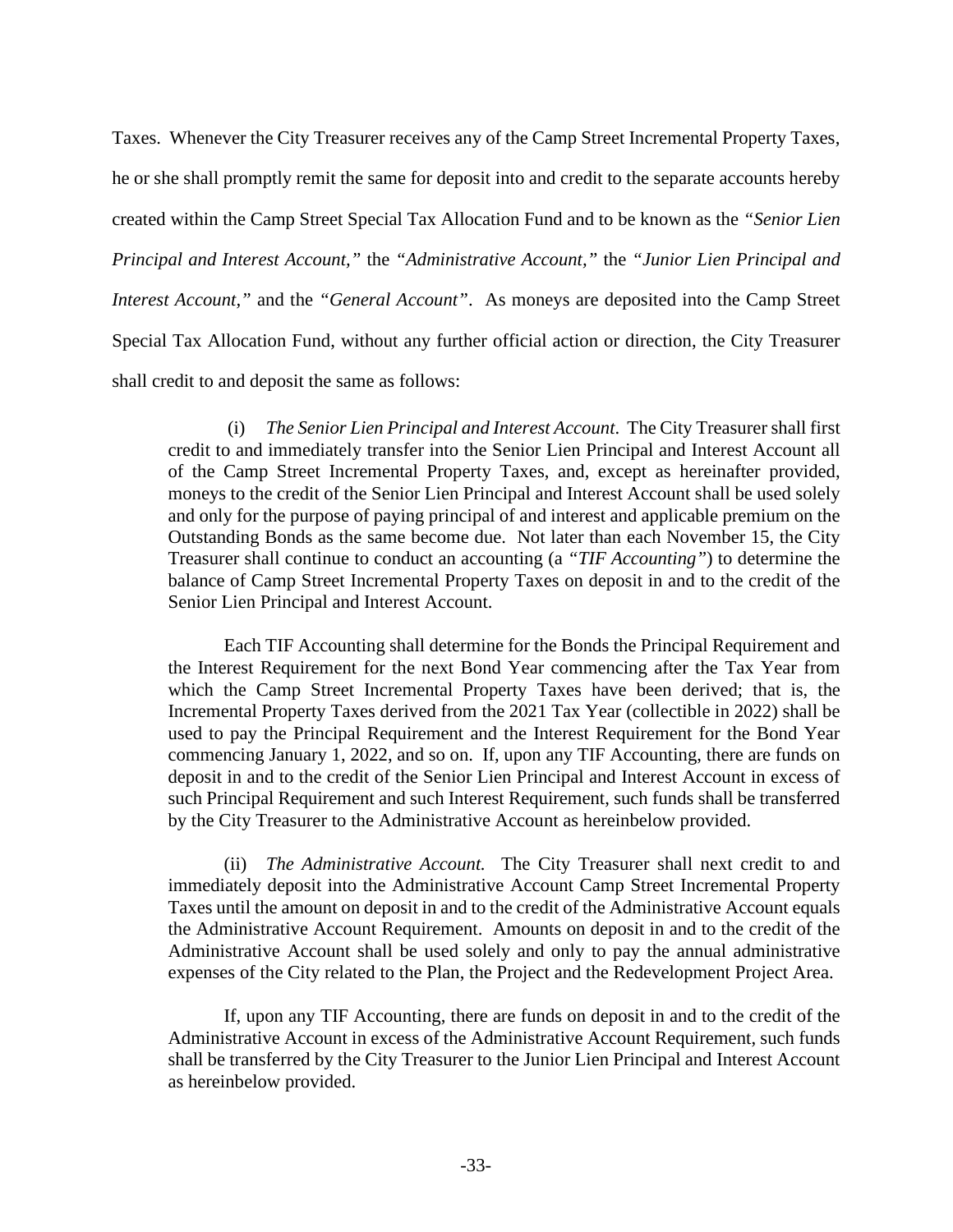Taxes. Whenever the City Treasurer receives any of the Camp Street Incremental Property Taxes, he or she shall promptly remit the same for deposit into and credit to the separate accounts hereby created within the Camp Street Special Tax Allocation Fund and to be known as the *"Senior Lien Principal and Interest Account,"* the *"Administrative Account,"* the *"Junior Lien Principal and Interest Account,"* and the *"General Account"*. As moneys are deposited into the Camp Street Special Tax Allocation Fund, without any further official action or direction, the City Treasurer shall credit to and deposit the same as follows:

> (i) *The Senior Lien Principal and Interest Account*. The City Treasurer shall first credit to and immediately transfer into the Senior Lien Principal and Interest Account all of the Camp Street Incremental Property Taxes, and, except as hereinafter provided, moneys to the credit of the Senior Lien Principal and Interest Account shall be used solely and only for the purpose of paying principal of and interest and applicable premium on the Outstanding Bonds as the same become due. Not later than each November 15, the City Treasurer shall continue to conduct an accounting (a *"TIF Accounting"*) to determine the balance of Camp Street Incremental Property Taxes on deposit in and to the credit of the Senior Lien Principal and Interest Account.
>
> Each TIF Accounting shall determine for the Bonds the Principal Requirement and the Interest Requirement for the next Bond Year commencing after the Tax Year from which the Camp Street Incremental Property Taxes have been derived; that is, the Incremental Property Taxes derived from the 2021 Tax Year (collectible in 2022) shall be used to pay the Principal Requirement and the Interest Requirement for the Bond Year commencing January 1, 2022, and so on. If, upon any TIF Accounting, there are funds on deposit in and to the credit of the Senior Lien Principal and Interest Account in excess of such Principal Requirement and such Interest Requirement, such funds shall be transferred by the City Treasurer to the Administrative Account as hereinbelow provided.
>
> (ii) *The Administrative Account.* The City Treasurer shall next credit to and immediately deposit into the Administrative Account Camp Street Incremental Property Taxes until the amount on deposit in and to the credit of the Administrative Account equals the Administrative Account Requirement. Amounts on deposit in and to the credit of the Administrative Account shall be used solely and only to pay the annual administrative expenses of the City related to the Plan, the Project and the Redevelopment Project Area.
>
> If, upon any TIF Accounting, there are funds on deposit in and to the credit of the Administrative Account in excess of the Administrative Account Requirement, such funds shall be transferred by the City Treasurer to the Junior Lien Principal and Interest Account as hereinbelow provided.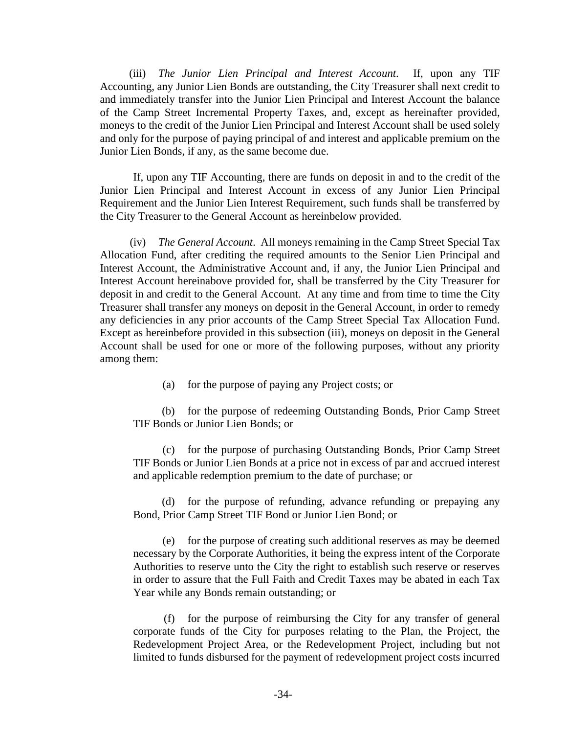(iii) *The Junior Lien Principal and Interest Account*. If, upon any TIF Accounting, any Junior Lien Bonds are outstanding, the City Treasurer shall next credit to and immediately transfer into the Junior Lien Principal and Interest Account the balance of the Camp Street Incremental Property Taxes, and, except as hereinafter provided, moneys to the credit of the Junior Lien Principal and Interest Account shall be used solely and only for the purpose of paying principal of and interest and applicable premium on the Junior Lien Bonds, if any, as the same become due.

If, upon any TIF Accounting, there are funds on deposit in and to the credit of the Junior Lien Principal and Interest Account in excess of any Junior Lien Principal Requirement and the Junior Lien Interest Requirement, such funds shall be transferred by the City Treasurer to the General Account as hereinbelow provided.

(iv) *The General Account*. All moneys remaining in the Camp Street Special Tax Allocation Fund, after crediting the required amounts to the Senior Lien Principal and Interest Account, the Administrative Account and, if any, the Junior Lien Principal and Interest Account hereinabove provided for, shall be transferred by the City Treasurer for deposit in and credit to the General Account. At any time and from time to time the City Treasurer shall transfer any moneys on deposit in the General Account, in order to remedy any deficiencies in any prior accounts of the Camp Street Special Tax Allocation Fund. Except as hereinbefore provided in this subsection (iii), moneys on deposit in the General Account shall be used for one or more of the following purposes, without any priority among them:

(a) for the purpose of paying any Project costs; or

(b) for the purpose of redeeming Outstanding Bonds, Prior Camp Street TIF Bonds or Junior Lien Bonds; or

(c) for the purpose of purchasing Outstanding Bonds, Prior Camp Street TIF Bonds or Junior Lien Bonds at a price not in excess of par and accrued interest and applicable redemption premium to the date of purchase; or

(d) for the purpose of refunding, advance refunding or prepaying any Bond, Prior Camp Street TIF Bond or Junior Lien Bond; or

(e) for the purpose of creating such additional reserves as may be deemed necessary by the Corporate Authorities, it being the express intent of the Corporate Authorities to reserve unto the City the right to establish such reserve or reserves in order to assure that the Full Faith and Credit Taxes may be abated in each Tax Year while any Bonds remain outstanding; or

(f) for the purpose of reimbursing the City for any transfer of general corporate funds of the City for purposes relating to the Plan, the Project, the Redevelopment Project Area, or the Redevelopment Project, including but not limited to funds disbursed for the payment of redevelopment project costs incurred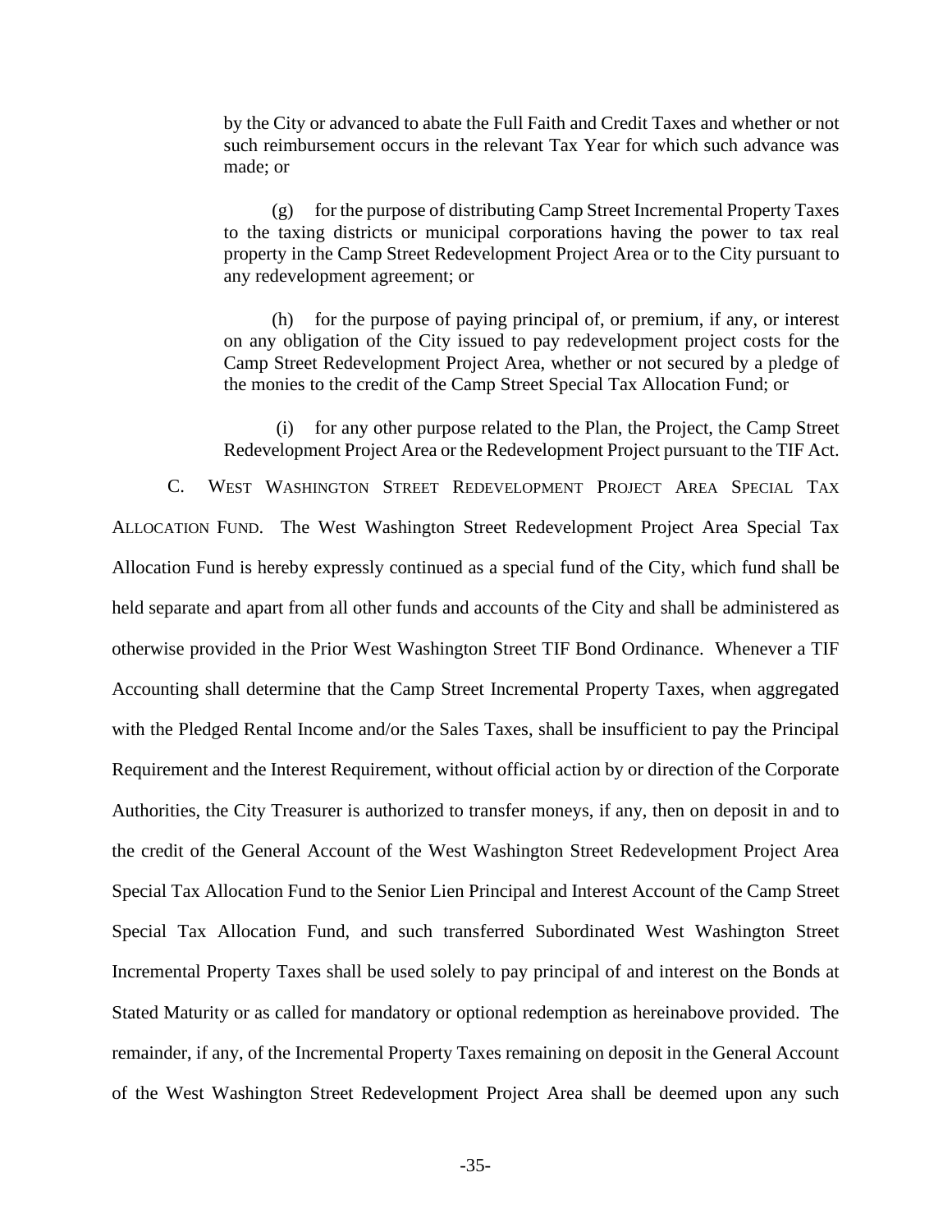by the City or advanced to abate the Full Faith and Credit Taxes and whether or not such reimbursement occurs in the relevant Tax Year for which such advance was made; or

(g) for the purpose of distributing Camp Street Incremental Property Taxes to the taxing districts or municipal corporations having the power to tax real property in the Camp Street Redevelopment Project Area or to the City pursuant to any redevelopment agreement; or

(h) for the purpose of paying principal of, or premium, if any, or interest on any obligation of the City issued to pay redevelopment project costs for the Camp Street Redevelopment Project Area, whether or not secured by a pledge of the monies to the credit of the Camp Street Special Tax Allocation Fund; or

(i) for any other purpose related to the Plan, the Project, the Camp Street Redevelopment Project Area or the Redevelopment Project pursuant to the TIF Act.

C. West Washington Street Redevelopment Project Area Special Tax Allocation Fund. The West Washington Street Redevelopment Project Area Special Tax Allocation Fund is hereby expressly continued as a special fund of the City, which fund shall be held separate and apart from all other funds and accounts of the City and shall be administered as otherwise provided in the Prior West Washington Street TIF Bond Ordinance. Whenever a TIF Accounting shall determine that the Camp Street Incremental Property Taxes, when aggregated with the Pledged Rental Income and/or the Sales Taxes, shall be insufficient to pay the Principal Requirement and the Interest Requirement, without official action by or direction of the Corporate Authorities, the City Treasurer is authorized to transfer moneys, if any, then on deposit in and to the credit of the General Account of the West Washington Street Redevelopment Project Area Special Tax Allocation Fund to the Senior Lien Principal and Interest Account of the Camp Street Special Tax Allocation Fund, and such transferred Subordinated West Washington Street Incremental Property Taxes shall be used solely to pay principal of and interest on the Bonds at Stated Maturity or as called for mandatory or optional redemption as hereinabove provided. The remainder, if any, of the Incremental Property Taxes remaining on deposit in the General Account of the West Washington Street Redevelopment Project Area shall be deemed upon any such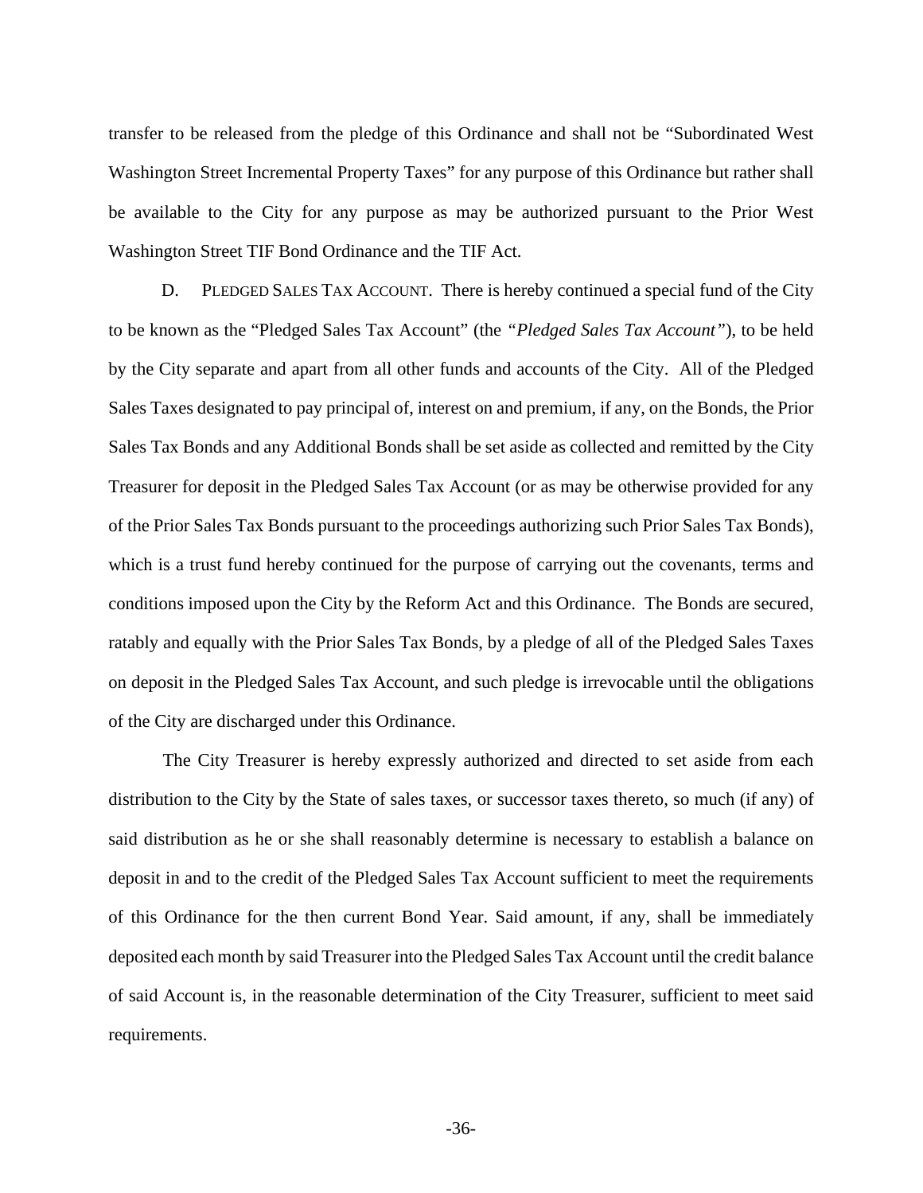transfer to be released from the pledge of this Ordinance and shall not be "Subordinated West Washington Street Incremental Property Taxes" for any purpose of this Ordinance but rather shall be available to the City for any purpose as may be authorized pursuant to the Prior West Washington Street TIF Bond Ordinance and the TIF Act.

D. PLEDGED SALES TAX ACCOUNT. There is hereby continued a special fund of the City to be known as the "Pledged Sales Tax Account" (the *"Pledged Sales Tax Account"*), to be held by the City separate and apart from all other funds and accounts of the City. All of the Pledged Sales Taxes designated to pay principal of, interest on and premium, if any, on the Bonds, the Prior Sales Tax Bonds and any Additional Bonds shall be set aside as collected and remitted by the City Treasurer for deposit in the Pledged Sales Tax Account (or as may be otherwise provided for any of the Prior Sales Tax Bonds pursuant to the proceedings authorizing such Prior Sales Tax Bonds), which is a trust fund hereby continued for the purpose of carrying out the covenants, terms and conditions imposed upon the City by the Reform Act and this Ordinance. The Bonds are secured, ratably and equally with the Prior Sales Tax Bonds, by a pledge of all of the Pledged Sales Taxes on deposit in the Pledged Sales Tax Account, and such pledge is irrevocable until the obligations of the City are discharged under this Ordinance.

The City Treasurer is hereby expressly authorized and directed to set aside from each distribution to the City by the State of sales taxes, or successor taxes thereto, so much (if any) of said distribution as he or she shall reasonably determine is necessary to establish a balance on deposit in and to the credit of the Pledged Sales Tax Account sufficient to meet the requirements of this Ordinance for the then current Bond Year. Said amount, if any, shall be immediately deposited each month by said Treasurer into the Pledged Sales Tax Account until the credit balance of said Account is, in the reasonable determination of the City Treasurer, sufficient to meet said requirements.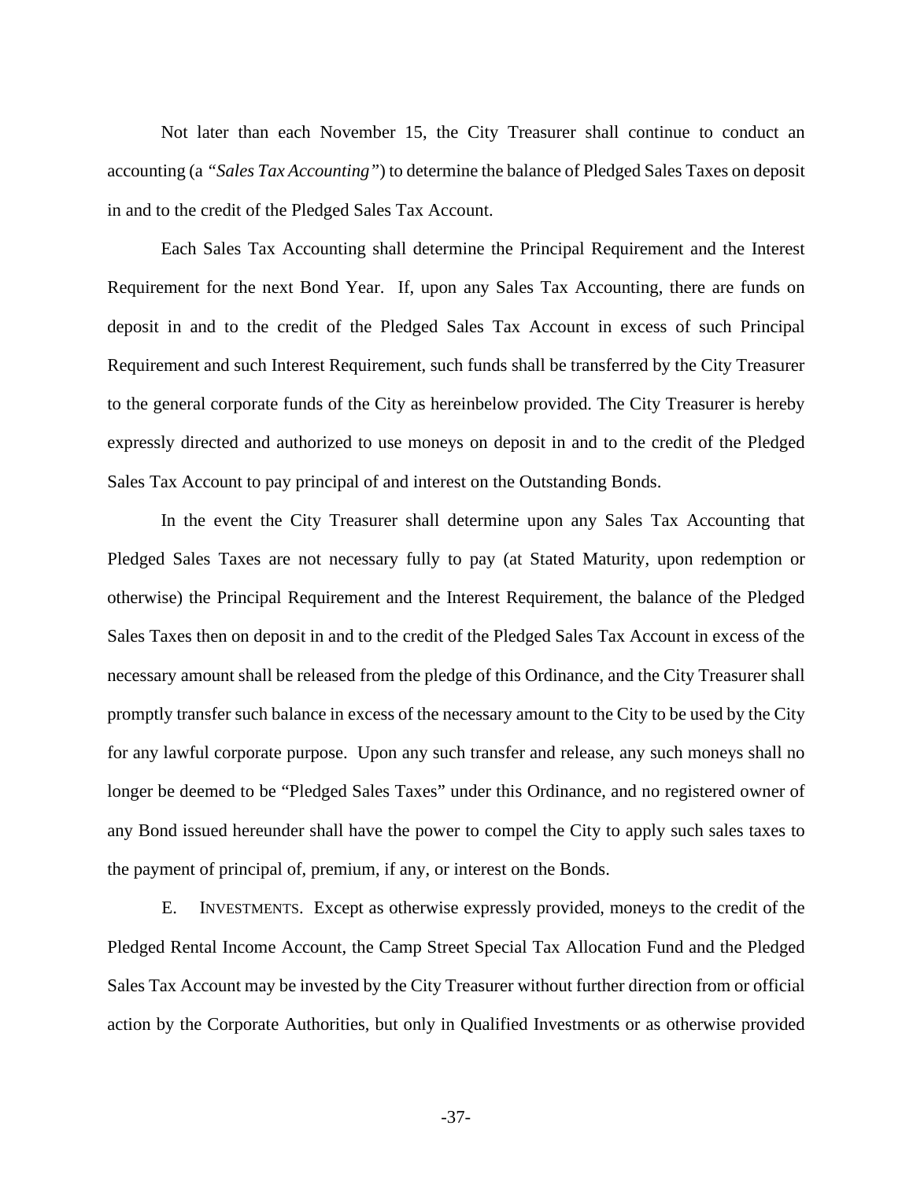Not later than each November 15, the City Treasurer shall continue to conduct an accounting (a *"Sales Tax Accounting"*) to determine the balance of Pledged Sales Taxes on deposit in and to the credit of the Pledged Sales Tax Account.

Each Sales Tax Accounting shall determine the Principal Requirement and the Interest Requirement for the next Bond Year. If, upon any Sales Tax Accounting, there are funds on deposit in and to the credit of the Pledged Sales Tax Account in excess of such Principal Requirement and such Interest Requirement, such funds shall be transferred by the City Treasurer to the general corporate funds of the City as hereinbelow provided. The City Treasurer is hereby expressly directed and authorized to use moneys on deposit in and to the credit of the Pledged Sales Tax Account to pay principal of and interest on the Outstanding Bonds.

In the event the City Treasurer shall determine upon any Sales Tax Accounting that Pledged Sales Taxes are not necessary fully to pay (at Stated Maturity, upon redemption or otherwise) the Principal Requirement and the Interest Requirement, the balance of the Pledged Sales Taxes then on deposit in and to the credit of the Pledged Sales Tax Account in excess of the necessary amount shall be released from the pledge of this Ordinance, and the City Treasurer shall promptly transfer such balance in excess of the necessary amount to the City to be used by the City for any lawful corporate purpose. Upon any such transfer and release, any such moneys shall no longer be deemed to be "Pledged Sales Taxes" under this Ordinance, and no registered owner of any Bond issued hereunder shall have the power to compel the City to apply such sales taxes to the payment of principal of, premium, if any, or interest on the Bonds.

E. INVESTMENTS. Except as otherwise expressly provided, moneys to the credit of the Pledged Rental Income Account, the Camp Street Special Tax Allocation Fund and the Pledged Sales Tax Account may be invested by the City Treasurer without further direction from or official action by the Corporate Authorities, but only in Qualified Investments or as otherwise provided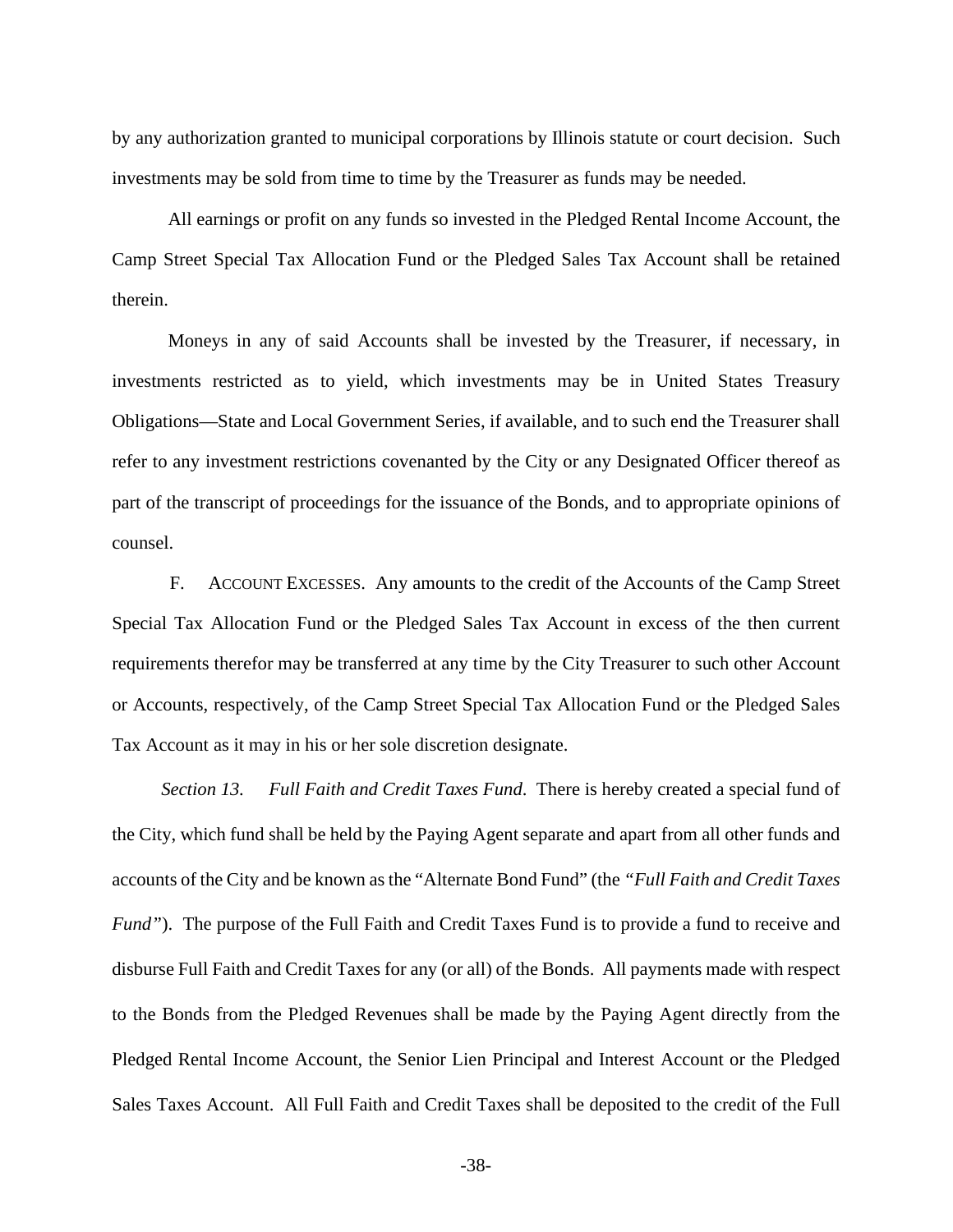by any authorization granted to municipal corporations by Illinois statute or court decision. Such investments may be sold from time to time by the Treasurer as funds may be needed.

All earnings or profit on any funds so invested in the Pledged Rental Income Account, the Camp Street Special Tax Allocation Fund or the Pledged Sales Tax Account shall be retained therein.

Moneys in any of said Accounts shall be invested by the Treasurer, if necessary, in investments restricted as to yield, which investments may be in United States Treasury Obligations—State and Local Government Series, if available, and to such end the Treasurer shall refer to any investment restrictions covenanted by the City or any Designated Officer thereof as part of the transcript of proceedings for the issuance of the Bonds, and to appropriate opinions of counsel.

F. ACCOUNT EXCESSES. Any amounts to the credit of the Accounts of the Camp Street Special Tax Allocation Fund or the Pledged Sales Tax Account in excess of the then current requirements therefor may be transferred at any time by the City Treasurer to such other Account or Accounts, respectively, of the Camp Street Special Tax Allocation Fund or the Pledged Sales Tax Account as it may in his or her sole discretion designate.

*Section 13. Full Faith and Credit Taxes Fund*. There is hereby created a special fund of the City, which fund shall be held by the Paying Agent separate and apart from all other funds and accounts of the City and be known as the "Alternate Bond Fund" (the *"Full Faith and Credit Taxes Fund"*). The purpose of the Full Faith and Credit Taxes Fund is to provide a fund to receive and disburse Full Faith and Credit Taxes for any (or all) of the Bonds. All payments made with respect to the Bonds from the Pledged Revenues shall be made by the Paying Agent directly from the Pledged Rental Income Account, the Senior Lien Principal and Interest Account or the Pledged Sales Taxes Account. All Full Faith and Credit Taxes shall be deposited to the credit of the Full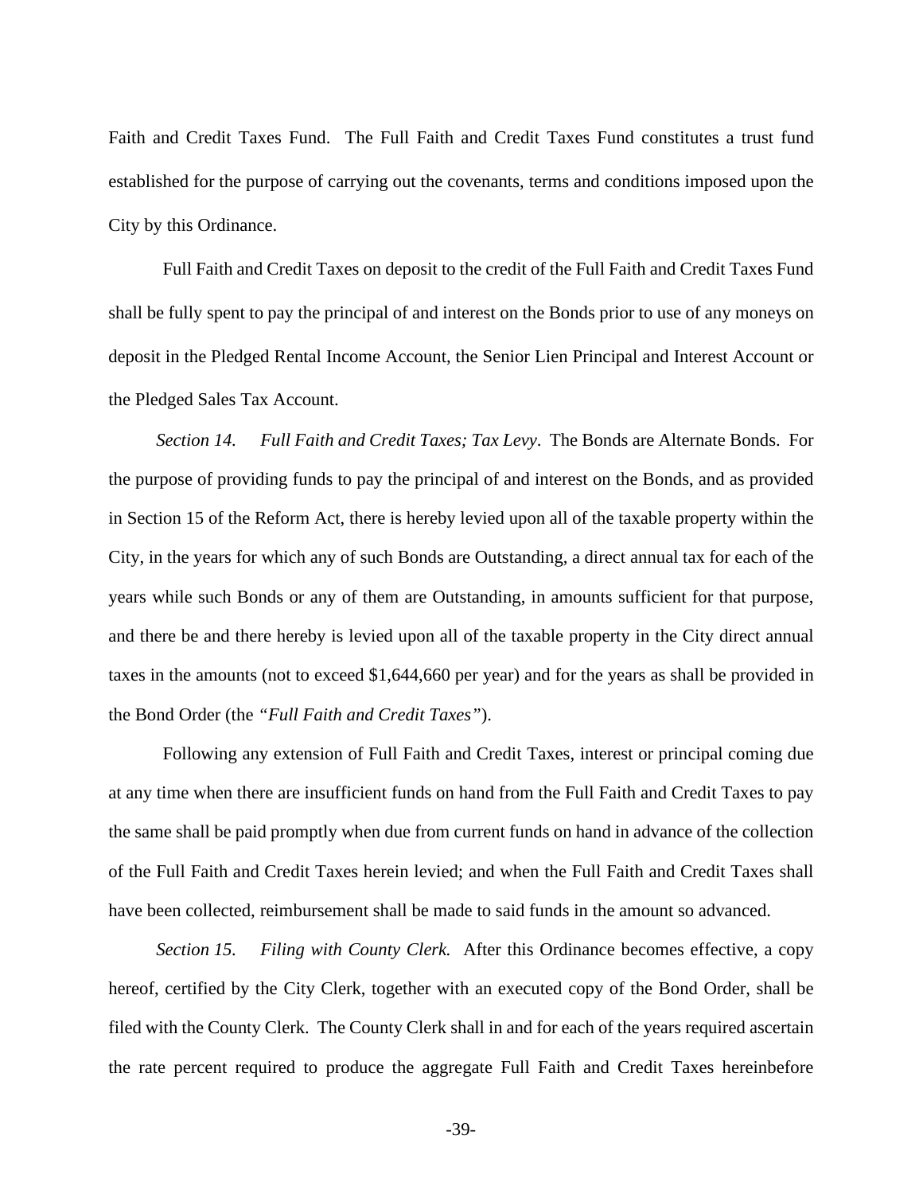Faith and Credit Taxes Fund. The Full Faith and Credit Taxes Fund constitutes a trust fund established for the purpose of carrying out the covenants, terms and conditions imposed upon the City by this Ordinance.

Full Faith and Credit Taxes on deposit to the credit of the Full Faith and Credit Taxes Fund shall be fully spent to pay the principal of and interest on the Bonds prior to use of any moneys on deposit in the Pledged Rental Income Account, the Senior Lien Principal and Interest Account or the Pledged Sales Tax Account.

*Section 14. Full Faith and Credit Taxes; Tax Levy*. The Bonds are Alternate Bonds. For the purpose of providing funds to pay the principal of and interest on the Bonds, and as provided in Section 15 of the Reform Act, there is hereby levied upon all of the taxable property within the City, in the years for which any of such Bonds are Outstanding, a direct annual tax for each of the years while such Bonds or any of them are Outstanding, in amounts sufficient for that purpose, and there be and there hereby is levied upon all of the taxable property in the City direct annual taxes in the amounts (not to exceed $1,644,660 per year) and for the years as shall be provided in the Bond Order (the *"Full Faith and Credit Taxes"*).

Following any extension of Full Faith and Credit Taxes, interest or principal coming due at any time when there are insufficient funds on hand from the Full Faith and Credit Taxes to pay the same shall be paid promptly when due from current funds on hand in advance of the collection of the Full Faith and Credit Taxes herein levied; and when the Full Faith and Credit Taxes shall have been collected, reimbursement shall be made to said funds in the amount so advanced.

*Section 15. Filing with County Clerk.* After this Ordinance becomes effective, a copy hereof, certified by the City Clerk, together with an executed copy of the Bond Order, shall be filed with the County Clerk. The County Clerk shall in and for each of the years required ascertain the rate percent required to produce the aggregate Full Faith and Credit Taxes hereinbefore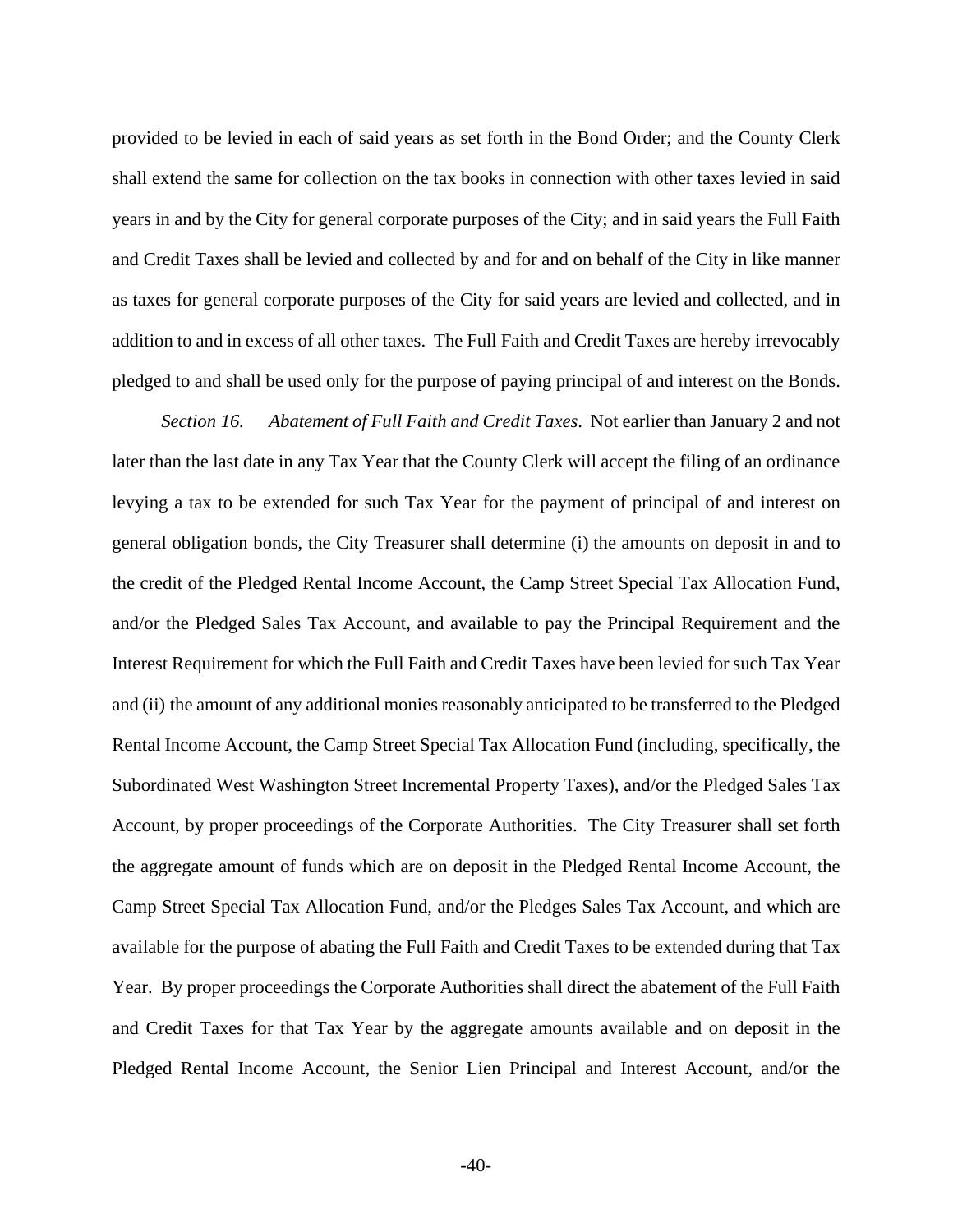provided to be levied in each of said years as set forth in the Bond Order; and the County Clerk shall extend the same for collection on the tax books in connection with other taxes levied in said years in and by the City for general corporate purposes of the City; and in said years the Full Faith and Credit Taxes shall be levied and collected by and for and on behalf of the City in like manner as taxes for general corporate purposes of the City for said years are levied and collected, and in addition to and in excess of all other taxes. The Full Faith and Credit Taxes are hereby irrevocably pledged to and shall be used only for the purpose of paying principal of and interest on the Bonds.

*Section 16. Abatement of Full Faith and Credit Taxes*. Not earlier than January 2 and not later than the last date in any Tax Year that the County Clerk will accept the filing of an ordinance levying a tax to be extended for such Tax Year for the payment of principal of and interest on general obligation bonds, the City Treasurer shall determine (i) the amounts on deposit in and to the credit of the Pledged Rental Income Account, the Camp Street Special Tax Allocation Fund, and/or the Pledged Sales Tax Account, and available to pay the Principal Requirement and the Interest Requirement for which the Full Faith and Credit Taxes have been levied for such Tax Year and (ii) the amount of any additional monies reasonably anticipated to be transferred to the Pledged Rental Income Account, the Camp Street Special Tax Allocation Fund (including, specifically, the Subordinated West Washington Street Incremental Property Taxes), and/or the Pledged Sales Tax Account, by proper proceedings of the Corporate Authorities. The City Treasurer shall set forth the aggregate amount of funds which are on deposit in the Pledged Rental Income Account, the Camp Street Special Tax Allocation Fund, and/or the Pledges Sales Tax Account, and which are available for the purpose of abating the Full Faith and Credit Taxes to be extended during that Tax Year. By proper proceedings the Corporate Authorities shall direct the abatement of the Full Faith and Credit Taxes for that Tax Year by the aggregate amounts available and on deposit in the Pledged Rental Income Account, the Senior Lien Principal and Interest Account, and/or the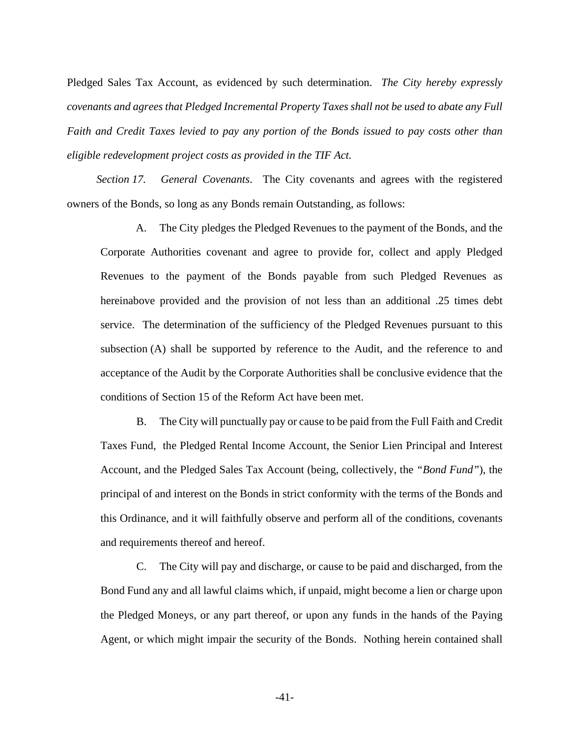Pledged Sales Tax Account, as evidenced by such determination. *The City hereby expressly covenants and agrees that Pledged Incremental Property Taxes shall not be used to abate any Full Faith and Credit Taxes levied to pay any portion of the Bonds issued to pay costs other than eligible redevelopment project costs as provided in the TIF Act.*

*Section 17. General Covenants*. The City covenants and agrees with the registered owners of the Bonds, so long as any Bonds remain Outstanding, as follows:

A. The City pledges the Pledged Revenues to the payment of the Bonds, and the Corporate Authorities covenant and agree to provide for, collect and apply Pledged Revenues to the payment of the Bonds payable from such Pledged Revenues as hereinabove provided and the provision of not less than an additional .25 times debt service. The determination of the sufficiency of the Pledged Revenues pursuant to this subsection (A) shall be supported by reference to the Audit, and the reference to and acceptance of the Audit by the Corporate Authorities shall be conclusive evidence that the conditions of Section 15 of the Reform Act have been met.

B. The City will punctually pay or cause to be paid from the Full Faith and Credit Taxes Fund, the Pledged Rental Income Account, the Senior Lien Principal and Interest Account, and the Pledged Sales Tax Account (being, collectively, the *"Bond Fund"*), the principal of and interest on the Bonds in strict conformity with the terms of the Bonds and this Ordinance, and it will faithfully observe and perform all of the conditions, covenants and requirements thereof and hereof.

C. The City will pay and discharge, or cause to be paid and discharged, from the Bond Fund any and all lawful claims which, if unpaid, might become a lien or charge upon the Pledged Moneys, or any part thereof, or upon any funds in the hands of the Paying Agent, or which might impair the security of the Bonds. Nothing herein contained shall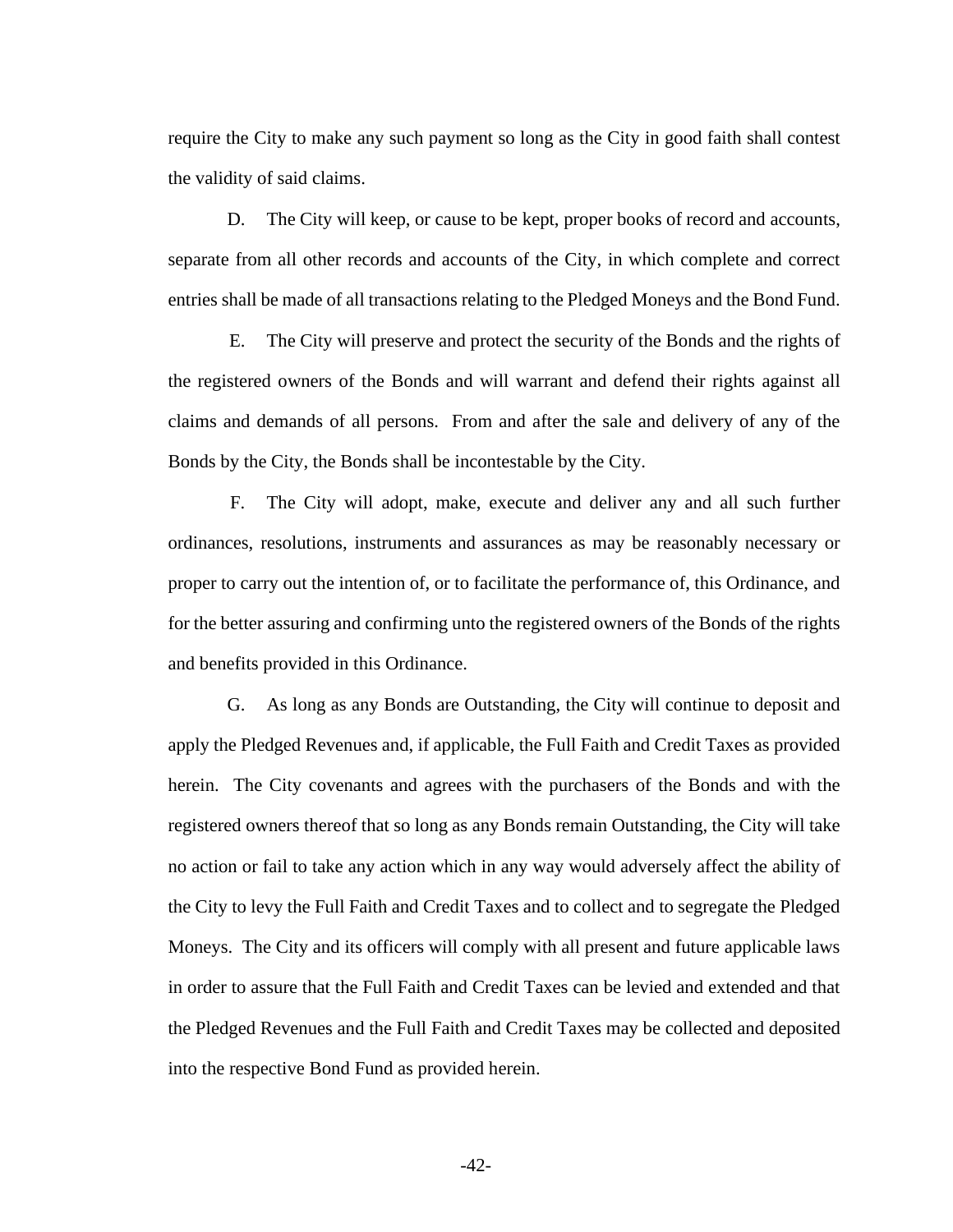require the City to make any such payment so long as the City in good faith shall contest the validity of said claims.

D. The City will keep, or cause to be kept, proper books of record and accounts, separate from all other records and accounts of the City, in which complete and correct entries shall be made of all transactions relating to the Pledged Moneys and the Bond Fund.

E. The City will preserve and protect the security of the Bonds and the rights of the registered owners of the Bonds and will warrant and defend their rights against all claims and demands of all persons. From and after the sale and delivery of any of the Bonds by the City, the Bonds shall be incontestable by the City.

F. The City will adopt, make, execute and deliver any and all such further ordinances, resolutions, instruments and assurances as may be reasonably necessary or proper to carry out the intention of, or to facilitate the performance of, this Ordinance, and for the better assuring and confirming unto the registered owners of the Bonds of the rights and benefits provided in this Ordinance.

G. As long as any Bonds are Outstanding, the City will continue to deposit and apply the Pledged Revenues and, if applicable, the Full Faith and Credit Taxes as provided herein. The City covenants and agrees with the purchasers of the Bonds and with the registered owners thereof that so long as any Bonds remain Outstanding, the City will take no action or fail to take any action which in any way would adversely affect the ability of the City to levy the Full Faith and Credit Taxes and to collect and to segregate the Pledged Moneys. The City and its officers will comply with all present and future applicable laws in order to assure that the Full Faith and Credit Taxes can be levied and extended and that the Pledged Revenues and the Full Faith and Credit Taxes may be collected and deposited into the respective Bond Fund as provided herein.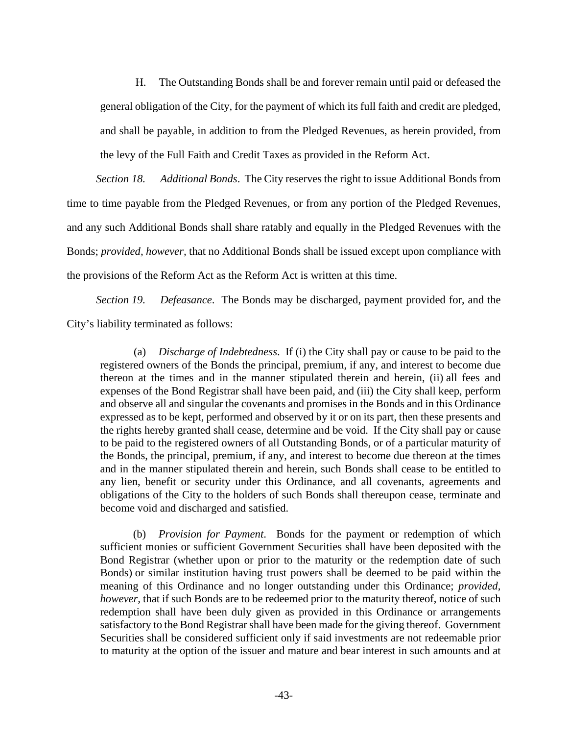H. The Outstanding Bonds shall be and forever remain until paid or defeased the general obligation of the City, for the payment of which its full faith and credit are pledged, and shall be payable, in addition to from the Pledged Revenues, as herein provided, from the levy of the Full Faith and Credit Taxes as provided in the Reform Act.

*Section 18. Additional Bonds*. The City reserves the right to issue Additional Bonds from time to time payable from the Pledged Revenues, or from any portion of the Pledged Revenues, and any such Additional Bonds shall share ratably and equally in the Pledged Revenues with the Bonds; *provided, however,* that no Additional Bonds shall be issued except upon compliance with the provisions of the Reform Act as the Reform Act is written at this time.

*Section 19. Defeasance*. The Bonds may be discharged, payment provided for, and the City's liability terminated as follows:

> (a) *Discharge of Indebtedness*. If (i) the City shall pay or cause to be paid to the registered owners of the Bonds the principal, premium, if any, and interest to become due thereon at the times and in the manner stipulated therein and herein, (ii) all fees and expenses of the Bond Registrar shall have been paid, and (iii) the City shall keep, perform and observe all and singular the covenants and promises in the Bonds and in this Ordinance expressed as to be kept, performed and observed by it or on its part, then these presents and the rights hereby granted shall cease, determine and be void. If the City shall pay or cause to be paid to the registered owners of all Outstanding Bonds, or of a particular maturity of the Bonds, the principal, premium, if any, and interest to become due thereon at the times and in the manner stipulated therein and herein, such Bonds shall cease to be entitled to any lien, benefit or security under this Ordinance, and all covenants, agreements and obligations of the City to the holders of such Bonds shall thereupon cease, terminate and become void and discharged and satisfied.
>
> (b) *Provision for Payment*. Bonds for the payment or redemption of which sufficient monies or sufficient Government Securities shall have been deposited with the Bond Registrar (whether upon or prior to the maturity or the redemption date of such Bonds) or similar institution having trust powers shall be deemed to be paid within the meaning of this Ordinance and no longer outstanding under this Ordinance; *provided, however*, that if such Bonds are to be redeemed prior to the maturity thereof, notice of such redemption shall have been duly given as provided in this Ordinance or arrangements satisfactory to the Bond Registrar shall have been made for the giving thereof. Government Securities shall be considered sufficient only if said investments are not redeemable prior to maturity at the option of the issuer and mature and bear interest in such amounts and at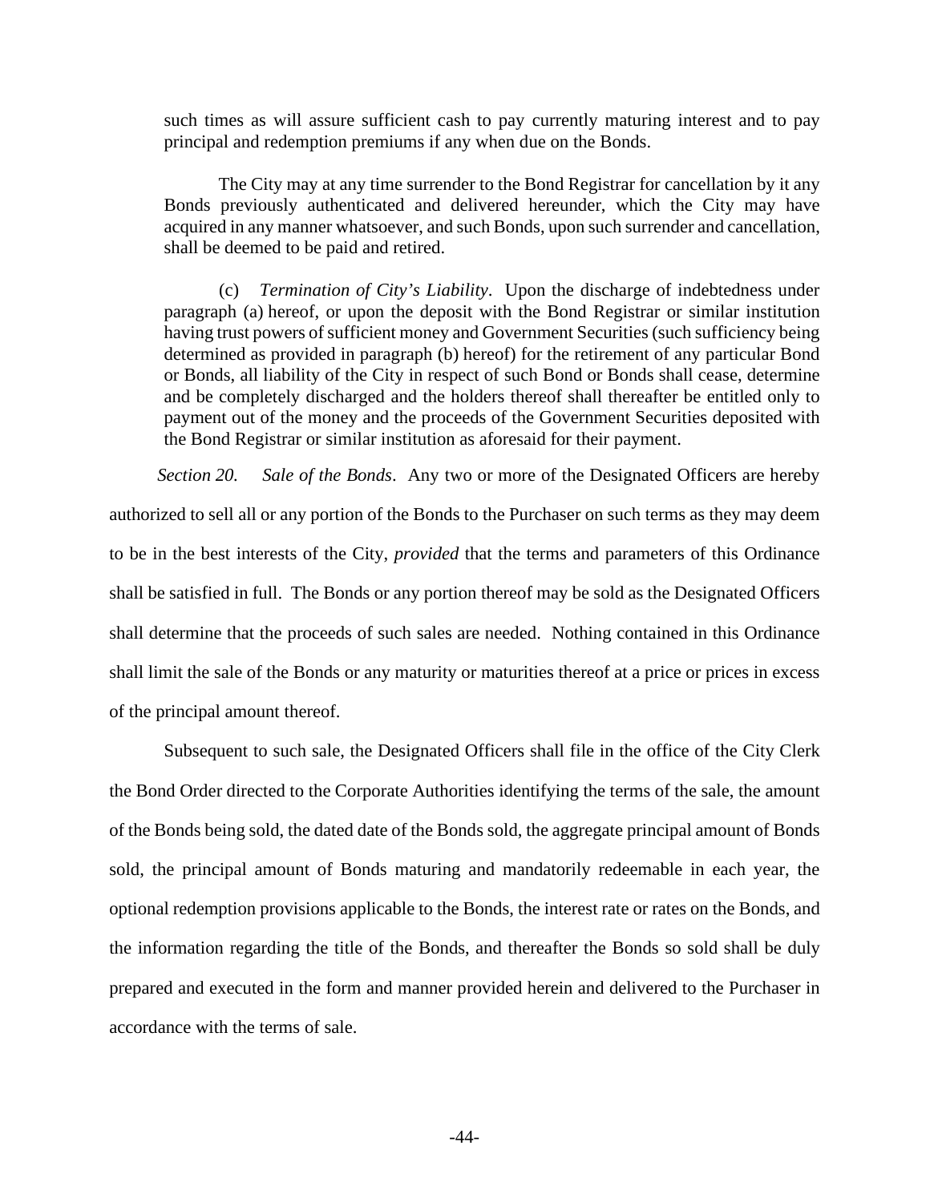such times as will assure sufficient cash to pay currently maturing interest and to pay principal and redemption premiums if any when due on the Bonds.

The City may at any time surrender to the Bond Registrar for cancellation by it any Bonds previously authenticated and delivered hereunder, which the City may have acquired in any manner whatsoever, and such Bonds, upon such surrender and cancellation, shall be deemed to be paid and retired.

(c) *Termination of City's Liability*. Upon the discharge of indebtedness under paragraph (a) hereof, or upon the deposit with the Bond Registrar or similar institution having trust powers of sufficient money and Government Securities (such sufficiency being determined as provided in paragraph (b) hereof) for the retirement of any particular Bond or Bonds, all liability of the City in respect of such Bond or Bonds shall cease, determine and be completely discharged and the holders thereof shall thereafter be entitled only to payment out of the money and the proceeds of the Government Securities deposited with the Bond Registrar or similar institution as aforesaid for their payment.

*Section 20. Sale of the Bonds*. Any two or more of the Designated Officers are hereby authorized to sell all or any portion of the Bonds to the Purchaser on such terms as they may deem to be in the best interests of the City, *provided* that the terms and parameters of this Ordinance shall be satisfied in full. The Bonds or any portion thereof may be sold as the Designated Officers shall determine that the proceeds of such sales are needed. Nothing contained in this Ordinance shall limit the sale of the Bonds or any maturity or maturities thereof at a price or prices in excess of the principal amount thereof.

Subsequent to such sale, the Designated Officers shall file in the office of the City Clerk the Bond Order directed to the Corporate Authorities identifying the terms of the sale, the amount of the Bonds being sold, the dated date of the Bonds sold, the aggregate principal amount of Bonds sold, the principal amount of Bonds maturing and mandatorily redeemable in each year, the optional redemption provisions applicable to the Bonds, the interest rate or rates on the Bonds, and the information regarding the title of the Bonds, and thereafter the Bonds so sold shall be duly prepared and executed in the form and manner provided herein and delivered to the Purchaser in accordance with the terms of sale.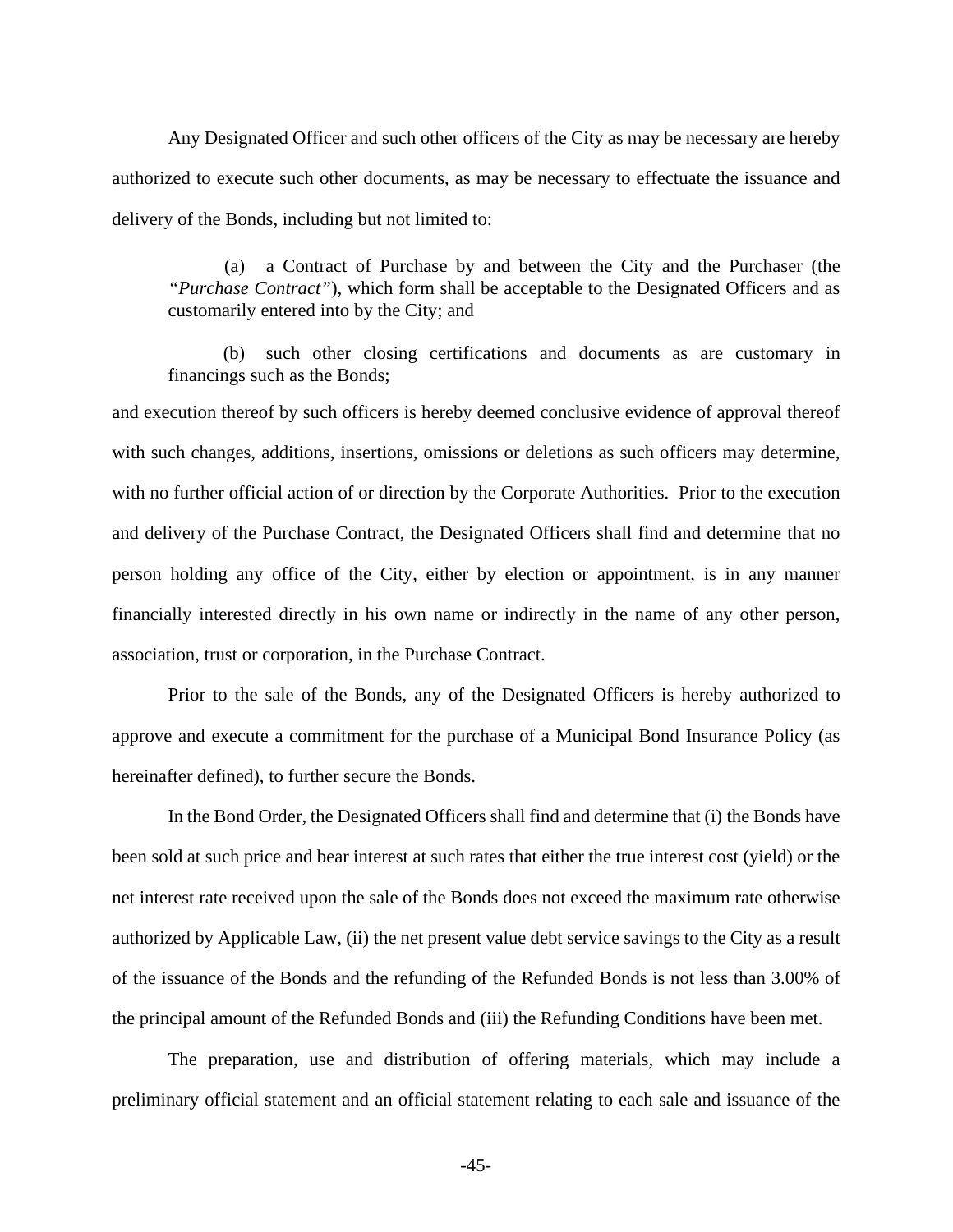Any Designated Officer and such other officers of the City as may be necessary are hereby authorized to execute such other documents, as may be necessary to effectuate the issuance and delivery of the Bonds, including but not limited to:

(a) a Contract of Purchase by and between the City and the Purchaser (the *"Purchase Contract"*), which form shall be acceptable to the Designated Officers and as customarily entered into by the City; and

(b) such other closing certifications and documents as are customary in financings such as the Bonds;

and execution thereof by such officers is hereby deemed conclusive evidence of approval thereof with such changes, additions, insertions, omissions or deletions as such officers may determine, with no further official action of or direction by the Corporate Authorities. Prior to the execution and delivery of the Purchase Contract, the Designated Officers shall find and determine that no person holding any office of the City, either by election or appointment, is in any manner financially interested directly in his own name or indirectly in the name of any other person, association, trust or corporation, in the Purchase Contract.

Prior to the sale of the Bonds, any of the Designated Officers is hereby authorized to approve and execute a commitment for the purchase of a Municipal Bond Insurance Policy (as hereinafter defined), to further secure the Bonds.

In the Bond Order, the Designated Officers shall find and determine that (i) the Bonds have been sold at such price and bear interest at such rates that either the true interest cost (yield) or the net interest rate received upon the sale of the Bonds does not exceed the maximum rate otherwise authorized by Applicable Law, (ii) the net present value debt service savings to the City as a result of the issuance of the Bonds and the refunding of the Refunded Bonds is not less than 3.00% of the principal amount of the Refunded Bonds and (iii) the Refunding Conditions have been met.

The preparation, use and distribution of offering materials, which may include a preliminary official statement and an official statement relating to each sale and issuance of the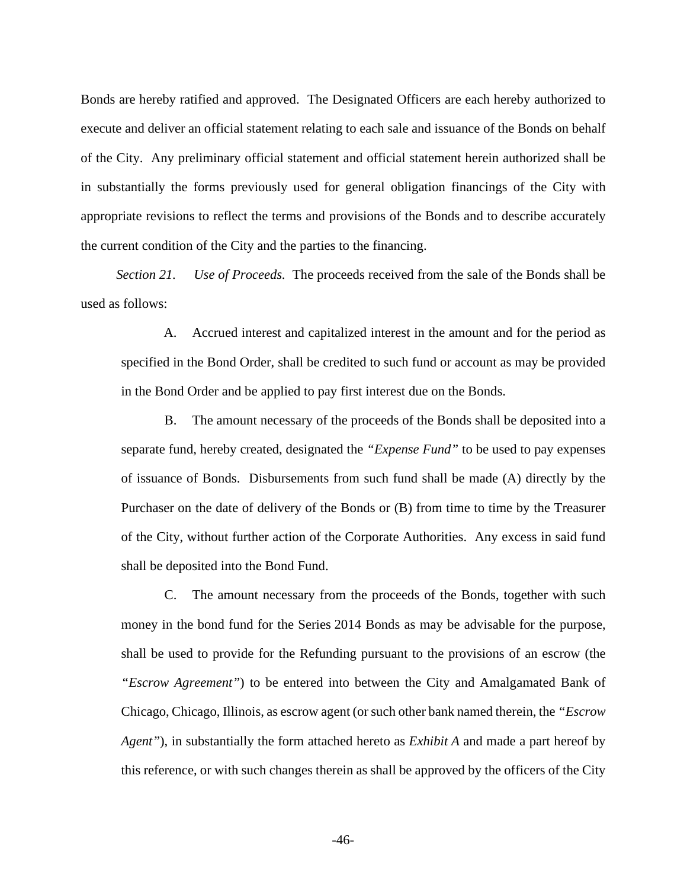Bonds are hereby ratified and approved. The Designated Officers are each hereby authorized to execute and deliver an official statement relating to each sale and issuance of the Bonds on behalf of the City. Any preliminary official statement and official statement herein authorized shall be in substantially the forms previously used for general obligation financings of the City with appropriate revisions to reflect the terms and provisions of the Bonds and to describe accurately the current condition of the City and the parties to the financing.

*Section 21. Use of Proceeds.* The proceeds received from the sale of the Bonds shall be used as follows:

A. Accrued interest and capitalized interest in the amount and for the period as specified in the Bond Order, shall be credited to such fund or account as may be provided in the Bond Order and be applied to pay first interest due on the Bonds.

B. The amount necessary of the proceeds of the Bonds shall be deposited into a separate fund, hereby created, designated the *"Expense Fund"* to be used to pay expenses of issuance of Bonds. Disbursements from such fund shall be made (A) directly by the Purchaser on the date of delivery of the Bonds or (B) from time to time by the Treasurer of the City, without further action of the Corporate Authorities. Any excess in said fund shall be deposited into the Bond Fund.

C. The amount necessary from the proceeds of the Bonds, together with such money in the bond fund for the Series 2014 Bonds as may be advisable for the purpose, shall be used to provide for the Refunding pursuant to the provisions of an escrow (the *"Escrow Agreement"*) to be entered into between the City and Amalgamated Bank of Chicago, Chicago, Illinois, as escrow agent (or such other bank named therein, the *"Escrow Agent"*), in substantially the form attached hereto as *Exhibit A* and made a part hereof by this reference, or with such changes therein as shall be approved by the officers of the City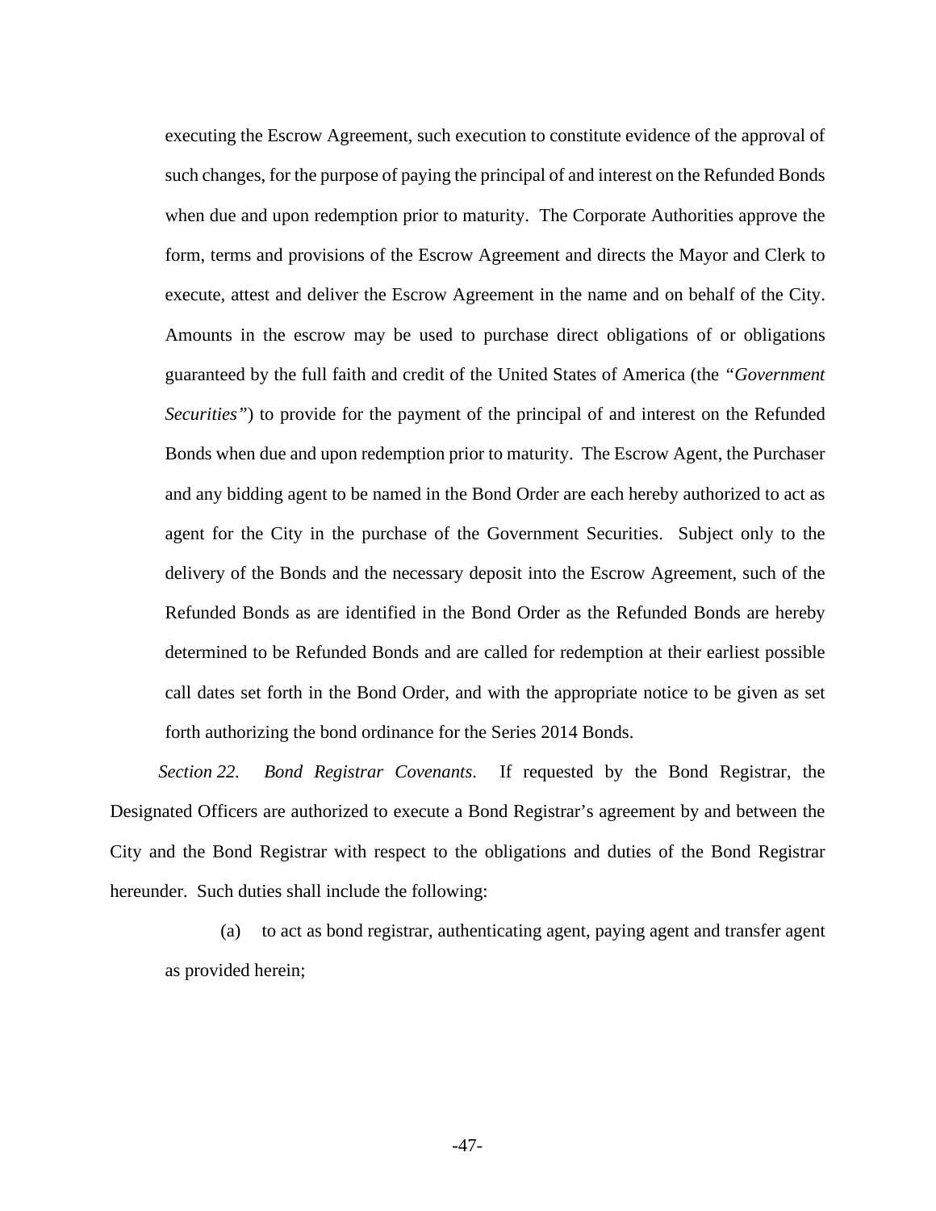executing the Escrow Agreement, such execution to constitute evidence of the approval of such changes, for the purpose of paying the principal of and interest on the Refunded Bonds when due and upon redemption prior to maturity. The Corporate Authorities approve the form, terms and provisions of the Escrow Agreement and directs the Mayor and Clerk to execute, attest and deliver the Escrow Agreement in the name and on behalf of the City. Amounts in the escrow may be used to purchase direct obligations of or obligations guaranteed by the full faith and credit of the United States of America (the *"Government Securities"*) to provide for the payment of the principal of and interest on the Refunded Bonds when due and upon redemption prior to maturity. The Escrow Agent, the Purchaser and any bidding agent to be named in the Bond Order are each hereby authorized to act as agent for the City in the purchase of the Government Securities. Subject only to the delivery of the Bonds and the necessary deposit into the Escrow Agreement, such of the Refunded Bonds as are identified in the Bond Order as the Refunded Bonds are hereby determined to be Refunded Bonds and are called for redemption at their earliest possible call dates set forth in the Bond Order, and with the appropriate notice to be given as set forth authorizing the bond ordinance for the Series 2014 Bonds.

*Section 22. Bond Registrar Covenants.* If requested by the Bond Registrar, the Designated Officers are authorized to execute a Bond Registrar's agreement by and between the City and the Bond Registrar with respect to the obligations and duties of the Bond Registrar hereunder. Such duties shall include the following:

(a) to act as bond registrar, authenticating agent, paying agent and transfer agent as provided herein;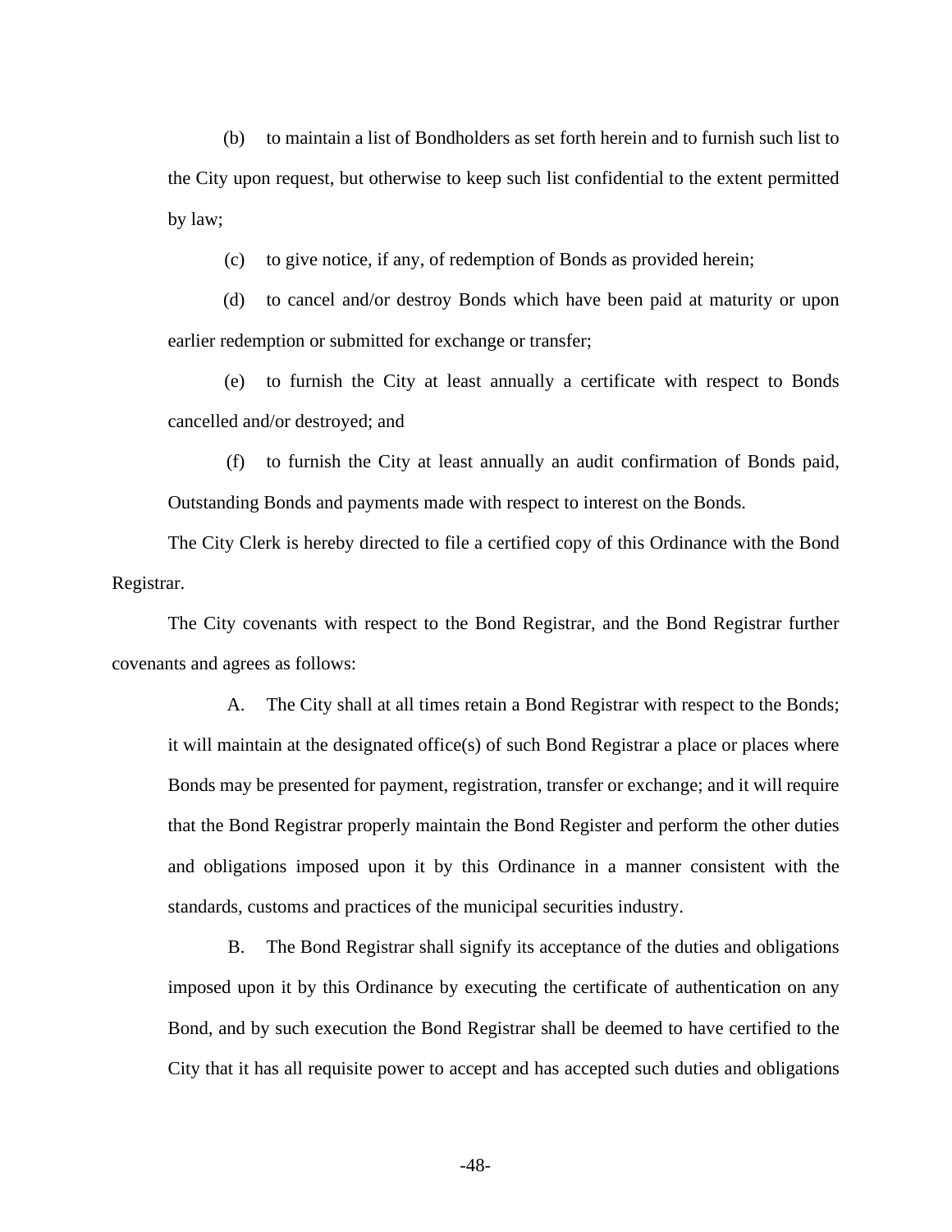(b) to maintain a list of Bondholders as set forth herein and to furnish such list to the City upon request, but otherwise to keep such list confidential to the extent permitted by law;

(c) to give notice, if any, of redemption of Bonds as provided herein;

(d) to cancel and/or destroy Bonds which have been paid at maturity or upon earlier redemption or submitted for exchange or transfer;

(e) to furnish the City at least annually a certificate with respect to Bonds cancelled and/or destroyed; and

(f) to furnish the City at least annually an audit confirmation of Bonds paid, Outstanding Bonds and payments made with respect to interest on the Bonds.

The City Clerk is hereby directed to file a certified copy of this Ordinance with the Bond Registrar.

The City covenants with respect to the Bond Registrar, and the Bond Registrar further covenants and agrees as follows:

A. The City shall at all times retain a Bond Registrar with respect to the Bonds; it will maintain at the designated office(s) of such Bond Registrar a place or places where Bonds may be presented for payment, registration, transfer or exchange; and it will require that the Bond Registrar properly maintain the Bond Register and perform the other duties and obligations imposed upon it by this Ordinance in a manner consistent with the standards, customs and practices of the municipal securities industry.

B. The Bond Registrar shall signify its acceptance of the duties and obligations imposed upon it by this Ordinance by executing the certificate of authentication on any Bond, and by such execution the Bond Registrar shall be deemed to have certified to the City that it has all requisite power to accept and has accepted such duties and obligations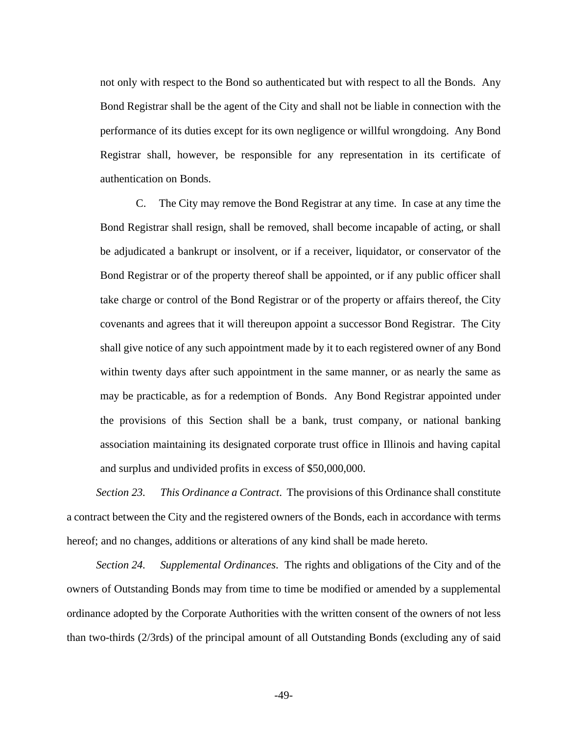not only with respect to the Bond so authenticated but with respect to all the Bonds. Any Bond Registrar shall be the agent of the City and shall not be liable in connection with the performance of its duties except for its own negligence or willful wrongdoing. Any Bond Registrar shall, however, be responsible for any representation in its certificate of authentication on Bonds.

C. The City may remove the Bond Registrar at any time. In case at any time the Bond Registrar shall resign, shall be removed, shall become incapable of acting, or shall be adjudicated a bankrupt or insolvent, or if a receiver, liquidator, or conservator of the Bond Registrar or of the property thereof shall be appointed, or if any public officer shall take charge or control of the Bond Registrar or of the property or affairs thereof, the City covenants and agrees that it will thereupon appoint a successor Bond Registrar. The City shall give notice of any such appointment made by it to each registered owner of any Bond within twenty days after such appointment in the same manner, or as nearly the same as may be practicable, as for a redemption of Bonds. Any Bond Registrar appointed under the provisions of this Section shall be a bank, trust company, or national banking association maintaining its designated corporate trust office in Illinois and having capital and surplus and undivided profits in excess of $50,000,000.

*Section 23. This Ordinance a Contract*. The provisions of this Ordinance shall constitute a contract between the City and the registered owners of the Bonds, each in accordance with terms hereof; and no changes, additions or alterations of any kind shall be made hereto.

*Section 24. Supplemental Ordinances*. The rights and obligations of the City and of the owners of Outstanding Bonds may from time to time be modified or amended by a supplemental ordinance adopted by the Corporate Authorities with the written consent of the owners of not less than two-thirds (2/3rds) of the principal amount of all Outstanding Bonds (excluding any of said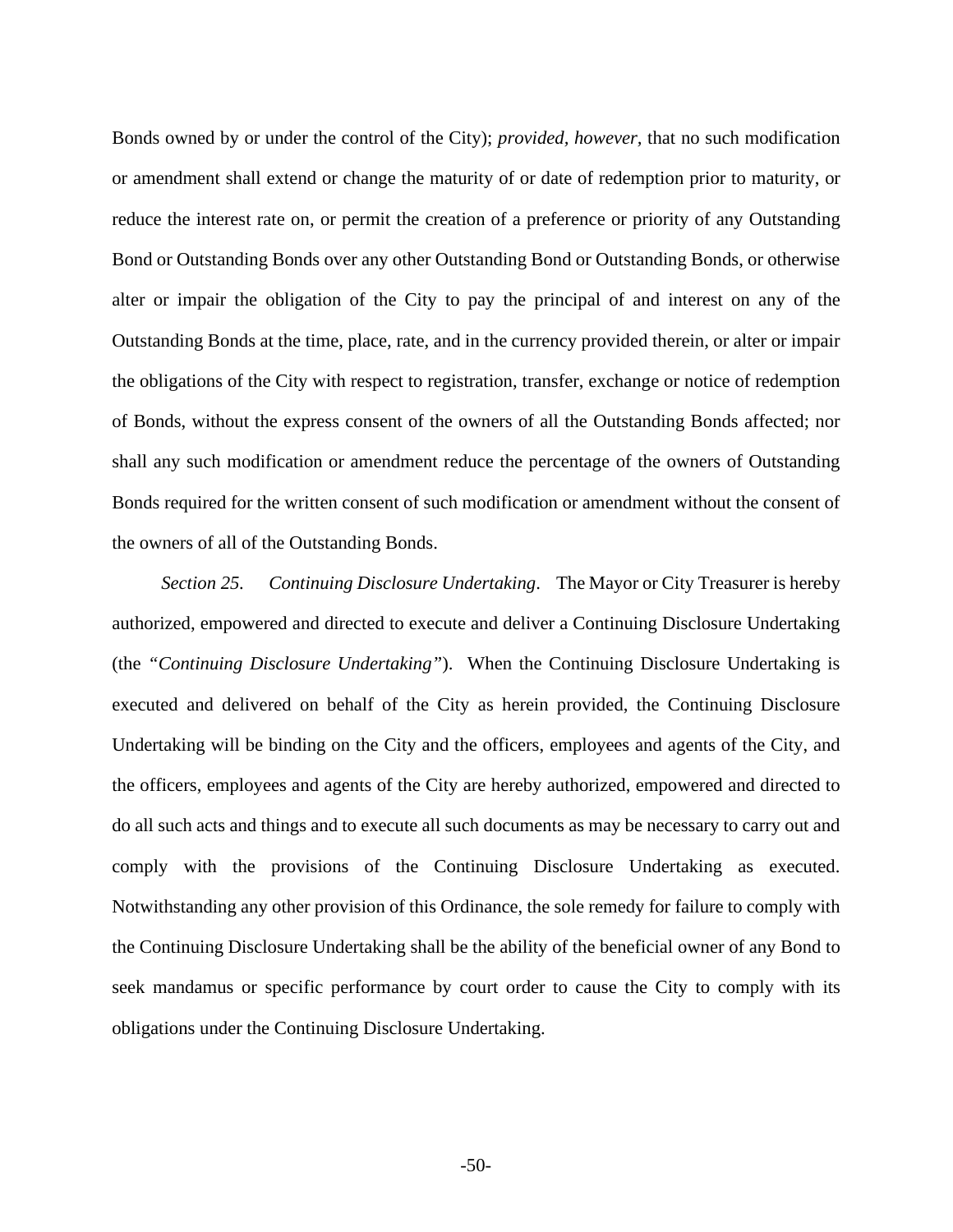Bonds owned by or under the control of the City); *provided, however*, that no such modification or amendment shall extend or change the maturity of or date of redemption prior to maturity, or reduce the interest rate on, or permit the creation of a preference or priority of any Outstanding Bond or Outstanding Bonds over any other Outstanding Bond or Outstanding Bonds, or otherwise alter or impair the obligation of the City to pay the principal of and interest on any of the Outstanding Bonds at the time, place, rate, and in the currency provided therein, or alter or impair the obligations of the City with respect to registration, transfer, exchange or notice of redemption of Bonds, without the express consent of the owners of all the Outstanding Bonds affected; nor shall any such modification or amendment reduce the percentage of the owners of Outstanding Bonds required for the written consent of such modification or amendment without the consent of the owners of all of the Outstanding Bonds.

*Section 25. Continuing Disclosure Undertaking*. The Mayor or City Treasurer is hereby authorized, empowered and directed to execute and deliver a Continuing Disclosure Undertaking (the "*Continuing Disclosure Undertaking*"). When the Continuing Disclosure Undertaking is executed and delivered on behalf of the City as herein provided, the Continuing Disclosure Undertaking will be binding on the City and the officers, employees and agents of the City, and the officers, employees and agents of the City are hereby authorized, empowered and directed to do all such acts and things and to execute all such documents as may be necessary to carry out and comply with the provisions of the Continuing Disclosure Undertaking as executed. Notwithstanding any other provision of this Ordinance, the sole remedy for failure to comply with the Continuing Disclosure Undertaking shall be the ability of the beneficial owner of any Bond to seek mandamus or specific performance by court order to cause the City to comply with its obligations under the Continuing Disclosure Undertaking.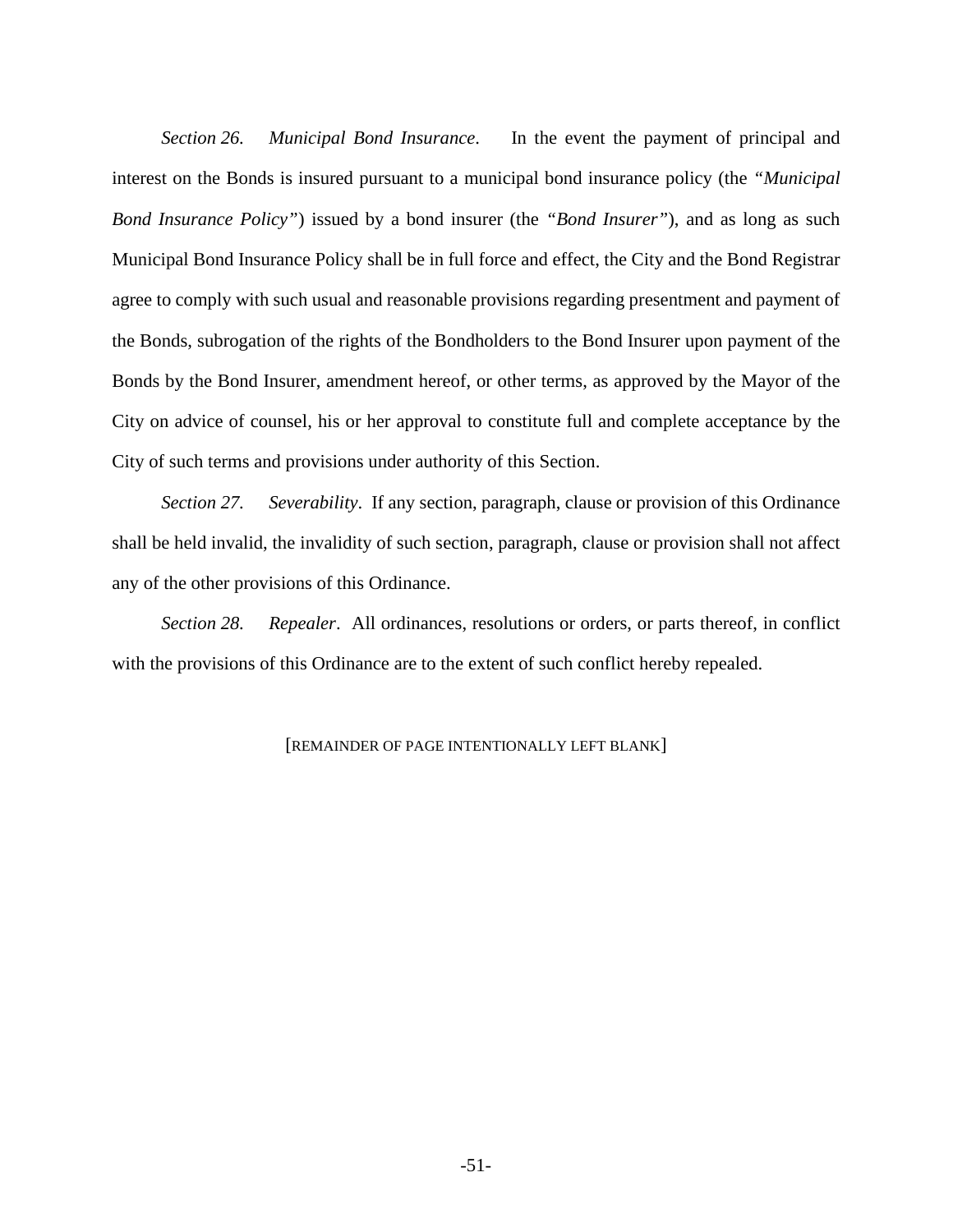*Section 26. Municipal Bond Insurance*. In the event the payment of principal and interest on the Bonds is insured pursuant to a municipal bond insurance policy (the *"Municipal Bond Insurance Policy"*) issued by a bond insurer (the *"Bond Insurer"*), and as long as such Municipal Bond Insurance Policy shall be in full force and effect, the City and the Bond Registrar agree to comply with such usual and reasonable provisions regarding presentment and payment of the Bonds, subrogation of the rights of the Bondholders to the Bond Insurer upon payment of the Bonds by the Bond Insurer, amendment hereof, or other terms, as approved by the Mayor of the City on advice of counsel, his or her approval to constitute full and complete acceptance by the City of such terms and provisions under authority of this Section.

*Section 27. Severability*. If any section, paragraph, clause or provision of this Ordinance shall be held invalid, the invalidity of such section, paragraph, clause or provision shall not affect any of the other provisions of this Ordinance.

*Section 28. Repealer*. All ordinances, resolutions or orders, or parts thereof, in conflict with the provisions of this Ordinance are to the extent of such conflict hereby repealed.

[REMAINDER OF PAGE INTENTIONALLY LEFT BLANK]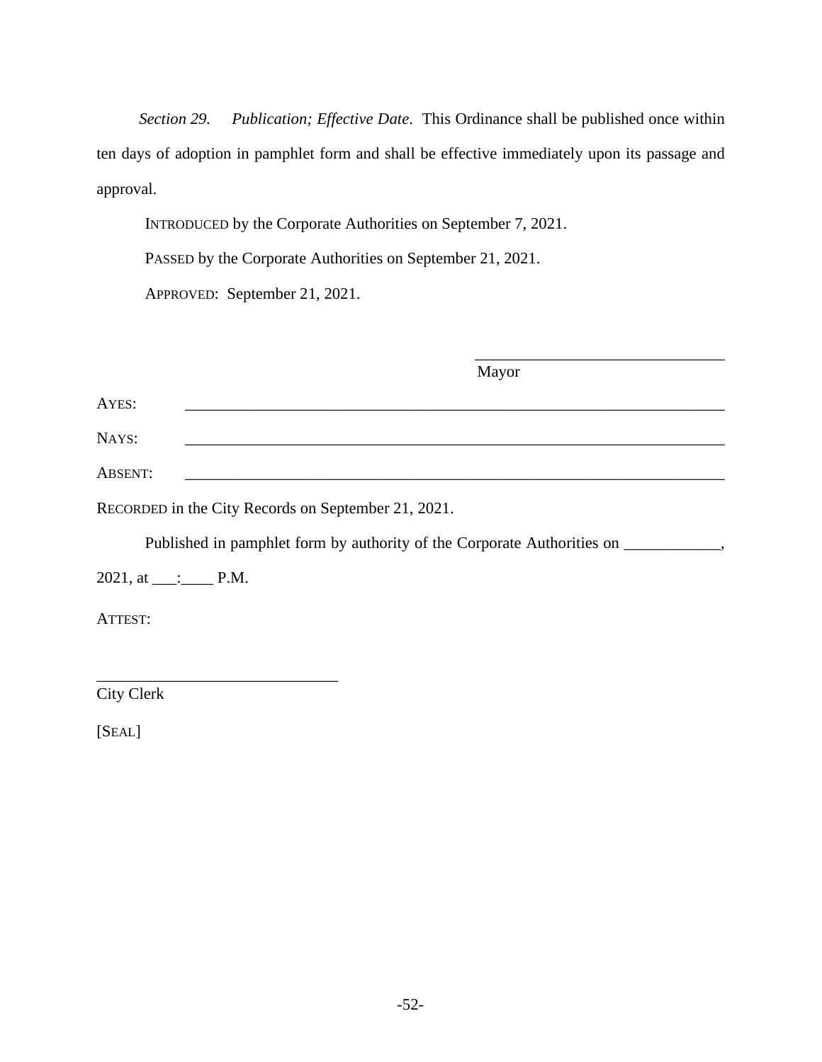*Section 29. Publication; Effective Date*. This Ordinance shall be published once within ten days of adoption in pamphlet form and shall be effective immediately upon its passage and approval.

INTRODUCED by the Corporate Authorities on September 7, 2021.

PASSED by the Corporate Authorities on September 21, 2021.

APPROVED: September 21, 2021.

\_\_\_\_\_\_\_\_\_\_\_\_\_\_\_\_\_\_\_\_\_\_\_\_\_\_\_\_\_\_\_
Mayor

AYES: \_\_\_\_\_\_\_\_\_\_\_\_\_\_\_\_\_\_\_\_\_\_\_\_\_\_\_\_\_\_\_\_\_\_\_\_\_\_\_\_\_\_\_\_\_\_\_\_\_\_\_\_\_\_\_\_\_\_\_\_\_\_\_\_

NAYS: \_\_\_\_\_\_\_\_\_\_\_\_\_\_\_\_\_\_\_\_\_\_\_\_\_\_\_\_\_\_\_\_\_\_\_\_\_\_\_\_\_\_\_\_\_\_\_\_\_\_\_\_\_\_\_\_\_\_\_\_\_\_\_\_

ABSENT: \_\_\_\_\_\_\_\_\_\_\_\_\_\_\_\_\_\_\_\_\_\_\_\_\_\_\_\_\_\_\_\_\_\_\_\_\_\_\_\_\_\_\_\_\_\_\_\_\_\_\_\_\_\_\_\_\_\_\_\_\_\_\_\_

RECORDED in the City Records on September 21, 2021.

Published in pamphlet form by authority of the Corporate Authorities on \_\_\_\_\_\_\_\_\_\_\_\_, 2021, at \_\_\_:\_\_\_\_ P.M.

ATTEST:

\_\_\_\_\_\_\_\_\_\_\_\_\_\_\_\_\_\_\_\_\_\_\_\_\_\_\_\_\_\_
City Clerk

[SEAL]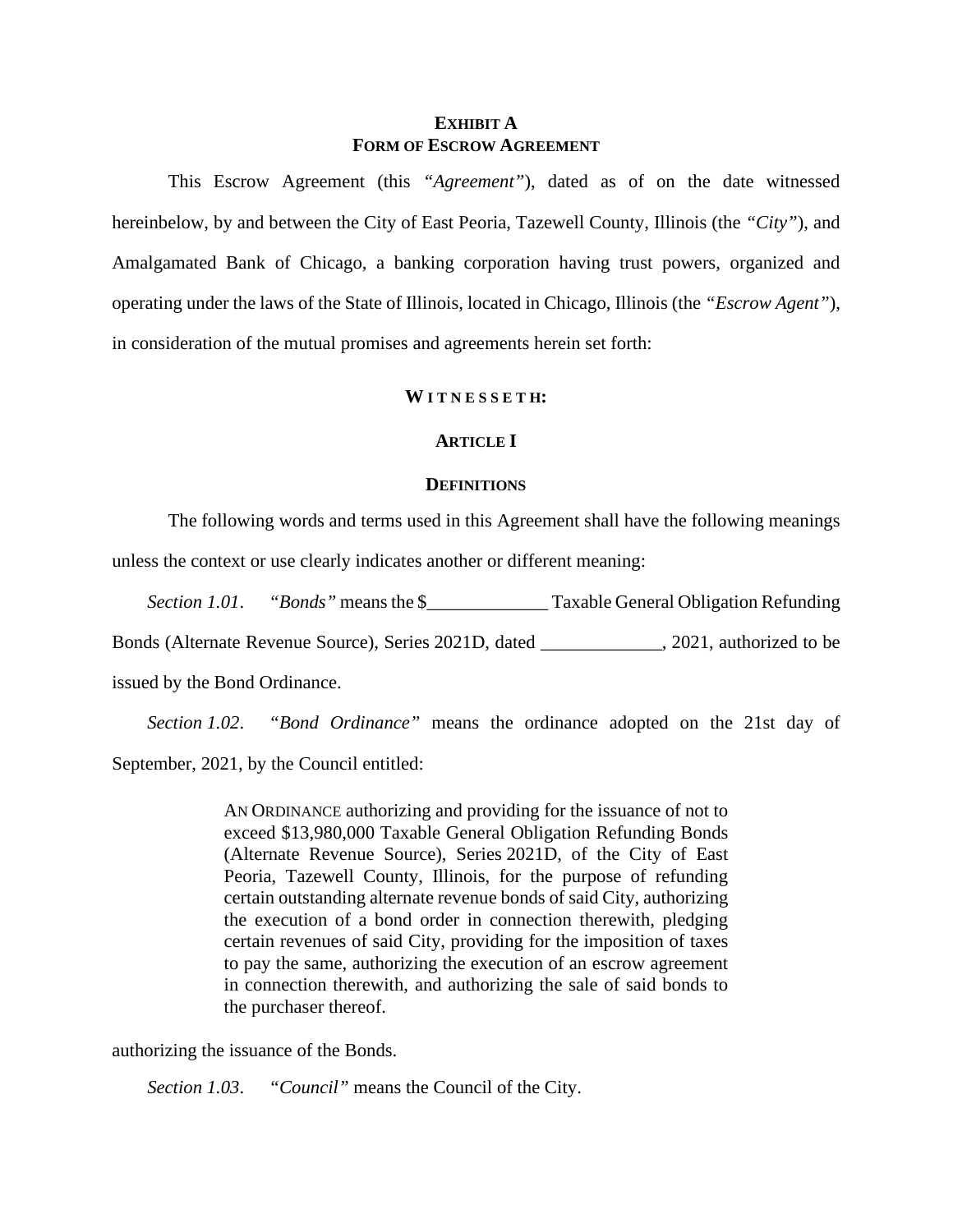# EXHIBIT A
## FORM OF ESCROW AGREEMENT

This Escrow Agreement (this *"Agreement"*), dated as of on the date witnessed hereinbelow, by and between the City of East Peoria, Tazewell County, Illinois (the *"City"*), and Amalgamated Bank of Chicago, a banking corporation having trust powers, organized and operating under the laws of the State of Illinois, located in Chicago, Illinois (the *"Escrow Agent"*), in consideration of the mutual promises and agreements herein set forth:

**W I T N E S S E T H:**

### ARTICLE I

### DEFINITIONS

The following words and terms used in this Agreement shall have the following meanings unless the context or use clearly indicates another or different meaning:

*Section 1.01*. *"Bonds"* means the $_____________ Taxable General Obligation Refunding Bonds (Alternate Revenue Source), Series 2021D, dated _____________, 2021, authorized to be issued by the Bond Ordinance.

*Section 1.02*. *"Bond Ordinance"* means the ordinance adopted on the 21st day of September, 2021, by the Council entitled:

> AN ORDINANCE authorizing and providing for the issuance of not to exceed $13,980,000 Taxable General Obligation Refunding Bonds (Alternate Revenue Source), Series 2021D, of the City of East Peoria, Tazewell County, Illinois, for the purpose of refunding certain outstanding alternate revenue bonds of said City, authorizing the execution of a bond order in connection therewith, pledging certain revenues of said City, providing for the imposition of taxes to pay the same, authorizing the execution of an escrow agreement in connection therewith, and authorizing the sale of said bonds to the purchaser thereof.

authorizing the issuance of the Bonds.

*Section 1.03*. *"Council"* means the Council of the City.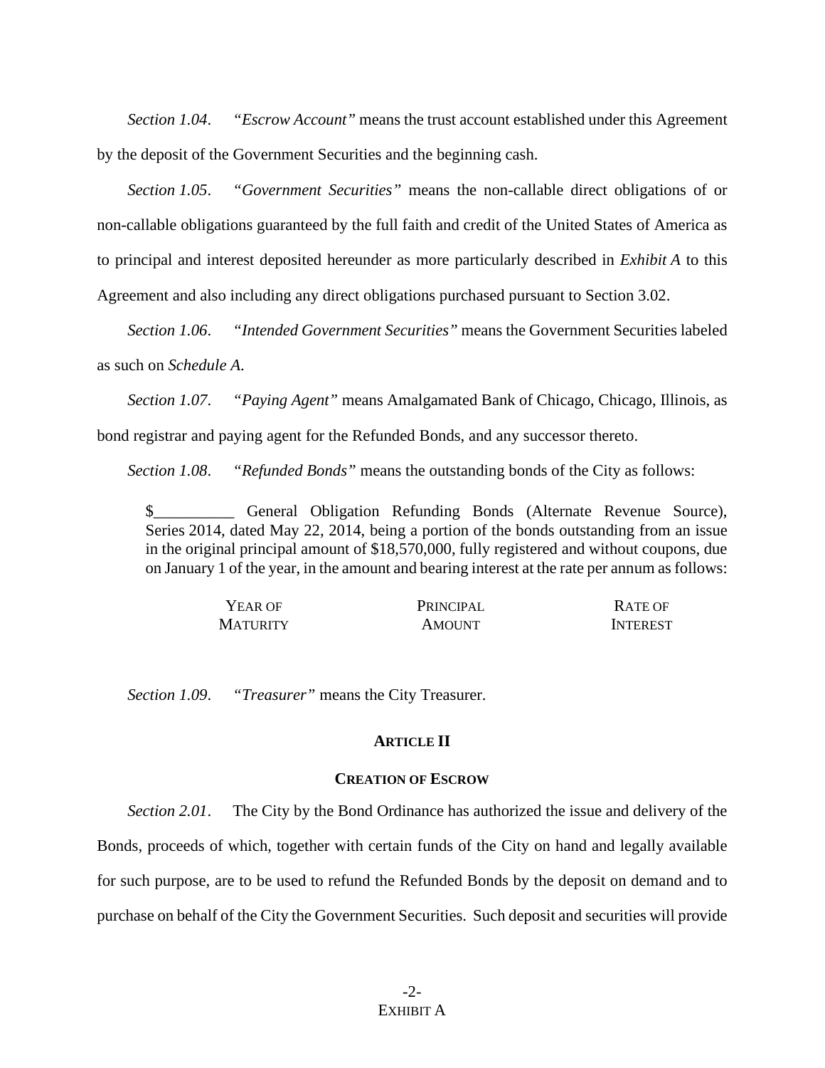*Section 1.04*. "*Escrow Account"* means the trust account established under this Agreement by the deposit of the Government Securities and the beginning cash.

*Section 1.05*. "*Government Securities"* means the non-callable direct obligations of or non-callable obligations guaranteed by the full faith and credit of the United States of America as to principal and interest deposited hereunder as more particularly described in *Exhibit A* to this Agreement and also including any direct obligations purchased pursuant to Section 3.02.

*Section 1.06*. "*Intended Government Securities"* means the Government Securities labeled as such on *Schedule A*.

*Section 1.07*. "*Paying Agent"* means Amalgamated Bank of Chicago, Chicago, Illinois, as bond registrar and paying agent for the Refunded Bonds, and any successor thereto.

*Section 1.08*. "*Refunded Bonds"* means the outstanding bonds of the City as follows:

> $__________ General Obligation Refunding Bonds (Alternate Revenue Source), Series 2014, dated May 22, 2014, being a portion of the bonds outstanding from an issue in the original principal amount of $18,570,000, fully registered and without coupons, due on January 1 of the year, in the amount and bearing interest at the rate per annum as follows:

| YEAR OF MATURITY | PRINCIPAL AMOUNT | RATE OF INTEREST |
|---|---|---|

*Section 1.09*. "*Treasurer"* means the City Treasurer.

## ARTICLE II

## CREATION OF ESCROW

*Section 2.01*. The City by the Bond Ordinance has authorized the issue and delivery of the Bonds, proceeds of which, together with certain funds of the City on hand and legally available for such purpose, are to be used to refund the Refunded Bonds by the deposit on demand and to purchase on behalf of the City the Government Securities. Such deposit and securities will provide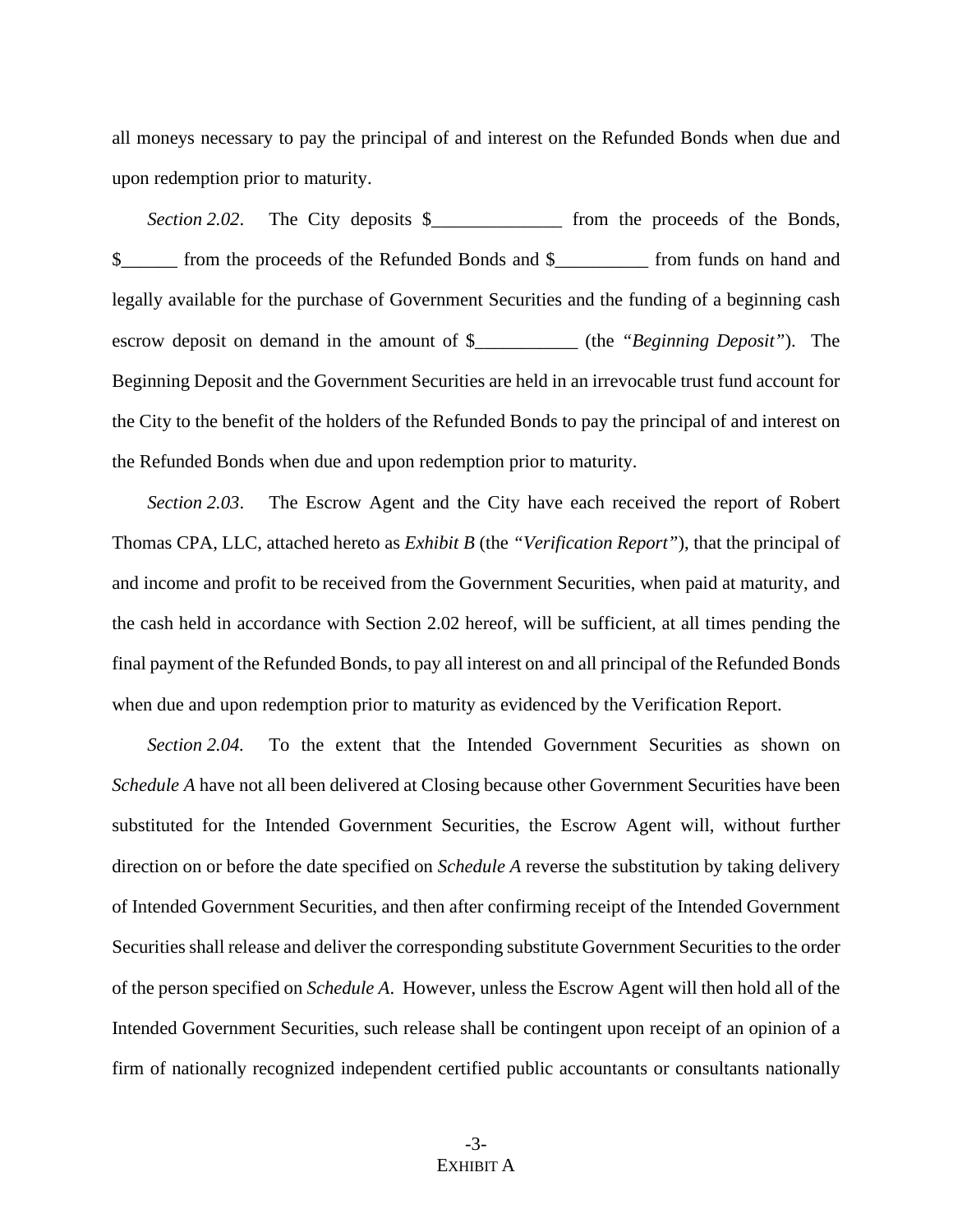all moneys necessary to pay the principal of and interest on the Refunded Bonds when due and upon redemption prior to maturity.

*Section 2.02*. The City deposits $______________ from the proceeds of the Bonds, $______ from the proceeds of the Refunded Bonds and $__________ from funds on hand and legally available for the purchase of Government Securities and the funding of a beginning cash escrow deposit on demand in the amount of $___________ (the *"Beginning Deposit"*). The Beginning Deposit and the Government Securities are held in an irrevocable trust fund account for the City to the benefit of the holders of the Refunded Bonds to pay the principal of and interest on the Refunded Bonds when due and upon redemption prior to maturity.

*Section 2.03*. The Escrow Agent and the City have each received the report of Robert Thomas CPA, LLC, attached hereto as *Exhibit B* (the *"Verification Report"*), that the principal of and income and profit to be received from the Government Securities, when paid at maturity, and the cash held in accordance with Section 2.02 hereof, will be sufficient, at all times pending the final payment of the Refunded Bonds, to pay all interest on and all principal of the Refunded Bonds when due and upon redemption prior to maturity as evidenced by the Verification Report.

*Section 2.04.* To the extent that the Intended Government Securities as shown on *Schedule A* have not all been delivered at Closing because other Government Securities have been substituted for the Intended Government Securities, the Escrow Agent will, without further direction on or before the date specified on *Schedule A* reverse the substitution by taking delivery of Intended Government Securities, and then after confirming receipt of the Intended Government Securities shall release and deliver the corresponding substitute Government Securities to the order of the person specified on *Schedule A*. However, unless the Escrow Agent will then hold all of the Intended Government Securities, such release shall be contingent upon receipt of an opinion of a firm of nationally recognized independent certified public accountants or consultants nationally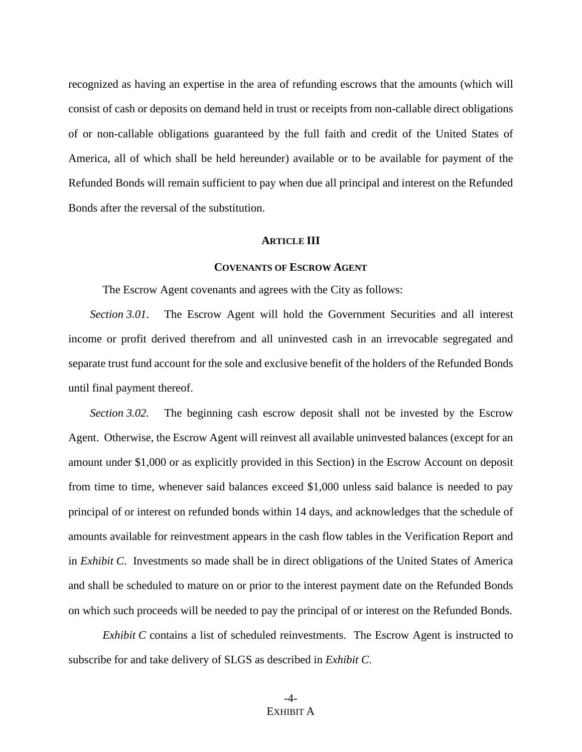recognized as having an expertise in the area of refunding escrows that the amounts (which will consist of cash or deposits on demand held in trust or receipts from non-callable direct obligations of or non-callable obligations guaranteed by the full faith and credit of the United States of America, all of which shall be held hereunder) available or to be available for payment of the Refunded Bonds will remain sufficient to pay when due all principal and interest on the Refunded Bonds after the reversal of the substitution.

## ARTICLE III

## COVENANTS OF ESCROW AGENT

The Escrow Agent covenants and agrees with the City as follows:

*Section 3.01*. The Escrow Agent will hold the Government Securities and all interest income or profit derived therefrom and all uninvested cash in an irrevocable segregated and separate trust fund account for the sole and exclusive benefit of the holders of the Refunded Bonds until final payment thereof.

*Section 3.02*. The beginning cash escrow deposit shall not be invested by the Escrow Agent. Otherwise, the Escrow Agent will reinvest all available uninvested balances (except for an amount under $1,000 or as explicitly provided in this Section) in the Escrow Account on deposit from time to time, whenever said balances exceed $1,000 unless said balance is needed to pay principal of or interest on refunded bonds within 14 days, and acknowledges that the schedule of amounts available for reinvestment appears in the cash flow tables in the Verification Report and in *Exhibit C*. Investments so made shall be in direct obligations of the United States of America and shall be scheduled to mature on or prior to the interest payment date on the Refunded Bonds on which such proceeds will be needed to pay the principal of or interest on the Refunded Bonds.

*Exhibit C* contains a list of scheduled reinvestments. The Escrow Agent is instructed to subscribe for and take delivery of SLGS as described in *Exhibit C*.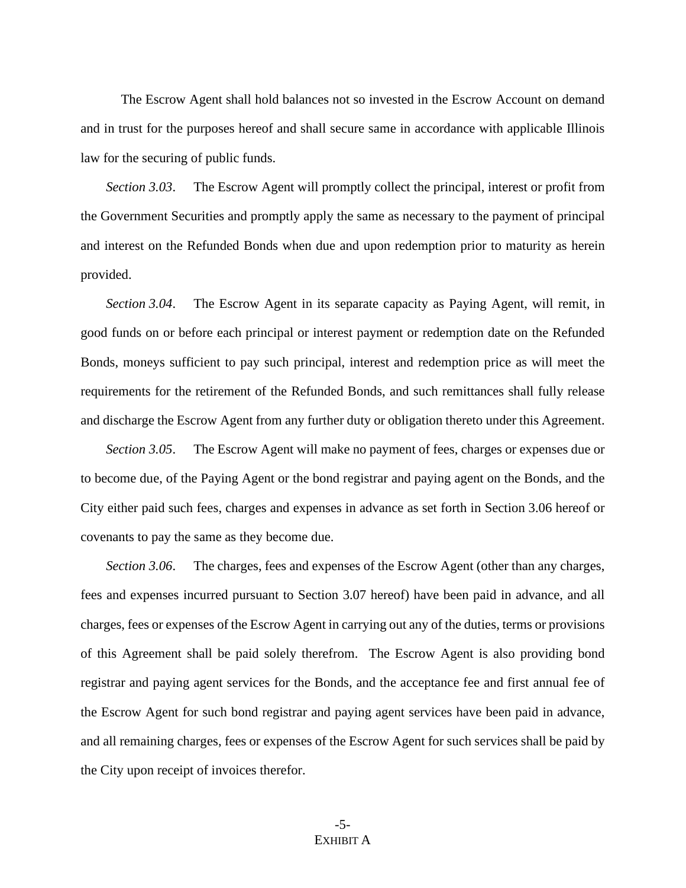The Escrow Agent shall hold balances not so invested in the Escrow Account on demand and in trust for the purposes hereof and shall secure same in accordance with applicable Illinois law for the securing of public funds.

*Section 3.03*. The Escrow Agent will promptly collect the principal, interest or profit from the Government Securities and promptly apply the same as necessary to the payment of principal and interest on the Refunded Bonds when due and upon redemption prior to maturity as herein provided.

*Section 3.04*. The Escrow Agent in its separate capacity as Paying Agent, will remit, in good funds on or before each principal or interest payment or redemption date on the Refunded Bonds, moneys sufficient to pay such principal, interest and redemption price as will meet the requirements for the retirement of the Refunded Bonds, and such remittances shall fully release and discharge the Escrow Agent from any further duty or obligation thereto under this Agreement.

*Section 3.05*. The Escrow Agent will make no payment of fees, charges or expenses due or to become due, of the Paying Agent or the bond registrar and paying agent on the Bonds, and the City either paid such fees, charges and expenses in advance as set forth in Section 3.06 hereof or covenants to pay the same as they become due.

*Section 3.06*. The charges, fees and expenses of the Escrow Agent (other than any charges, fees and expenses incurred pursuant to Section 3.07 hereof) have been paid in advance, and all charges, fees or expenses of the Escrow Agent in carrying out any of the duties, terms or provisions of this Agreement shall be paid solely therefrom. The Escrow Agent is also providing bond registrar and paying agent services for the Bonds, and the acceptance fee and first annual fee of the Escrow Agent for such bond registrar and paying agent services have been paid in advance, and all remaining charges, fees or expenses of the Escrow Agent for such services shall be paid by the City upon receipt of invoices therefor.

EXHIBIT A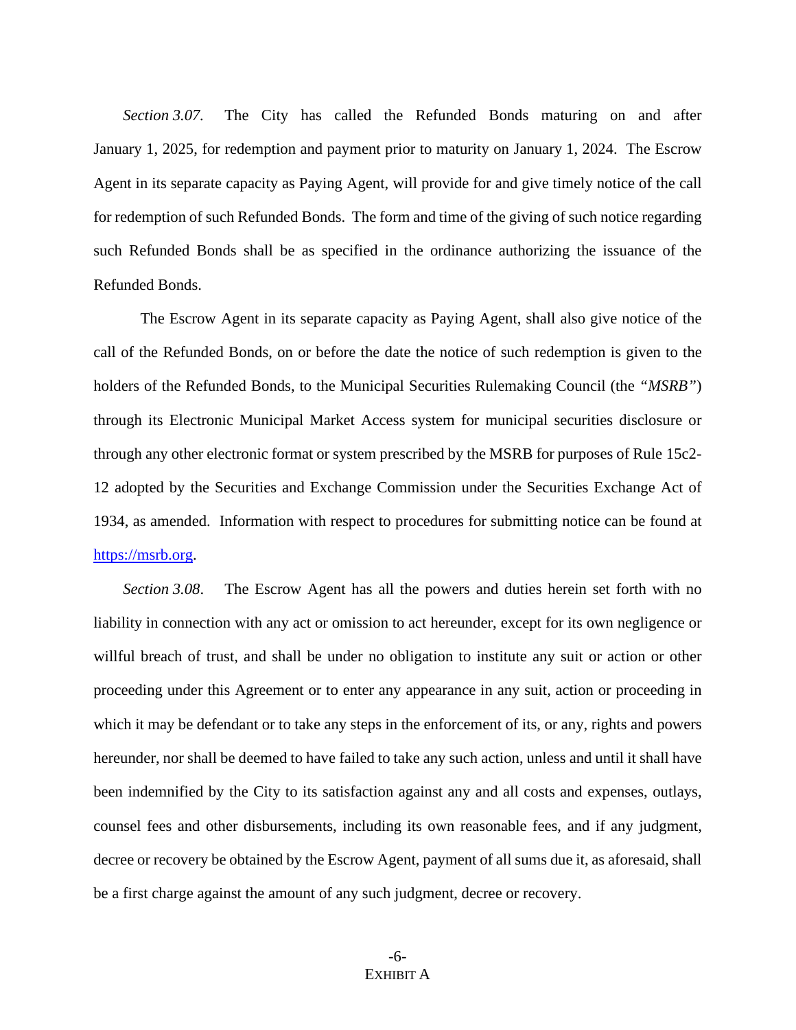*Section 3.07.* The City has called the Refunded Bonds maturing on and after January 1, 2025, for redemption and payment prior to maturity on January 1, 2024. The Escrow Agent in its separate capacity as Paying Agent, will provide for and give timely notice of the call for redemption of such Refunded Bonds. The form and time of the giving of such notice regarding such Refunded Bonds shall be as specified in the ordinance authorizing the issuance of the Refunded Bonds.

The Escrow Agent in its separate capacity as Paying Agent, shall also give notice of the call of the Refunded Bonds, on or before the date the notice of such redemption is given to the holders of the Refunded Bonds, to the Municipal Securities Rulemaking Council (the *"MSRB"*) through its Electronic Municipal Market Access system for municipal securities disclosure or through any other electronic format or system prescribed by the MSRB for purposes of Rule 15c2-12 adopted by the Securities and Exchange Commission under the Securities Exchange Act of 1934, as amended. Information with respect to procedures for submitting notice can be found at https://msrb.org.

*Section 3.08.* The Escrow Agent has all the powers and duties herein set forth with no liability in connection with any act or omission to act hereunder, except for its own negligence or willful breach of trust, and shall be under no obligation to institute any suit or action or other proceeding under this Agreement or to enter any appearance in any suit, action or proceeding in which it may be defendant or to take any steps in the enforcement of its, or any, rights and powers hereunder, nor shall be deemed to have failed to take any such action, unless and until it shall have been indemnified by the City to its satisfaction against any and all costs and expenses, outlays, counsel fees and other disbursements, including its own reasonable fees, and if any judgment, decree or recovery be obtained by the Escrow Agent, payment of all sums due it, as aforesaid, shall be a first charge against the amount of any such judgment, decree or recovery.

EXHIBIT A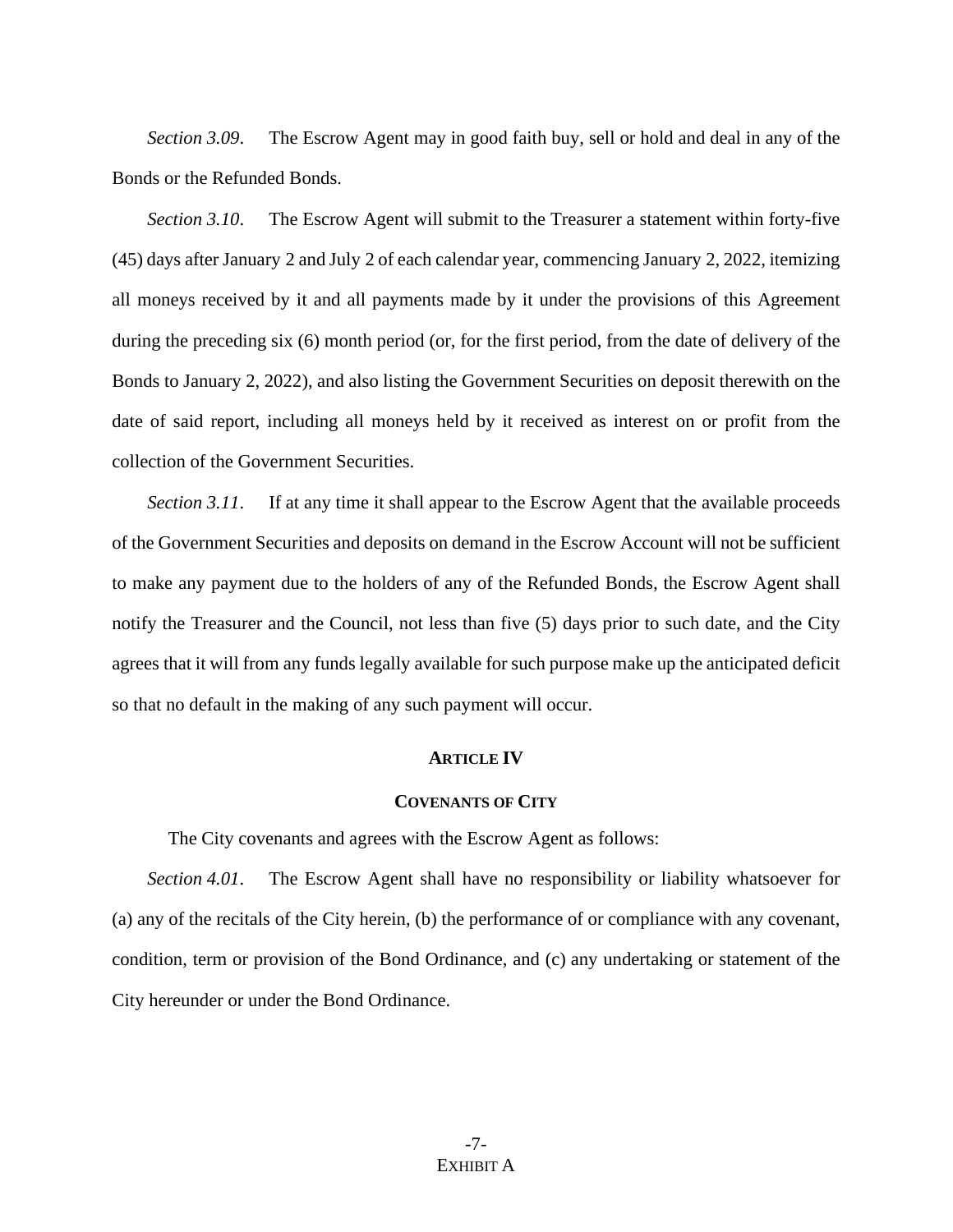*Section 3.09*. The Escrow Agent may in good faith buy, sell or hold and deal in any of the Bonds or the Refunded Bonds.

*Section 3.10*. The Escrow Agent will submit to the Treasurer a statement within forty-five (45) days after January 2 and July 2 of each calendar year, commencing January 2, 2022, itemizing all moneys received by it and all payments made by it under the provisions of this Agreement during the preceding six (6) month period (or, for the first period, from the date of delivery of the Bonds to January 2, 2022), and also listing the Government Securities on deposit therewith on the date of said report, including all moneys held by it received as interest on or profit from the collection of the Government Securities.

*Section 3.11*. If at any time it shall appear to the Escrow Agent that the available proceeds of the Government Securities and deposits on demand in the Escrow Account will not be sufficient to make any payment due to the holders of any of the Refunded Bonds, the Escrow Agent shall notify the Treasurer and the Council, not less than five (5) days prior to such date, and the City agrees that it will from any funds legally available for such purpose make up the anticipated deficit so that no default in the making of any such payment will occur.

## ARTICLE IV

## COVENANTS OF CITY

The City covenants and agrees with the Escrow Agent as follows:

*Section 4.01*. The Escrow Agent shall have no responsibility or liability whatsoever for (a) any of the recitals of the City herein, (b) the performance of or compliance with any covenant, condition, term or provision of the Bond Ordinance, and (c) any undertaking or statement of the City hereunder or under the Bond Ordinance.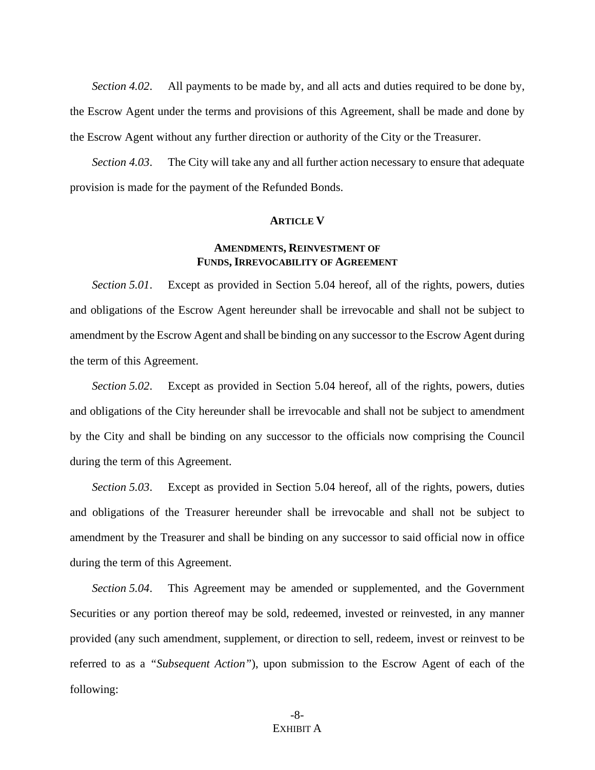*Section 4.02*. All payments to be made by, and all acts and duties required to be done by, the Escrow Agent under the terms and provisions of this Agreement, shall be made and done by the Escrow Agent without any further direction or authority of the City or the Treasurer.

*Section 4.03*. The City will take any and all further action necessary to ensure that adequate provision is made for the payment of the Refunded Bonds.

## ARTICLE V

## AMENDMENTS, REINVESTMENT OF FUNDS, IRREVOCABILITY OF AGREEMENT

*Section 5.01*. Except as provided in Section 5.04 hereof, all of the rights, powers, duties and obligations of the Escrow Agent hereunder shall be irrevocable and shall not be subject to amendment by the Escrow Agent and shall be binding on any successor to the Escrow Agent during the term of this Agreement.

*Section 5.02*. Except as provided in Section 5.04 hereof, all of the rights, powers, duties and obligations of the City hereunder shall be irrevocable and shall not be subject to amendment by the City and shall be binding on any successor to the officials now comprising the Council during the term of this Agreement.

*Section 5.03*. Except as provided in Section 5.04 hereof, all of the rights, powers, duties and obligations of the Treasurer hereunder shall be irrevocable and shall not be subject to amendment by the Treasurer and shall be binding on any successor to said official now in office during the term of this Agreement.

*Section 5.04*. This Agreement may be amended or supplemented, and the Government Securities or any portion thereof may be sold, redeemed, invested or reinvested, in any manner provided (any such amendment, supplement, or direction to sell, redeem, invest or reinvest to be referred to as a *"Subsequent Action"*), upon submission to the Escrow Agent of each of the following: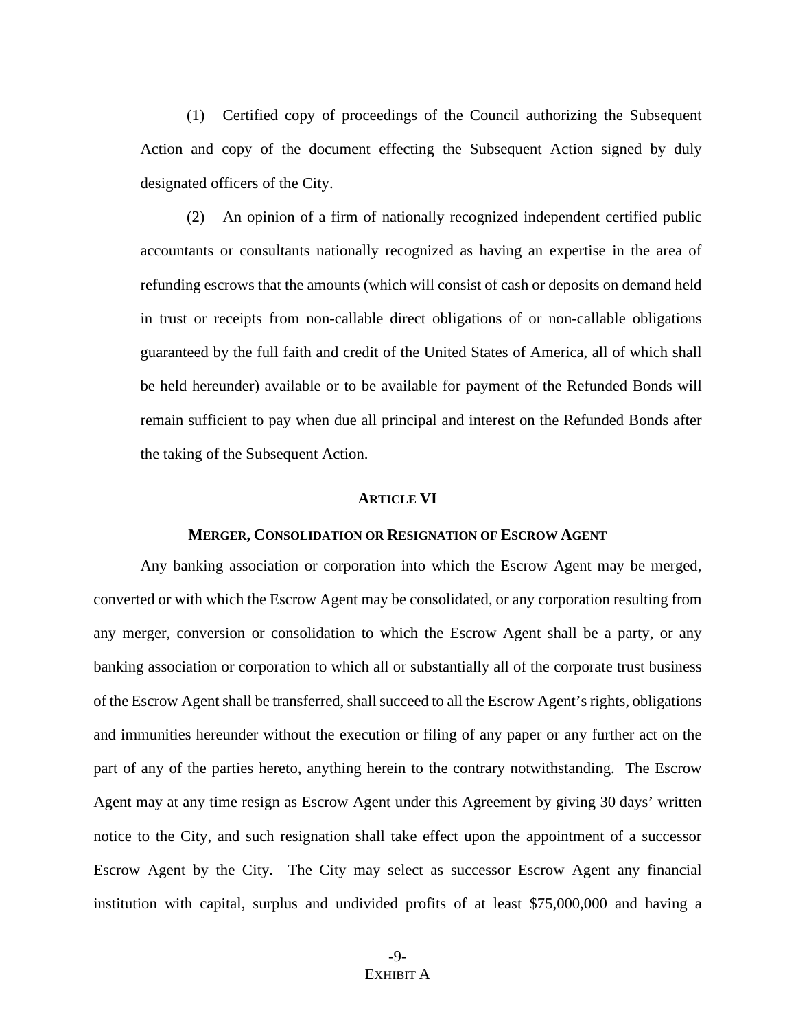(1) Certified copy of proceedings of the Council authorizing the Subsequent Action and copy of the document effecting the Subsequent Action signed by duly designated officers of the City.

(2) An opinion of a firm of nationally recognized independent certified public accountants or consultants nationally recognized as having an expertise in the area of refunding escrows that the amounts (which will consist of cash or deposits on demand held in trust or receipts from non-callable direct obligations of or non-callable obligations guaranteed by the full faith and credit of the United States of America, all of which shall be held hereunder) available or to be available for payment of the Refunded Bonds will remain sufficient to pay when due all principal and interest on the Refunded Bonds after the taking of the Subsequent Action.

## ARTICLE VI

### MERGER, CONSOLIDATION OR RESIGNATION OF ESCROW AGENT

Any banking association or corporation into which the Escrow Agent may be merged, converted or with which the Escrow Agent may be consolidated, or any corporation resulting from any merger, conversion or consolidation to which the Escrow Agent shall be a party, or any banking association or corporation to which all or substantially all of the corporate trust business of the Escrow Agent shall be transferred, shall succeed to all the Escrow Agent's rights, obligations and immunities hereunder without the execution or filing of any paper or any further act on the part of any of the parties hereto, anything herein to the contrary notwithstanding. The Escrow Agent may at any time resign as Escrow Agent under this Agreement by giving 30 days' written notice to the City, and such resignation shall take effect upon the appointment of a successor Escrow Agent by the City. The City may select as successor Escrow Agent any financial institution with capital, surplus and undivided profits of at least $75,000,000 and having a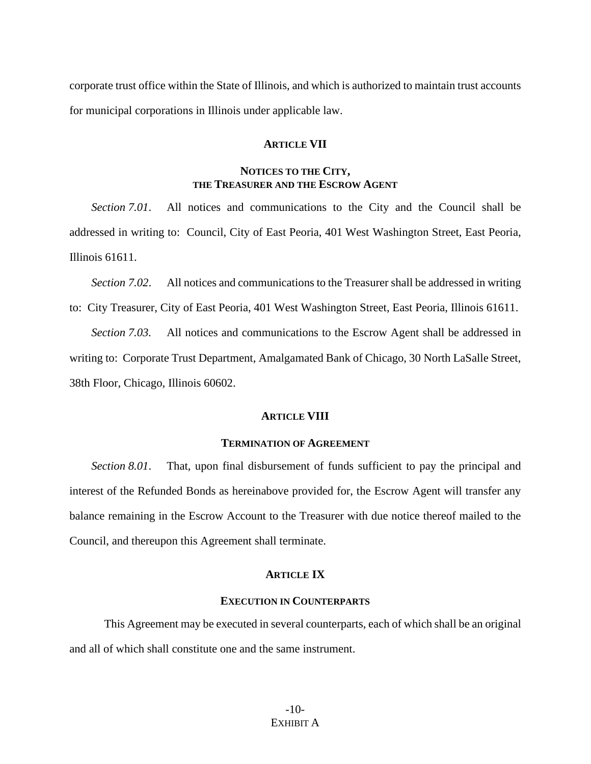corporate trust office within the State of Illinois, and which is authorized to maintain trust accounts for municipal corporations in Illinois under applicable law.

## ARTICLE VII

## NOTICES TO THE CITY, THE TREASURER AND THE ESCROW AGENT

*Section 7.01*. All notices and communications to the City and the Council shall be addressed in writing to: Council, City of East Peoria, 401 West Washington Street, East Peoria, Illinois 61611.

*Section 7.02*. All notices and communications to the Treasurer shall be addressed in writing to: City Treasurer, City of East Peoria, 401 West Washington Street, East Peoria, Illinois 61611.

*Section 7.03*. All notices and communications to the Escrow Agent shall be addressed in writing to: Corporate Trust Department, Amalgamated Bank of Chicago, 30 North LaSalle Street, 38th Floor, Chicago, Illinois 60602.

## ARTICLE VIII

## TERMINATION OF AGREEMENT

*Section 8.01*. That, upon final disbursement of funds sufficient to pay the principal and interest of the Refunded Bonds as hereinabove provided for, the Escrow Agent will transfer any balance remaining in the Escrow Account to the Treasurer with due notice thereof mailed to the Council, and thereupon this Agreement shall terminate.

## ARTICLE IX

## EXECUTION IN COUNTERPARTS

This Agreement may be executed in several counterparts, each of which shall be an original and all of which shall constitute one and the same instrument.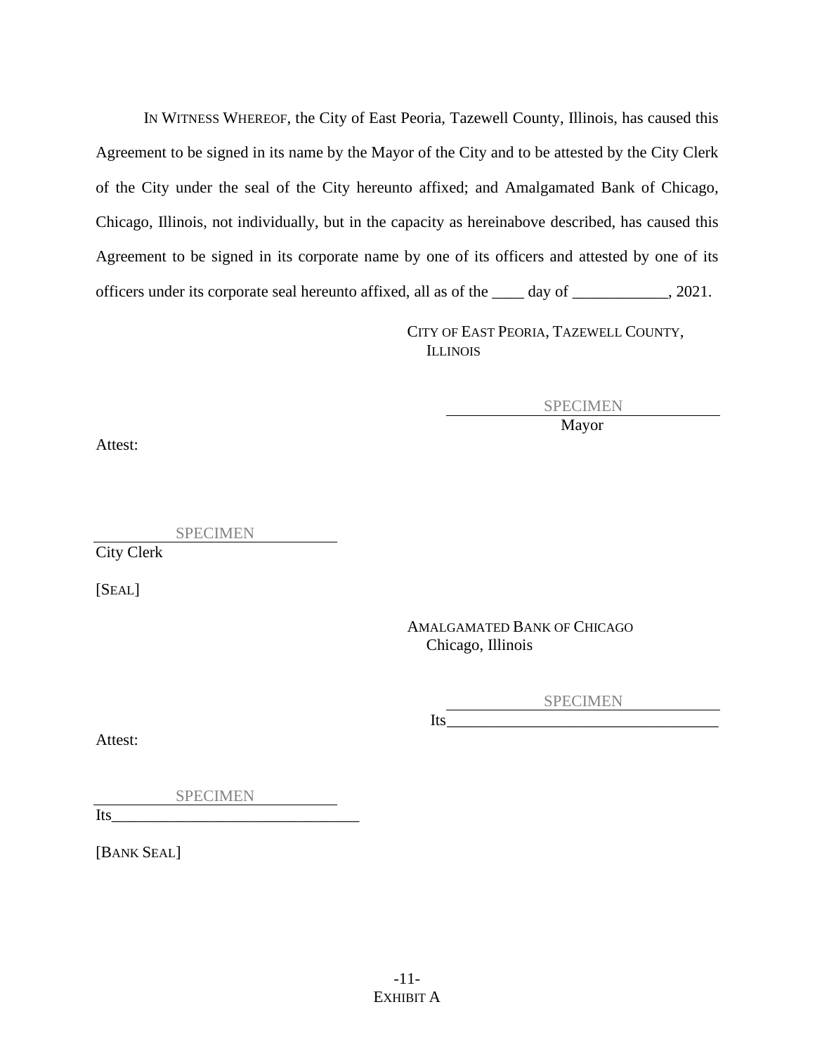IN WITNESS WHEREOF, the City of East Peoria, Tazewell County, Illinois, has caused this Agreement to be signed in its name by the Mayor of the City and to be attested by the City Clerk of the City under the seal of the City hereunto affixed; and Amalgamated Bank of Chicago, Chicago, Illinois, not individually, but in the capacity as hereinabove described, has caused this Agreement to be signed in its corporate name by one of its officers and attested by one of its officers under its corporate seal hereunto affixed, all as of the ____ day of ____________, 2021.

CITY OF EAST PEORIA, TAZEWELL COUNTY, ILLINOIS

SPECIMEN
Mayor

Attest:

SPECIMEN
City Clerk

[SEAL]

AMALGAMATED BANK OF CHICAGO
Chicago, Illinois

SPECIMEN
Its___________________________________

Attest:

SPECIMEN
Its_______________________________

[BANK SEAL]

EXHIBIT A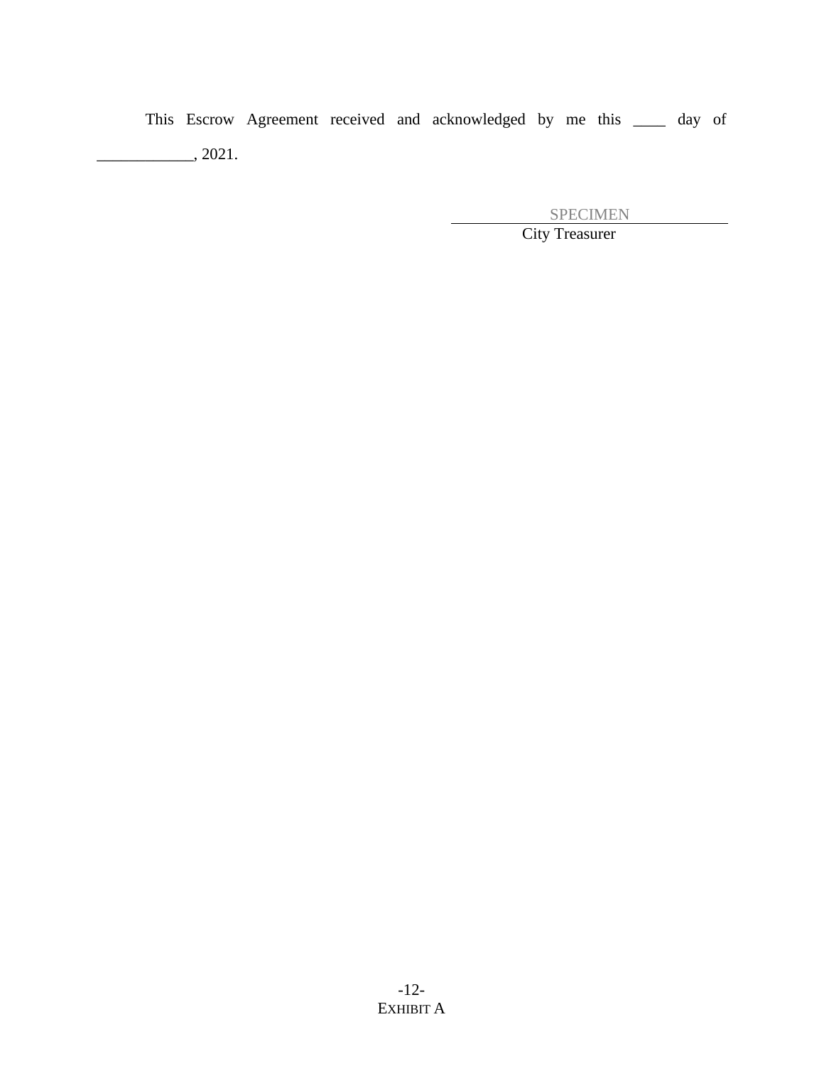This Escrow Agreement received and acknowledged by me this ____ day of ____________, 2021.

SPECIMEN
City Treasurer

EXHIBIT A